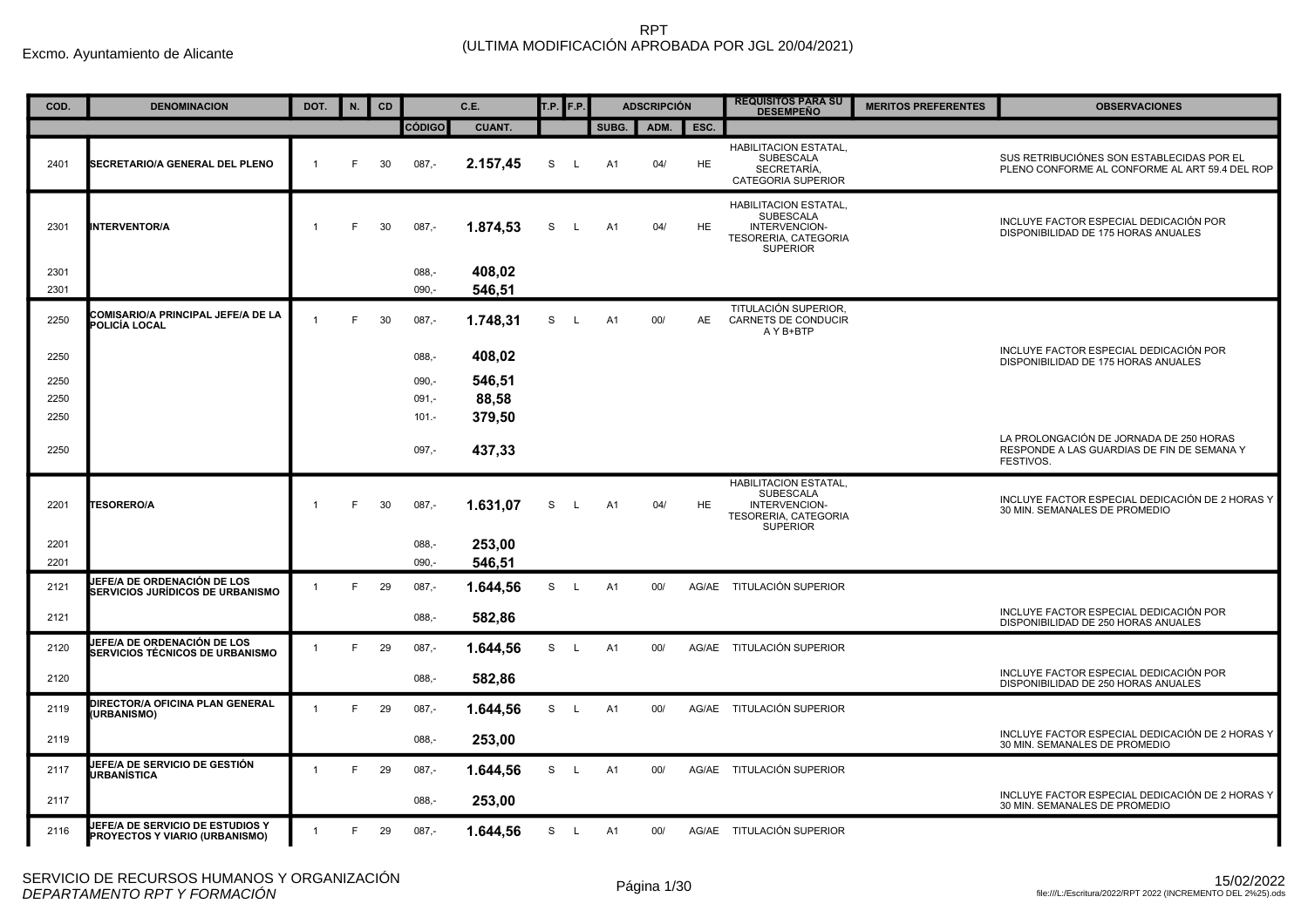Excmo. Ayuntamiento de Alicante

# RPT
## (ULTIMA MODIFICACIÓN APROBADA POR JGL 20/04/2021)

| COD. | DENOMINACION | DOT. | N. | CD | C.E. | | T.P. | F.P. | ADSCRIPCIÓN | | | REQUISITOS PARA SU DESEMPEÑO | MERITOS PREFERENTES | OBSERVACIONES |
|---|---|---|---|---|---|---|---|---|---|---|---|---|---|---|
| | | | | | CÓDIGO | CUANT. | | | SUBG. | ADM. | ESC. | | | |
| 2401 | SECRETARIO/A GENERAL DEL PLENO | 1 | F | 30 | 087,- | 2.157,45 | S | L | A1 | 04/ | HE | HABILITACION ESTATAL, SUBESCALA SECRETARÍA, CATEGORIA SUPERIOR | | SUS RETRIBUCIÓNES SON ESTABLECIDAS POR EL PLENO CONFORME AL CONFORME AL ART 59.4 DEL ROP |
| 2301 | INTERVENTOR/A | 1 | F | 30 | 087,- | 1.874,53 | S | L | A1 | 04/ | HE | HABILITACION ESTATAL, SUBESCALA INTERVENCION-TESORERIA, CATEGORIA SUPERIOR | | INCLUYE FACTOR ESPECIAL DEDICACIÓN POR DISPONIBILIDAD DE 175 HORAS ANUALES |
| 2301 | | | | | 088,- | 408,02 | | | | | | | | |
| 2301 | | | | | 090,- | 546,51 | | | | | | | | |
| 2250 | COMISARIO/A PRINCIPAL JEFE/A DE LA POLICÍA LOCAL | 1 | F | 30 | 087,- | 1.748,31 | S | L | A1 | 00/ | AE | TITULACIÓN SUPERIOR, CARNETS DE CONDUCIR A Y B+BTP | | |
| 2250 | | | | | 088,- | 408,02 | | | | | | | | INCLUYE FACTOR ESPECIAL DEDICACIÓN POR DISPONIBILIDAD DE 175 HORAS ANUALES |
| 2250 | | | | | 090,- | 546,51 | | | | | | | | |
| 2250 | | | | | 091,- | 88,58 | | | | | | | | |
| 2250 | | | | | 101.- | 379,50 | | | | | | | | |
| 2250 | | | | | 097,- | 437,33 | | | | | | | | LA PROLONGACIÓN DE JORNADA DE 250 HORAS RESPONDE A LAS GUARDIAS DE FIN DE SEMANA Y FESTIVOS. |
| 2201 | TESORERO/A | 1 | F | 30 | 087,- | 1.631,07 | S | L | A1 | 04/ | HE | HABILITACION ESTATAL, SUBESCALA INTERVENCION-TESORERIA, CATEGORIA SUPERIOR | | INCLUYE FACTOR ESPECIAL DEDICACIÓN DE 2 HORAS Y 30 MIN. SEMANALES DE PROMEDIO |
| 2201 | | | | | 088,- | 253,00 | | | | | | | | |
| 2201 | | | | | 090,- | 546,51 | | | | | | | | |
| 2121 | JEFE/A DE ORDENACIÓN DE LOS SERVICIOS JURÍDICOS DE URBANISMO | 1 | F | 29 | 087,- | 1.644,56 | S | L | A1 | 00/ | AG/AE | TITULACIÓN SUPERIOR | | |
| 2121 | | | | | 088,- | 582,86 | | | | | | | | INCLUYE FACTOR ESPECIAL DEDICACIÓN POR DISPONIBILIDAD DE 250 HORAS ANUALES |
| 2120 | JEFE/A DE ORDENACIÓN DE LOS SERVICIOS TÉCNICOS DE URBANISMO | 1 | F | 29 | 087,- | 1.644,56 | S | L | A1 | 00/ | AG/AE | TITULACIÓN SUPERIOR | | |
| 2120 | | | | | 088,- | 582,86 | | | | | | | | INCLUYE FACTOR ESPECIAL DEDICACIÓN POR DISPONIBILIDAD DE 250 HORAS ANUALES |
| 2119 | DIRECTOR/A OFICINA PLAN GENERAL (URBANISMO) | 1 | F | 29 | 087,- | 1.644,56 | S | L | A1 | 00/ | AG/AE | TITULACIÓN SUPERIOR | | |
| 2119 | | | | | 088,- | 253,00 | | | | | | | | INCLUYE FACTOR ESPECIAL DEDICACIÓN DE 2 HORAS Y 30 MIN. SEMANALES DE PROMEDIO |
| 2117 | JEFE/A DE SERVICIO DE GESTIÓN URBANÍSTICA | 1 | F | 29 | 087,- | 1.644,56 | S | L | A1 | 00/ | AG/AE | TITULACIÓN SUPERIOR | | |
| 2117 | | | | | 088,- | 253,00 | | | | | | | | INCLUYE FACTOR ESPECIAL DEDICACIÓN DE 2 HORAS Y 30 MIN. SEMANALES DE PROMEDIO |
| 2116 | JEFE/A DE SERVICIO DE ESTUDIOS Y PROYECTOS Y VIARIO (URBANISMO) | 1 | F | 29 | 087,- | 1.644,56 | S | L | A1 | 00/ | AG/AE | TITULACIÓN SUPERIOR | | |

SERVICIO DE RECURSOS HUMANOS Y ORGANIZACIÓN
*DEPARTAMENTO RPT Y FORMACIÓN*

15/02/2022
file:///L:/Escritura/2022/RPT 2022 (INCREMENTO DEL 2%25).ods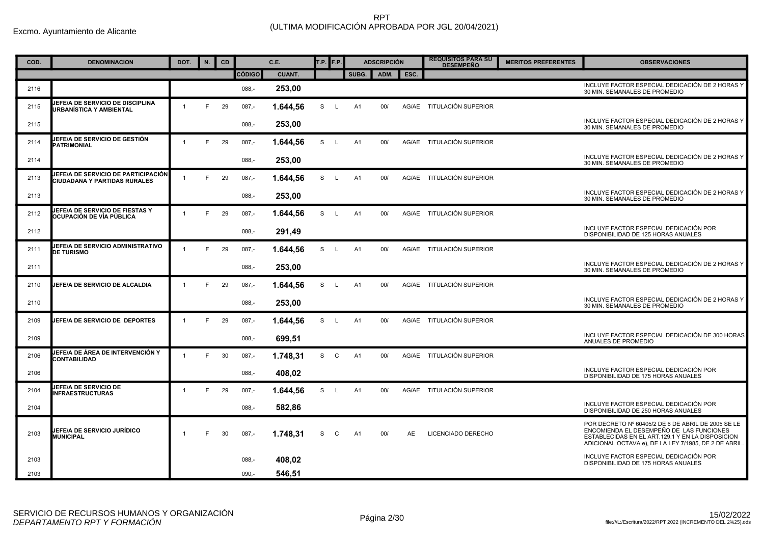Excmo. Ayuntamiento de Alicante

RPT
(ULTIMA MODIFICACIÓN APROBADA POR JGL 20/04/2021)

| COD. | DENOMINACION | DOT. | N. | CD | C.E. | | T.P. | F.P. | ADSCRIPCIÓN | | | REQUISITOS PARA SU DESEMPEÑO | MERITOS PREFERENTES | OBSERVACIONES |
|---|---|---|---|---|---|---|---|---|---|---|---|---|---|---|
| | | | | | CÓDIGO | CUANT. | | | SUBG. | ADM. | ESC. | | | |
| 2116 | | | | | 088,- | 253,00 | | | | | | | | INCLUYE FACTOR ESPECIAL DEDICACIÓN DE 2 HORAS Y 30 MIN. SEMANALES DE PROMEDIO |
| 2115 | JEFE/A DE SERVICIO DE DISCIPLINA URBANÍSTICA Y AMBIENTAL | 1 | F | 29 | 087,- | 1.644,56 | S | L | A1 | 00/ | AG/AE | TITULACIÓN SUPERIOR | | |
| 2115 | | | | | 088,- | 253,00 | | | | | | | | INCLUYE FACTOR ESPECIAL DEDICACIÓN DE 2 HORAS Y 30 MIN. SEMANALES DE PROMEDIO |
| 2114 | JEFE/A DE SERVICIO DE GESTIÓN PATRIMONIAL | 1 | F | 29 | 087,- | 1.644,56 | S | L | A1 | 00/ | AG/AE | TITULACIÓN SUPERIOR | | |
| 2114 | | | | | 088,- | 253,00 | | | | | | | | INCLUYE FACTOR ESPECIAL DEDICACIÓN DE 2 HORAS Y 30 MIN. SEMANALES DE PROMEDIO |
| 2113 | JEFE/A DE SERVICIO DE PARTICIPACIÓN CIUDADANA Y PARTIDAS RURALES | 1 | F | 29 | 087,- | 1.644,56 | S | L | A1 | 00/ | AG/AE | TITULACIÓN SUPERIOR | | |
| 2113 | | | | | 088,- | 253,00 | | | | | | | | INCLUYE FACTOR ESPECIAL DEDICACIÓN DE 2 HORAS Y 30 MIN. SEMANALES DE PROMEDIO |
| 2112 | JEFE/A DE SERVICIO DE FIESTAS Y OCUPACIÓN DE VÍA PÚBLICA | 1 | F | 29 | 087,- | 1.644,56 | S | L | A1 | 00/ | AG/AE | TITULACIÓN SUPERIOR | | |
| 2112 | | | | | 088,- | 291,49 | | | | | | | | INCLUYE FACTOR ESPECIAL DEDICACIÓN POR DISPONIBILIDAD DE 125 HORAS ANUALES |
| 2111 | JEFE/A DE SERVICIO ADMINISTRATIVO DE TURISMO | 1 | F | 29 | 087,- | 1.644,56 | S | L | A1 | 00/ | AG/AE | TITULACIÓN SUPERIOR | | |
| 2111 | | | | | 088,- | 253,00 | | | | | | | | INCLUYE FACTOR ESPECIAL DEDICACIÓN DE 2 HORAS Y 30 MIN. SEMANALES DE PROMEDIO |
| 2110 | JEFE/A DE SERVICIO DE ALCALDIA | 1 | F | 29 | 087,- | 1.644,56 | S | L | A1 | 00/ | AG/AE | TITULACIÓN SUPERIOR | | |
| 2110 | | | | | 088,- | 253,00 | | | | | | | | INCLUYE FACTOR ESPECIAL DEDICACIÓN DE 2 HORAS Y 30 MIN. SEMANALES DE PROMEDIO |
| 2109 | JEFE/A DE SERVICIO DE DEPORTES | 1 | F | 29 | 087,- | 1.644,56 | S | L | A1 | 00/ | AG/AE | TITULACIÓN SUPERIOR | | |
| 2109 | | | | | 088,- | 699,51 | | | | | | | | INCLUYE FACTOR ESPECIAL DEDICACIÓN DE 300 HORAS ANUALES DE PROMEDIO |
| 2106 | JEFE/A DE ÁREA DE INTERVENCIÓN Y CONTABILIDAD | 1 | F | 30 | 087,- | 1.748,31 | S | C | A1 | 00/ | AG/AE | TITULACIÓN SUPERIOR | | |
| 2106 | | | | | 088,- | 408,02 | | | | | | | | INCLUYE FACTOR ESPECIAL DEDICACIÓN POR DISPONIBILIDAD DE 175 HORAS ANUALES |
| 2104 | JEFE/A DE SERVICIO DE INFRAESTRUCTURAS | 1 | F | 29 | 087,- | 1.644,56 | S | L | A1 | 00/ | AG/AE | TITULACIÓN SUPERIOR | | |
| 2104 | | | | | 088,- | 582,86 | | | | | | | | INCLUYE FACTOR ESPECIAL DEDICACIÓN POR DISPONIBILIDAD DE 250 HORAS ANUALES |
| 2103 | JEFE/A DE SERVICIO JURÍDICO MUNICIPAL | 1 | F | 30 | 087,- | 1.748,31 | S | C | A1 | 00/ | AE | LICENCIADO DERECHO | | POR DECRETO Nº 60405/2 DE 6 DE ABRIL DE 2005 SE LE ENCOMIENDA EL DESEMPEÑO DE LAS FUNCIONES ESTABLECIDAS EN EL ART.129.1 Y EN LA DISPOSICION ADICIONAL OCTAVA e), DE LA LEY 7/1985, DE 2 DE ABRIL. |
| 2103 | | | | | 088,- | 408,02 | | | | | | | | INCLUYE FACTOR ESPECIAL DEDICACIÓN POR DISPONIBILIDAD DE 175 HORAS ANUALES |
| 2103 | | | | | 090,- | 546,51 | | | | | | | | |

SERVICIO DE RECURSOS HUMANOS Y ORGANIZACIÓN
*DEPARTAMENTO RPT Y FORMACIÓN*

15/02/2022
file:///L:/Escritura/2022/RPT 2022 (INCREMENTO DEL 2%25).ods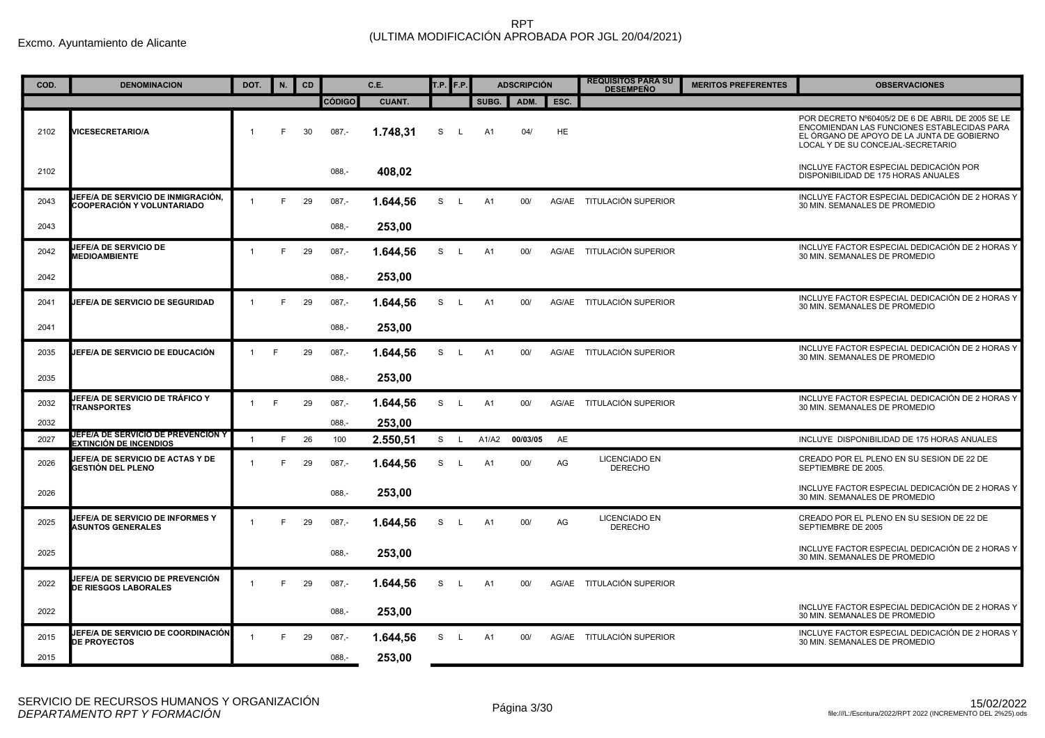Excmo. Ayuntamiento de Alicante

# RPT
(ULTIMA MODIFICACIÓN APROBADA POR JGL 20/04/2021)

| COD. | DENOMINACION | DOT. | N. | CD | C.E. | | T.P. | F.P. | ADSCRIPCIÓN | | | REQUISITOS PARA SU DESEMPEÑO | MERITOS PREFERENTES | OBSERVACIONES |
|---|---|---|---|---|---|---|---|---|---|---|---|---|---|---|
| | | | | | CÓDIGO | CUANT. | | | SUBG. | ADM. | ESC. | | | |
| 2102 | VICESECRETARIO/A | 1 | F | 30 | 087,- | **1.748,31** | S | L | A1 | 04/ | HE | | | POR DECRETO Nº60405/2 DE 6 DE ABRIL DE 2005 SE LE ENCOMIENDAN LAS FUNCIONES ESTABLECIDAS PARA EL ÓRGANO DE APOYO DE LA JUNTA DE GOBIERNO LOCAL Y DE SU CONCEJAL-SECRETARIO |
| 2102 | | | | | 088,- | **408,02** | | | | | | | | INCLUYE FACTOR ESPECIAL DEDICACIÓN POR DISPONIBILIDAD DE 175 HORAS ANUALES |
| 2043 | JEFE/A DE SERVICIO DE INMIGRACIÓN, COOPERACIÓN Y VOLUNTARIADO | 1 | F | 29 | 087,- | **1.644,56** | S | L | A1 | 00/ | AG/AE | TITULACIÓN SUPERIOR | | INCLUYE FACTOR ESPECIAL DEDICACIÓN DE 2 HORAS Y 30 MIN. SEMANALES DE PROMEDIO |
| 2043 | | | | | 088,- | **253,00** | | | | | | | | |
| 2042 | JEFE/A DE SERVICIO DE MEDIOAMBIENTE | 1 | F | 29 | 087,- | **1.644,56** | S | L | A1 | 00/ | AG/AE | TITULACIÓN SUPERIOR | | INCLUYE FACTOR ESPECIAL DEDICACIÓN DE 2 HORAS Y 30 MIN. SEMANALES DE PROMEDIO |
| 2042 | | | | | 088,- | **253,00** | | | | | | | | |
| 2041 | JEFE/A DE SERVICIO DE SEGURIDAD | 1 | F | 29 | 087,- | **1.644,56** | S | L | A1 | 00/ | AG/AE | TITULACIÓN SUPERIOR | | INCLUYE FACTOR ESPECIAL DEDICACIÓN DE 2 HORAS Y 30 MIN. SEMANALES DE PROMEDIO |
| 2041 | | | | | 088,- | **253,00** | | | | | | | | |
| 2035 | JEFE/A DE SERVICIO DE EDUCACIÓN | 1 | F | 29 | 087,- | **1.644,56** | S | L | A1 | 00/ | AG/AE | TITULACIÓN SUPERIOR | | INCLUYE FACTOR ESPECIAL DEDICACIÓN DE 2 HORAS Y 30 MIN. SEMANALES DE PROMEDIO |
| 2035 | | | | | 088,- | **253,00** | | | | | | | | |
| 2032 | JEFE/A DE SERVICIO DE TRÁFICO Y TRANSPORTES | 1 | F | 29 | 087,- | **1.644,56** | S | L | A1 | 00/ | AG/AE | TITULACIÓN SUPERIOR | | INCLUYE FACTOR ESPECIAL DEDICACIÓN DE 2 HORAS Y 30 MIN. SEMANALES DE PROMEDIO |
| 2032 | | | | | 088,- | **253,00** | | | | | | | | |
| 2027 | JEFE/A DE SERVICIO DE PREVENCIÓN Y EXTINCIÓN DE INCENDIOS | 1 | F | 26 | 100 | **2.550,51** | S | L | A1/A2 | 00/03/05 | AE | | | INCLUYE DISPONIBILIDAD DE 175 HORAS ANUALES |
| 2026 | JEFE/A DE SERVICIO DE ACTAS Y DE GESTIÓN DEL PLENO | 1 | F | 29 | 087,- | **1.644,56** | S | L | A1 | 00/ | AG | LICENCIADO EN DERECHO | | CREADO POR EL PLENO EN SU SESION DE 22 DE SEPTIEMBRE DE 2005. |
| 2026 | | | | | 088,- | **253,00** | | | | | | | | INCLUYE FACTOR ESPECIAL DEDICACIÓN DE 2 HORAS Y 30 MIN. SEMANALES DE PROMEDIO |
| 2025 | JEFE/A DE SERVICIO DE INFORMES Y ASUNTOS GENERALES | 1 | F | 29 | 087,- | **1.644,56** | S | L | A1 | 00/ | AG | LICENCIADO EN DERECHO | | CREADO POR EL PLENO EN SU SESION DE 22 DE SEPTIEMBRE DE 2005 |
| 2025 | | | | | 088,- | **253,00** | | | | | | | | INCLUYE FACTOR ESPECIAL DEDICACIÓN DE 2 HORAS Y 30 MIN. SEMANALES DE PROMEDIO |
| 2022 | JEFE/A DE SERVICIO DE PREVENCIÓN DE RIESGOS LABORALES | 1 | F | 29 | 087,- | **1.644,56** | S | L | A1 | 00/ | AG/AE | TITULACIÓN SUPERIOR | | |
| 2022 | | | | | 088,- | **253,00** | | | | | | | | INCLUYE FACTOR ESPECIAL DEDICACIÓN DE 2 HORAS Y 30 MIN. SEMANALES DE PROMEDIO |
| 2015 | JEFE/A DE SERVICIO DE COORDINACIÓN DE PROYECTOS | 1 | F | 29 | 087,- | **1.644,56** | S | L | A1 | 00/ | AG/AE | TITULACIÓN SUPERIOR | | INCLUYE FACTOR ESPECIAL DEDICACIÓN DE 2 HORAS Y 30 MIN. SEMANALES DE PROMEDIO |
| 2015 | | | | | 088,- | **253,00** | | | | | | | | |

SERVICIO DE RECURSOS HUMANOS Y ORGANIZACIÓN
*DEPARTAMENTO RPT Y FORMACIÓN*

15/02/2022
file:///L:/Escritura/2022/RPT 2022 (INCREMENTO DEL 2%25).ods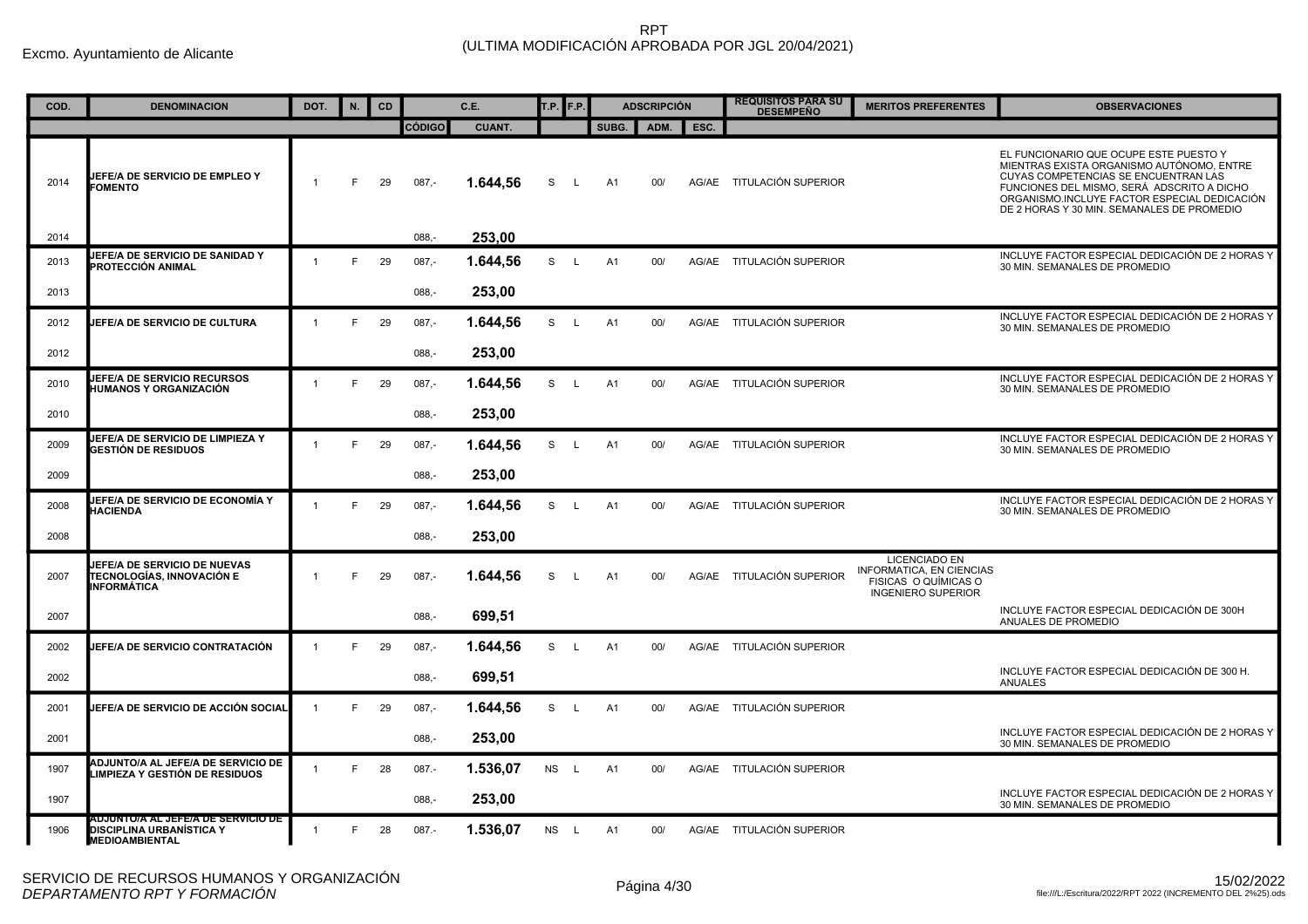Excmo. Ayuntamiento de Alicante

# RPT
# (ULTIMA MODIFICACIÓN APROBADA POR JGL 20/04/2021)

| COD. | DENOMINACION | DOT. | N. | CD | C.E. | | T.P. | F.P. | ADSCRIPCIÓN | | | REQUISITOS PARA SU DESEMPEÑO | MERITOS PREFERENTES | OBSERVACIONES |
|---|---|---|---|---|---|---|---|---|---|---|---|---|---|---|
| | | | | | CÓDIGO | CUANT. | | | SUBG. | ADM. | ESC. | | | |
| 2014 | JEFE/A DE SERVICIO DE EMPLEO Y FOMENTO | 1 | F | 29 | 087,- | **1.644,56** | S | L | A1 | 00/ | AG/AE | TITULACIÓN SUPERIOR | | EL FUNCIONARIO QUE OCUPE ESTE PUESTO Y MIENTRAS EXISTA ORGANISMO AUTÓNOMO, ENTRE CUYAS COMPETENCIAS SE ENCUENTRAN LAS FUNCIONES DEL MISMO, SERÁ ADSCRITO A DICHO ORGANISMO.INCLUYE FACTOR ESPECIAL DEDICACIÓN DE 2 HORAS Y 30 MIN. SEMANALES DE PROMEDIO |
| 2014 | | | | | 088,- | **253,00** | | | | | | | | |
| 2013 | JEFE/A DE SERVICIO DE SANIDAD Y PROTECCIÓN ANIMAL | 1 | F | 29 | 087,- | **1.644,56** | S | L | A1 | 00/ | AG/AE | TITULACIÓN SUPERIOR | | INCLUYE FACTOR ESPECIAL DEDICACIÓN DE 2 HORAS Y 30 MIN. SEMANALES DE PROMEDIO |
| 2013 | | | | | 088,- | **253,00** | | | | | | | | |
| 2012 | JEFE/A DE SERVICIO DE CULTURA | 1 | F | 29 | 087,- | **1.644,56** | S | L | A1 | 00/ | AG/AE | TITULACIÓN SUPERIOR | | INCLUYE FACTOR ESPECIAL DEDICACIÓN DE 2 HORAS Y 30 MIN. SEMANALES DE PROMEDIO |
| 2012 | | | | | 088,- | **253,00** | | | | | | | | |
| 2010 | JEFE/A DE SERVICIO RECURSOS HUMANOS Y ORGANIZACIÓN | 1 | F | 29 | 087,- | **1.644,56** | S | L | A1 | 00/ | AG/AE | TITULACIÓN SUPERIOR | | INCLUYE FACTOR ESPECIAL DEDICACIÓN DE 2 HORAS Y 30 MIN. SEMANALES DE PROMEDIO |
| 2010 | | | | | 088,- | **253,00** | | | | | | | | |
| 2009 | JEFE/A DE SERVICIO DE LIMPIEZA Y GESTIÓN DE RESIDUOS | 1 | F | 29 | 087,- | **1.644,56** | S | L | A1 | 00/ | AG/AE | TITULACIÓN SUPERIOR | | INCLUYE FACTOR ESPECIAL DEDICACIÓN DE 2 HORAS Y 30 MIN. SEMANALES DE PROMEDIO |
| 2009 | | | | | 088,- | **253,00** | | | | | | | | |
| 2008 | JEFE/A DE SERVICIO DE ECONOMÍA Y HACIENDA | 1 | F | 29 | 087,- | **1.644,56** | S | L | A1 | 00/ | AG/AE | TITULACIÓN SUPERIOR | | INCLUYE FACTOR ESPECIAL DEDICACIÓN DE 2 HORAS Y 30 MIN. SEMANALES DE PROMEDIO |
| 2008 | | | | | 088,- | **253,00** | | | | | | | | |
| 2007 | JEFE/A DE SERVICIO DE NUEVAS TECNOLOGÍAS, INNOVACIÓN E INFORMÁTICA | 1 | F | 29 | 087,- | **1.644,56** | S | L | A1 | 00/ | AG/AE | TITULACIÓN SUPERIOR | LICENCIADO EN INFORMATICA, EN CIENCIAS FISICAS O QUÍMICAS O INGENIERO SUPERIOR | |
| 2007 | | | | | 088,- | **699,51** | | | | | | | | INCLUYE FACTOR ESPECIAL DEDICACIÓN DE 300H ANUALES DE PROMEDIO |
| 2002 | JEFE/A DE SERVICIO CONTRATACIÓN | 1 | F | 29 | 087,- | **1.644,56** | S | L | A1 | 00/ | AG/AE | TITULACIÓN SUPERIOR | | |
| 2002 | | | | | 088,- | **699,51** | | | | | | | | INCLUYE FACTOR ESPECIAL DEDICACIÓN DE 300 H. ANUALES |
| 2001 | JEFE/A DE SERVICIO DE ACCIÓN SOCIAL | 1 | F | 29 | 087,- | **1.644,56** | S | L | A1 | 00/ | AG/AE | TITULACIÓN SUPERIOR | | |
| 2001 | | | | | 088,- | **253,00** | | | | | | | | INCLUYE FACTOR ESPECIAL DEDICACIÓN DE 2 HORAS Y 30 MIN. SEMANALES DE PROMEDIO |
| 1907 | ADJUNTO/A AL JEFE/A DE SERVICIO DE LIMPIEZA Y GESTIÓN DE RESIDUOS | 1 | F | 28 | 087.- | **1.536,07** | NS | L | A1 | 00/ | AG/AE | TITULACIÓN SUPERIOR | | |
| 1907 | | | | | 088,- | **253,00** | | | | | | | | INCLUYE FACTOR ESPECIAL DEDICACIÓN DE 2 HORAS Y 30 MIN. SEMANALES DE PROMEDIO |
| 1906 | ADJUNTO/A AL JEFE/A DE SERVICIO DE DISCIPLINA URBANÍSTICA Y MEDIOAMBIENTAL | 1 | F | 28 | 087.- | **1.536,07** | NS | L | A1 | 00/ | AG/AE | TITULACIÓN SUPERIOR | | |

SERVICIO DE RECURSOS HUMANOS Y ORGANIZACIÓN
*DEPARTAMENTO RPT Y FORMACIÓN*

15/02/2022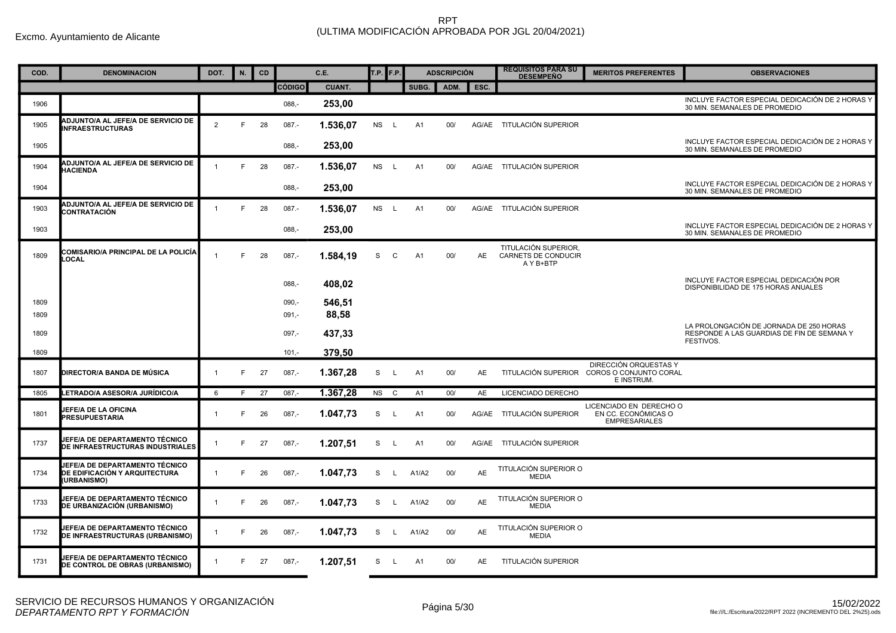Excmo. Ayuntamiento de Alicante

# RPT
(ULTIMA MODIFICACIÓN APROBADA POR JGL 20/04/2021)

| COD. | DENOMINACION | DOT. | N. | CD | C.E. | | T.P. | F.P. | ADSCRIPCIÓN | | | REQUISITOS PARA SU DESEMPEÑO | MERITOS PREFERENTES | OBSERVACIONES |
|---|---|---|---|---|---|---|---|---|---|---|---|---|---|---|
| | | | | | CÓDIGO | CUANT. | | | SUBG. | ADM. | ESC. | | | |
| 1906 | | | | | 088,- | 253,00 | | | | | | | | INCLUYE FACTOR ESPECIAL DEDICACIÓN DE 2 HORAS Y 30 MIN. SEMANALES DE PROMEDIO |
| 1905 | ADJUNTO/A AL JEFE/A DE SERVICIO DE INFRAESTRUCTURAS | 2 | F | 28 | 087.- | 1.536,07 | NS | L | A1 | 00/ | AG/AE | TITULACIÓN SUPERIOR | | |
| 1905 | | | | | 088,- | 253,00 | | | | | | | | INCLUYE FACTOR ESPECIAL DEDICACIÓN DE 2 HORAS Y 30 MIN. SEMANALES DE PROMEDIO |
| 1904 | ADJUNTO/A AL JEFE/A DE SERVICIO DE HACIENDA | 1 | F | 28 | 087.- | 1.536,07 | NS | L | A1 | 00/ | AG/AE | TITULACIÓN SUPERIOR | | |
| 1904 | | | | | 088,- | 253,00 | | | | | | | | INCLUYE FACTOR ESPECIAL DEDICACIÓN DE 2 HORAS Y 30 MIN. SEMANALES DE PROMEDIO |
| 1903 | ADJUNTO/A AL JEFE/A DE SERVICIO DE CONTRATACIÓN | 1 | F | 28 | 087.- | 1.536,07 | NS | L | A1 | 00/ | AG/AE | TITULACIÓN SUPERIOR | | |
| 1903 | | | | | 088,- | 253,00 | | | | | | | | INCLUYE FACTOR ESPECIAL DEDICACIÓN DE 2 HORAS Y 30 MIN. SEMANALES DE PROMEDIO |
| 1809 | COMISARIO/A PRINCIPAL DE LA POLICÍA LOCAL | 1 | F | 28 | 087,- | 1.584,19 | S | C | A1 | 00/ | AE | TITULACIÓN SUPERIOR, CARNETS DE CONDUCIR A Y B+BTP | | |
| | | | | | 088,- | 408,02 | | | | | | | | INCLUYE FACTOR ESPECIAL DEDICACIÓN POR DISPONIBILIDAD DE 175 HORAS ANUALES |
| 1809 | | | | | 090,- | 546,51 | | | | | | | | |
| 1809 | | | | | 091,- | 88,58 | | | | | | | | |
| 1809 | | | | | 097,- | 437,33 | | | | | | | | LA PROLONGACIÓN DE JORNADA DE 250 HORAS RESPONDE A LAS GUARDIAS DE FIN DE SEMANA Y FESTIVOS. |
| 1809 | | | | | 101,- | 379,50 | | | | | | | | |
| 1807 | DIRECTOR/A BANDA DE MÚSICA | 1 | F | 27 | 087,- | 1.367,28 | S | L | A1 | 00/ | AE | TITULACIÓN SUPERIOR | DIRECCIÓN ORQUESTAS Y COROS O CONJUNTO CORAL E INSTRUM. | |
| 1805 | LETRADO/A ASESOR/A JURÍDICO/A | 6 | F | 27 | 087,- | 1.367,28 | NS | C | A1 | 00/ | AE | LICENCIADO DERECHO | | |
| 1801 | JEFE/A DE LA OFICINA PRESUPUESTARIA | 1 | F | 26 | 087,- | 1.047,73 | S | L | A1 | 00/ | AG/AE | TITULACIÓN SUPERIOR | LICENCIADO EN DERECHO O EN CC. ECONÓMICAS O EMPRESARIALES | |
| 1737 | JEFE/A DE DEPARTAMENTO TÉCNICO DE INFRAESTRUCTURAS INDUSTRIALES | 1 | F | 27 | 087,- | 1.207,51 | S | L | A1 | 00/ | AG/AE | TITULACIÓN SUPERIOR | | |
| 1734 | JEFE/A DE DEPARTAMENTO TÉCNICO DE EDIFICACIÓN Y ARQUITECTURA (URBANISMO) | 1 | F | 26 | 087,- | 1.047,73 | S | L | A1/A2 | 00/ | AE | TITULACIÓN SUPERIOR O MEDIA | | |
| 1733 | JEFE/A DE DEPARTAMENTO TÉCNICO DE URBANIZACIÓN (URBANISMO) | 1 | F | 26 | 087,- | 1.047,73 | S | L | A1/A2 | 00/ | AE | TITULACIÓN SUPERIOR O MEDIA | | |
| 1732 | JEFE/A DE DEPARTAMENTO TÉCNICO DE INFRAESTRUCTURAS (URBANISMO) | 1 | F | 26 | 087,- | 1.047,73 | S | L | A1/A2 | 00/ | AE | TITULACIÓN SUPERIOR O MEDIA | | |
| 1731 | JEFE/A DE DEPARTAMENTO TÉCNICO DE CONTROL DE OBRAS (URBANISMO) | 1 | F | 27 | 087,- | 1.207,51 | S | L | A1 | 00/ | AE | TITULACIÓN SUPERIOR | | |

SERVICIO DE RECURSOS HUMANOS Y ORGANIZACIÓN
*DEPARTAMENTO RPT Y FORMACIÓN*

15/02/2022
file:///L:/Escritura/2022/RPT 2022 (INCREMENTO DEL 2%25).ods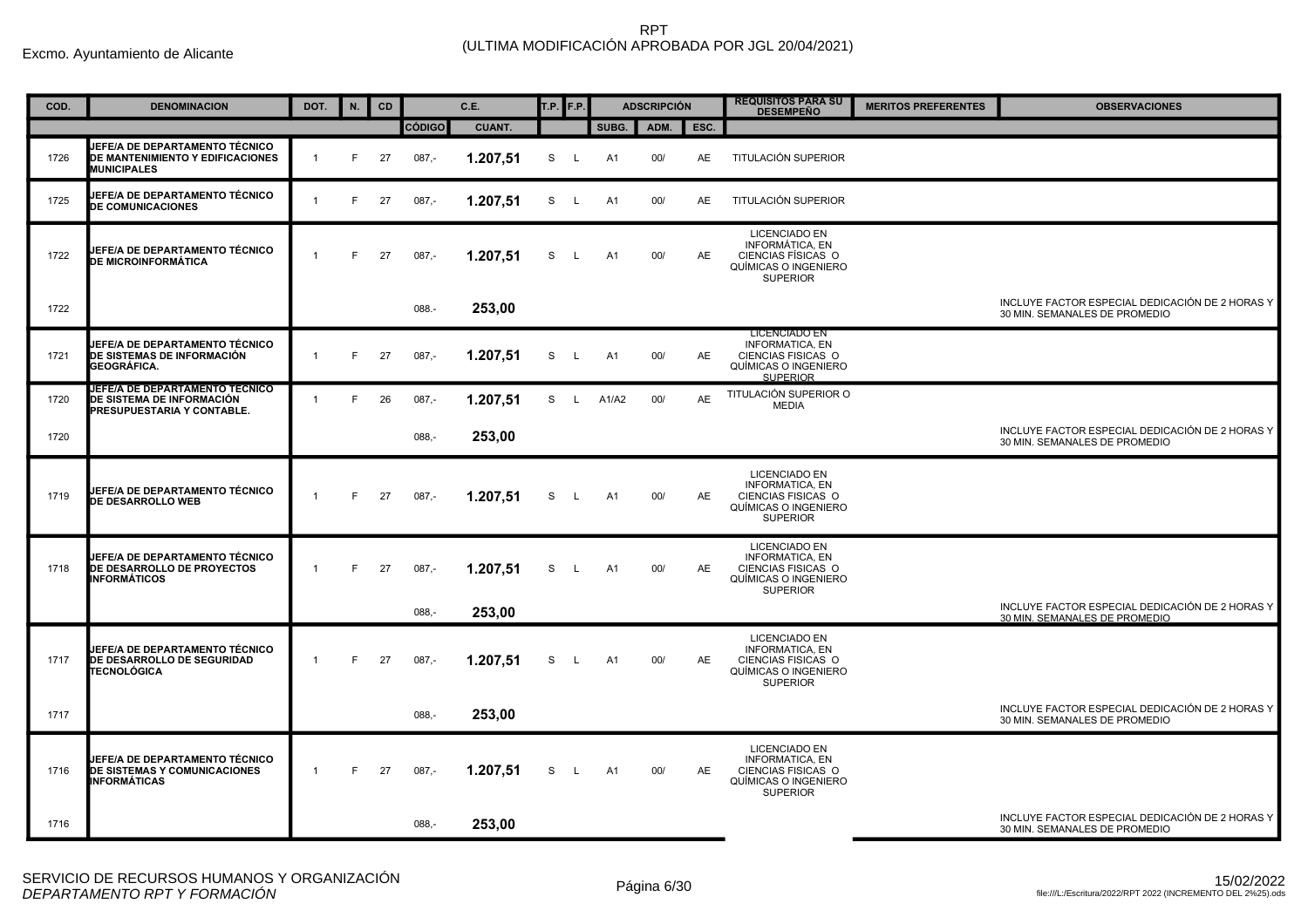Excmo. Ayuntamiento de Alicante

# RPT
(ULTIMA MODIFICACIÓN APROBADA POR JGL 20/04/2021)

| COD. | DENOMINACION | DOT. | N. | CD | C.E. | | T.P. | F.P. | ADSCRIPCIÓN | | | REQUISITOS PARA SU DESEMPEÑO | MERITOS PREFERENTES | OBSERVACIONES |
|---|---|---|---|---|---|---|---|---|---|---|---|---|---|---|
| | | | | | CÓDIGO | CUANT. | | | SUBG. | ADM. | ESC. | | | |
| 1726 | JEFE/A DE DEPARTAMENTO TÉCNICO DE MANTENIMIENTO Y EDIFICACIONES MUNICIPALES | 1 | F | 27 | 087,- | **1.207,51** | S | L | A1 | 00/ | AE | TITULACIÓN SUPERIOR | | |
| 1725 | JEFE/A DE DEPARTAMENTO TÉCNICO DE COMUNICACIONES | 1 | F | 27 | 087,- | **1.207,51** | S | L | A1 | 00/ | AE | TITULACIÓN SUPERIOR | | |
| 1722 | JEFE/A DE DEPARTAMENTO TÉCNICO DE MICROINFORMÁTICA | 1 | F | 27 | 087,- | **1.207,51** | S | L | A1 | 00/ | AE | LICENCIADO EN INFORMÁTICA, EN CIENCIAS FÍSICAS O QUÍMICAS O INGENIERO SUPERIOR | | |
| 1722 | | | | | 088.- | **253,00** | | | | | | | | INCLUYE FACTOR ESPECIAL DEDICACIÓN DE 2 HORAS Y 30 MIN. SEMANALES DE PROMEDIO |
| 1721 | JEFE/A DE DEPARTAMENTO TÉCNICO DE SISTEMAS DE INFORMACIÓN GEOGRÁFICA. | 1 | F | 27 | 087,- | **1.207,51** | S | L | A1 | 00/ | AE | LICENCIADO EN INFORMATICA, EN CIENCIAS FISICAS O QUÍMICAS O INGENIERO SUPERIOR | | |
| 1720 | JEFE/A DE DEPARTAMENTO TÉCNICO DE SISTEMA DE INFORMACIÓN PRESUPUESTARIA Y CONTABLE. | 1 | F | 26 | 087,- | **1.207,51** | S | L | A1/A2 | 00/ | AE | TITULACIÓN SUPERIOR O MEDIA | | |
| 1720 | | | | | 088,- | **253,00** | | | | | | | | INCLUYE FACTOR ESPECIAL DEDICACIÓN DE 2 HORAS Y 30 MIN. SEMANALES DE PROMEDIO |
| 1719 | JEFE/A DE DEPARTAMENTO TÉCNICO DE DESARROLLO WEB | 1 | F | 27 | 087,- | **1.207,51** | S | L | A1 | 00/ | AE | LICENCIADO EN INFORMATICA, EN CIENCIAS FISICAS O QUÍMICAS O INGENIERO SUPERIOR | | |
| 1718 | JEFE/A DE DEPARTAMENTO TÉCNICO DE DESARROLLO DE PROYECTOS INFORMÁTICOS | 1 | F | 27 | 087,- | **1.207,51** | S | L | A1 | 00/ | AE | LICENCIADO EN INFORMATICA, EN CIENCIAS FISICAS O QUÍMICAS O INGENIERO SUPERIOR | | |
| | | | | | 088,- | **253,00** | | | | | | | | INCLUYE FACTOR ESPECIAL DEDICACIÓN DE 2 HORAS Y 30 MIN. SEMANALES DE PROMEDIO |
| 1717 | JEFE/A DE DEPARTAMENTO TÉCNICO DE DESARROLLO DE SEGURIDAD TECNOLÓGICA | 1 | F | 27 | 087,- | **1.207,51** | S | L | A1 | 00/ | AE | LICENCIADO EN INFORMATICA, EN CIENCIAS FISICAS O QUÍMICAS O INGENIERO SUPERIOR | | |
| 1717 | | | | | 088,- | **253,00** | | | | | | | | INCLUYE FACTOR ESPECIAL DEDICACIÓN DE 2 HORAS Y 30 MIN. SEMANALES DE PROMEDIO |
| 1716 | JEFE/A DE DEPARTAMENTO TÉCNICO DE SISTEMAS Y COMUNICACIONES INFORMÁTICAS | 1 | F | 27 | 087,- | **1.207,51** | S | L | A1 | 00/ | AE | LICENCIADO EN INFORMATICA, EN CIENCIAS FISICAS O QUÍMICAS O INGENIERO SUPERIOR | | |
| 1716 | | | | | 088,- | **253,00** | | | | | | | | INCLUYE FACTOR ESPECIAL DEDICACIÓN DE 2 HORAS Y 30 MIN. SEMANALES DE PROMEDIO |

SERVICIO DE RECURSOS HUMANOS Y ORGANIZACIÓN
*DEPARTAMENTO RPT Y FORMACIÓN*

15/02/2022
file:///L:/Escritura/2022/RPT 2022 (INCREMENTO DEL 2%25).ods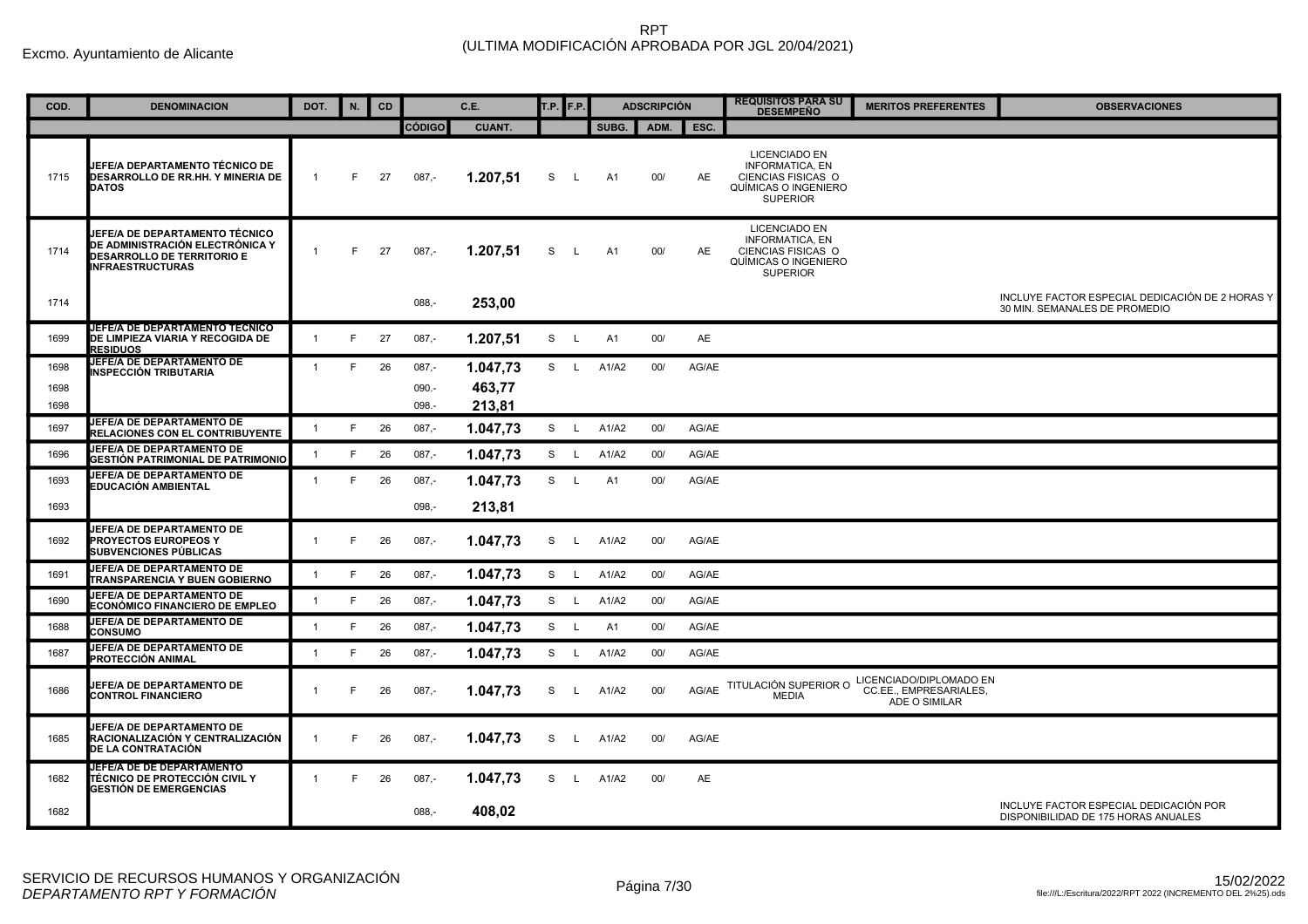Excmo. Ayuntamiento de Alicante

# RPT
(ULTIMA MODIFICACIÓN APROBADA POR JGL 20/04/2021)

| COD. | DENOMINACION | DOT. | N. | CD | C.E. | | T.P. | F.P. | ADSCRIPCIÓN | | | REQUISITOS PARA SU DESEMPEÑO | MERITOS PREFERENTES | OBSERVACIONES |
|---|---|---|---|---|---|---|---|---|---|---|---|---|---|---|
| | | | | | CÓDIGO | CUANT. | | | SUBG. | ADM. | ESC. | | | |
| 1715 | JEFE/A DEPARTAMENTO TÉCNICO DE DESARROLLO DE RR.HH. Y MINERIA DE DATOS | 1 | F | 27 | 087,- | 1.207,51 | S | L | A1 | 00/ | AE | LICENCIADO EN INFORMATICA, EN CIENCIAS FISICAS O QUÍMICAS O INGENIERO SUPERIOR | | |
| 1714 | JEFE/A DE DEPARTAMENTO TÉCNICO DE ADMINISTRACIÓN ELECTRÓNICA Y DESARROLLO DE TERRITORIO E INFRAESTRUCTURAS | 1 | F | 27 | 087,- | 1.207,51 | S | L | A1 | 00/ | AE | LICENCIADO EN INFORMATICA, EN CIENCIAS FISICAS O QUÍMICAS O INGENIERO SUPERIOR | | |
| 1714 | | | | | 088,- | 253,00 | | | | | | | | INCLUYE FACTOR ESPECIAL DEDICACIÓN DE 2 HORAS Y 30 MIN. SEMANALES DE PROMEDIO |
| 1699 | JEFE/A DE DEPARTAMENTO TÉCNICO DE LIMPIEZA VIARIA Y RECOGIDA DE RESIDUOS | 1 | F | 27 | 087,- | 1.207,51 | S | L | A1 | 00/ | AE | | | |
| 1698 | JEFE/A DE DEPARTAMENTO DE INSPECCIÓN TRIBUTARIA | 1 | F | 26 | 087,- | 1.047,73 | S | L | A1/A2 | 00/ | AG/AE | | | |
| 1698 | | | | | 090.- | 463,77 | | | | | | | | |
| 1698 | | | | | 098.- | 213,81 | | | | | | | | |
| 1697 | JEFE/A DE DEPARTAMENTO DE RELACIONES CON EL CONTRIBUYENTE | 1 | F | 26 | 087,- | 1.047,73 | S | L | A1/A2 | 00/ | AG/AE | | | |
| 1696 | JEFE/A DE DEPARTAMENTO DE GESTIÓN PATRIMONIAL DE PATRIMONIO | 1 | F | 26 | 087,- | 1.047,73 | S | L | A1/A2 | 00/ | AG/AE | | | |
| 1693 | JEFE/A DE DEPARTAMENTO DE EDUCACIÓN AMBIENTAL | 1 | F | 26 | 087,- | 1.047,73 | S | L | A1 | 00/ | AG/AE | | | |
| 1693 | | | | | 098,- | 213,81 | | | | | | | | |
| 1692 | JEFE/A DE DEPARTAMENTO DE PROYECTOS EUROPEOS Y SUBVENCIONES PÚBLICAS | 1 | F | 26 | 087,- | 1.047,73 | S | L | A1/A2 | 00/ | AG/AE | | | |
| 1691 | JEFE/A DE DEPARTAMENTO DE TRANSPARENCIA Y BUEN GOBIERNO | 1 | F | 26 | 087,- | 1.047,73 | S | L | A1/A2 | 00/ | AG/AE | | | |
| 1690 | JEFE/A DE DEPARTAMENTO DE ECONÓMICO FINANCIERO DE EMPLEO | 1 | F | 26 | 087,- | 1.047,73 | S | L | A1/A2 | 00/ | AG/AE | | | |
| 1688 | JEFE/A DE DEPARTAMENTO DE CONSUMO | 1 | F | 26 | 087,- | 1.047,73 | S | L | A1 | 00/ | AG/AE | | | |
| 1687 | JEFE/A DE DEPARTAMENTO DE PROTECCIÓN ANIMAL | 1 | F | 26 | 087,- | 1.047,73 | S | L | A1/A2 | 00/ | AG/AE | | | |
| 1686 | JEFE/A DE DEPARTAMENTO DE CONTROL FINANCIERO | 1 | F | 26 | 087,- | 1.047,73 | S | L | A1/A2 | 00/ | AG/AE | TITULACIÓN SUPERIOR O MEDIA | LICENCIADO/DIPLOMADO EN CC.EE., EMPRESARIALES, ADE O SIMILAR | |
| 1685 | JEFE/A DE DEPARTAMENTO DE RACIONALIZACIÓN Y CENTRALIZACIÓN DE LA CONTRATACIÓN | 1 | F | 26 | 087,- | 1.047,73 | S | L | A1/A2 | 00/ | AG/AE | | | |
| 1682 | JEFE/A DE DE DEPARTAMENTO TÉCNICO DE PROTECCIÓN CIVIL Y GESTIÓN DE EMERGENCIAS | 1 | F | 26 | 087,- | 1.047,73 | S | L | A1/A2 | 00/ | AE | | | |
| 1682 | | | | | 088,- | 408,02 | | | | | | | | INCLUYE FACTOR ESPECIAL DEDICACIÓN POR DISPONIBILIDAD DE 175 HORAS ANUALES |

SERVICIO DE RECURSOS HUMANOS Y ORGANIZACIÓN
*DEPARTAMENTO RPT Y FORMACIÓN*

15/02/2022
file:///L:/Escritura/2022/RPT 2022 (INCREMENTO DEL 2%25).ods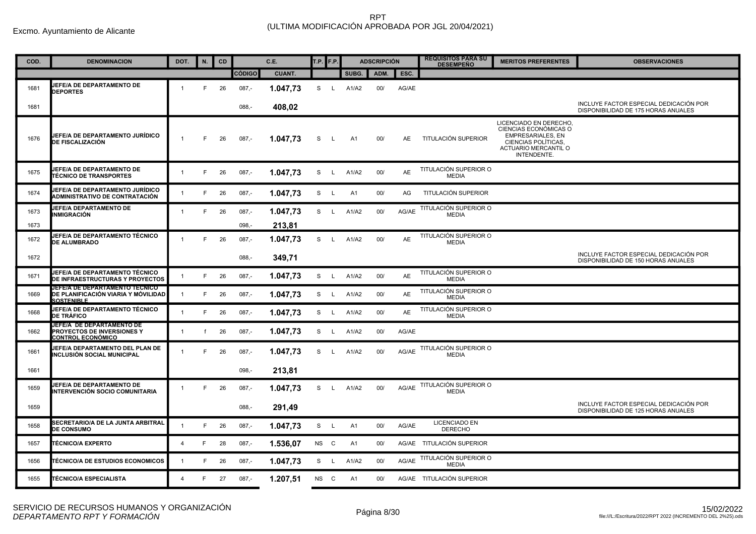Excmo. Ayuntamiento de Alicante

# RPT
## (ULTIMA MODIFICACIÓN APROBADA POR JGL 20/04/2021)

| COD. | DENOMINACION | DOT. | N. | CD | C.E. | | T.P. | F.P. | ADSCRIPCIÓN | | | REQUISITOS PARA SU DESEMPEÑO | MERITOS PREFERENTES | OBSERVACIONES |
|---|---|---|---|---|---|---|---|---|---|---|---|---|---|---|
| | | | | | CÓDIGO | CUANT. | | | SUBG. | ADM. | ESC. | | | |
| 1681 | JEFE/A DE DEPARTAMENTO DE DEPORTES | 1 | F | 26 | 087,- | **1.047,73** | S | L | A1/A2 | 00/ | AG/AE | | | |
| 1681 | | | | | 088,- | **408,02** | | | | | | | | INCLUYE FACTOR ESPECIAL DEDICACIÓN POR DISPONIBILIDAD DE 175 HORAS ANUALES |
| 1676 | JEFE/A DE DEPARTAMENTO JURÍDICO DE FISCALIZACIÓN | 1 | F | 26 | 087,- | **1.047,73** | S | L | A1 | 00/ | AE | TITULACIÓN SUPERIOR | LICENCIADO EN DERECHO, CIENCIAS ECONÓMICAS O EMPRESARIALES, EN CIENCIAS POLÍTICAS, ACTUARIO MERCANTIL O INTENDENTE. | |
| 1675 | JEFE/A DE DEPARTAMENTO DE TÉCNICO DE TRANSPORTES | 1 | F | 26 | 087,- | **1.047,73** | S | L | A1/A2 | 00/ | AE | TITULACIÓN SUPERIOR O MEDIA | | |
| 1674 | JEFE/A DE DEPARTAMENTO JURÍDICO ADMINISTRATIVO DE CONTRATACIÓN | 1 | F | 26 | 087,- | **1.047,73** | S | L | A1 | 00/ | AG | TITULACIÓN SUPERIOR | | |
| 1673 | JEFE/A DEPARTAMENTO DE INMIGRACIÓN | 1 | F | 26 | 087,- | **1.047,73** | S | L | A1/A2 | 00/ | AG/AE | TITULACIÓN SUPERIOR O MEDIA | | |
| 1673 | | | | | 098,- | **213,81** | | | | | | | | |
| 1672 | JEFE/A DE DEPARTAMENTO TÉCNICO DE ALUMBRADO | 1 | F | 26 | 087,- | **1.047,73** | S | L | A1/A2 | 00/ | AE | TITULACIÓN SUPERIOR O MEDIA | | |
| 1672 | | | | | 088,- | **349,71** | | | | | | | | INCLUYE FACTOR ESPECIAL DEDICACIÓN POR DISPONIBILIDAD DE 150 HORAS ANUALES |
| 1671 | JEFE/A DE DEPARTAMENTO TÉCNICO DE INFRAESTRUCTURAS Y PROYECTOS | 1 | F | 26 | 087,- | **1.047,73** | S | L | A1/A2 | 00/ | AE | TITULACIÓN SUPERIOR O MEDIA | | |
| 1669 | JEFE/A DE DEPARTAMENTO TÉCNICO DE PLANIFICACIÓN VIARIA Y MOVILIDAD SOSTENIBLE | 1 | F | 26 | 087,- | **1.047,73** | S | L | A1/A2 | 00/ | AE | TITULACIÓN SUPERIOR O MEDIA | | |
| 1668 | JEFE/A DE DEPARTAMENTO TÉCNICO DE TRÁFICO | 1 | F | 26 | 087,- | **1.047,73** | S | L | A1/A2 | 00/ | AE | TITULACIÓN SUPERIOR O MEDIA | | |
| 1662 | JEFE/A DE DEPARTAMENTO DE PROYECTOS DE INVERSIONES Y CONTROL ECONÓMICO | 1 | f | 26 | 087,- | **1.047,73** | S | L | A1/A2 | 00/ | AG/AE | | | |
| 1661 | JEFE/A DEPARTAMENTO DEL PLAN DE INCLUSIÓN SOCIAL MUNICIPAL | 1 | F | 26 | 087,- | **1.047,73** | S | L | A1/A2 | 00/ | AG/AE | TITULACIÓN SUPERIOR O MEDIA | | |
| 1661 | | | | | 098,- | **213,81** | | | | | | | | |
| 1659 | JEFE/A DE DEPARTAMENTO DE INTERVENCIÓN SOCIO COMUNITARIA | 1 | F | 26 | 087,- | **1.047,73** | S | L | A1/A2 | 00/ | AG/AE | TITULACIÓN SUPERIOR O MEDIA | | |
| 1659 | | | | | 088,- | **291,49** | | | | | | | | INCLUYE FACTOR ESPECIAL DEDICACIÓN POR DISPONIBILIDAD DE 125 HORAS ANUALES |
| 1658 | SECRETARIO/A DE LA JUNTA ARBITRAL DE CONSUMO | 1 | F | 26 | 087,- | **1.047,73** | S | L | A1 | 00/ | AG/AE | LICENCIADO EN DERECHO | | |
| 1657 | TÉCNICO/A EXPERTO | 4 | F | 28 | 087,- | **1.536,07** | NS | C | A1 | 00/ | AG/AE | TITULACIÓN SUPERIOR | | |
| 1656 | TÉCNICO/A DE ESTUDIOS ECONOMICOS | 1 | F | 26 | 087,- | **1.047,73** | S | L | A1/A2 | 00/ | AG/AE | TITULACIÓN SUPERIOR O MEDIA | | |
| 1655 | TÉCNICO/A ESPECIALISTA | 4 | F | 27 | 087,- | **1.207,51** | NS | C | A1 | 00/ | AG/AE | TITULACIÓN SUPERIOR | | |

SERVICIO DE RECURSOS HUMANOS Y ORGANIZACIÓN
*DEPARTAMENTO RPT Y FORMACIÓN*

15/02/2022
file:///L:/Escritura/2022/RPT 2022 (INCREMENTO DEL 2%25).ods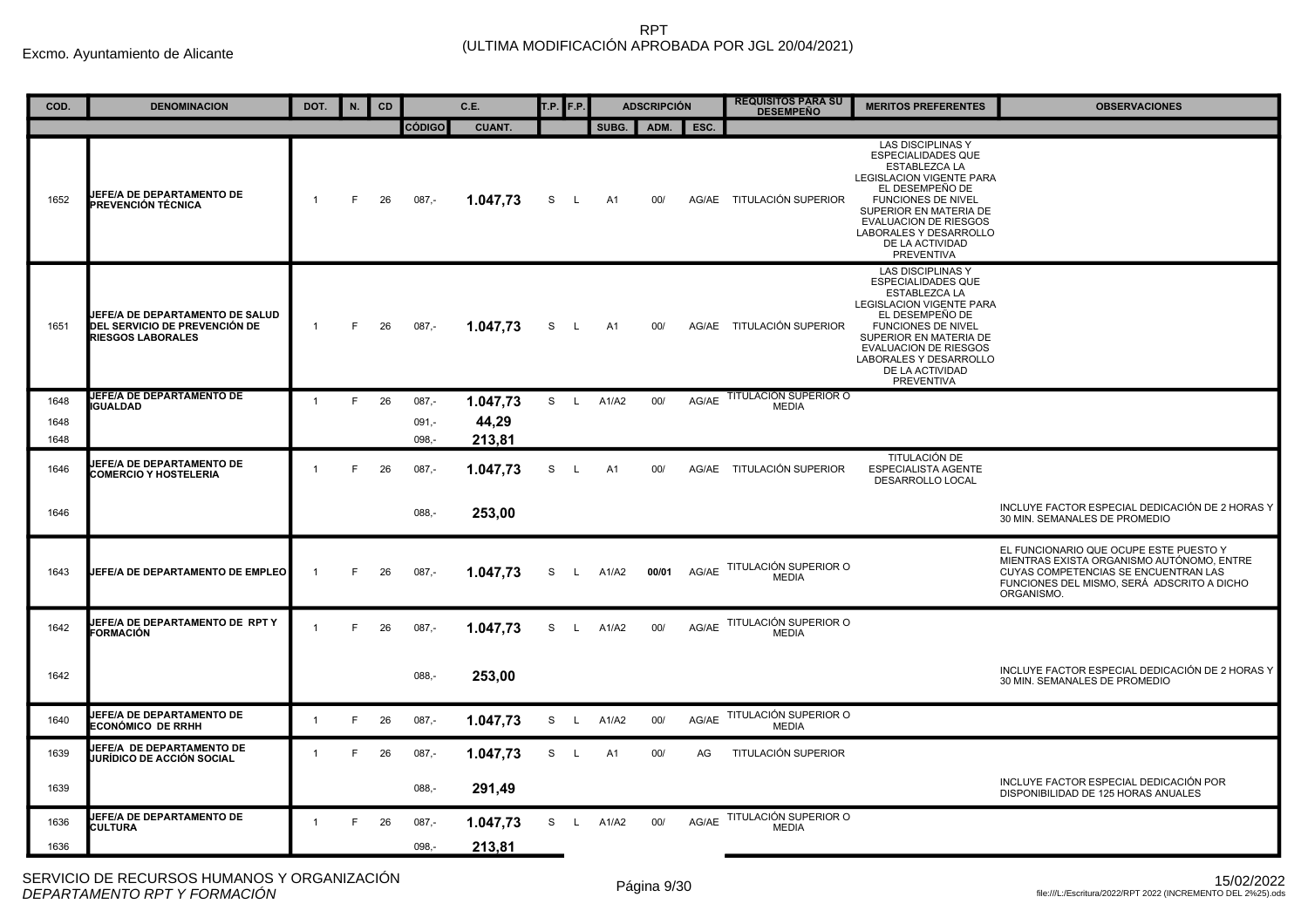Excmo. Ayuntamiento de Alicante

# RPT
## (ULTIMA MODIFICACIÓN APROBADA POR JGL 20/04/2021)

| COD. | DENOMINACION | DOT. | N. | CD | C.E. | | T.P. | F.P. | ADSCRIPCIÓN | | | REQUISITOS PARA SU DESEMPEÑO | MERITOS PREFERENTES | OBSERVACIONES |
|---|---|---|---|---|---|---|---|---|---|---|---|---|---|---|
| | | | | | CÓDIGO | CUANT. | | | SUBG. | ADM. | ESC. | | | |
| 1652 | JEFE/A DE DEPARTAMENTO DE PREVENCIÓN TÉCNICA | 1 | F | 26 | 087,- | **1.047,73** | S | L | A1 | 00/ | AG/AE | TITULACIÓN SUPERIOR | LAS DISCIPLINAS Y ESPECIALIDADES QUE ESTABLEZCA LA LEGISLACION VIGENTE PARA EL DESEMPEÑO DE FUNCIONES DE NIVEL SUPERIOR EN MATERIA DE EVALUACION DE RIESGOS LABORALES Y DESARROLLO DE LA ACTIVIDAD PREVENTIVA | |
| 1651 | JEFE/A DE DEPARTAMENTO DE SALUD DEL SERVICIO DE PREVENCIÓN DE RIESGOS LABORALES | 1 | F | 26 | 087,- | **1.047,73** | S | L | A1 | 00/ | AG/AE | TITULACIÓN SUPERIOR | LAS DISCIPLINAS Y ESPECIALIDADES QUE ESTABLEZCA LA LEGISLACION VIGENTE PARA EL DESEMPEÑO DE FUNCIONES DE NIVEL SUPERIOR EN MATERIA DE EVALUACION DE RIESGOS LABORALES Y DESARROLLO DE LA ACTIVIDAD PREVENTIVA | |
| 1648 | JEFE/A DE DEPARTAMENTO DE IGUALDAD | 1 | F | 26 | 087,- | **1.047,73** | S | L | A1/A2 | 00/ | AG/AE | TITULACIÓN SUPERIOR O MEDIA | | |
| 1648 | | | | | 091,- | **44,29** | | | | | | | | |
| 1648 | | | | | 098,- | **213,81** | | | | | | | | |
| 1646 | JEFE/A DE DEPARTAMENTO DE COMERCIO Y HOSTELERIA | 1 | F | 26 | 087,- | **1.047,73** | S | L | A1 | 00/ | AG/AE | TITULACIÓN SUPERIOR | TITULACIÓN DE ESPECIALISTA AGENTE DESARROLLO LOCAL | |
| 1646 | | | | | 088,- | **253,00** | | | | | | | | INCLUYE FACTOR ESPECIAL DEDICACIÓN DE 2 HORAS Y 30 MIN. SEMANALES DE PROMEDIO |
| 1643 | JEFE/A DE DEPARTAMENTO DE EMPLEO | 1 | F | 26 | 087,- | **1.047,73** | S | L | A1/A2 | **00/01** | AG/AE | TITULACIÓN SUPERIOR O MEDIA | | EL FUNCIONARIO QUE OCUPE ESTE PUESTO Y MIENTRAS EXISTA ORGANISMO AUTÓNOMO, ENTRE CUYAS COMPETENCIAS SE ENCUENTRAN LAS FUNCIONES DEL MISMO, SERÁ ADSCRITO A DICHO ORGANISMO. |
| 1642 | JEFE/A DE DEPARTAMENTO DE RPT Y FORMACIÓN | 1 | F | 26 | 087,- | **1.047,73** | S | L | A1/A2 | 00/ | AG/AE | TITULACIÓN SUPERIOR O MEDIA | | |
| 1642 | | | | | 088,- | **253,00** | | | | | | | | INCLUYE FACTOR ESPECIAL DEDICACIÓN DE 2 HORAS Y 30 MIN. SEMANALES DE PROMEDIO |
| 1640 | JEFE/A DE DEPARTAMENTO DE ECONÓMICO DE RRHH | 1 | F | 26 | 087,- | **1.047,73** | S | L | A1/A2 | 00/ | AG/AE | TITULACIÓN SUPERIOR O MEDIA | | |
| 1639 | JEFE/A DE DEPARTAMENTO DE JURÍDICO DE ACCIÓN SOCIAL | 1 | F | 26 | 087,- | **1.047,73** | S | L | A1 | 00/ | AG | TITULACIÓN SUPERIOR | | |
| 1639 | | | | | 088,- | **291,49** | | | | | | | | INCLUYE FACTOR ESPECIAL DEDICACIÓN POR DISPONIBILIDAD DE 125 HORAS ANUALES |
| 1636 | JEFE/A DE DEPARTAMENTO DE CULTURA | 1 | F | 26 | 087,- | **1.047,73** | S | L | A1/A2 | 00/ | AG/AE | TITULACIÓN SUPERIOR O MEDIA | | |
| 1636 | | | | | 098,- | **213,81** | | | | | | | | |

SERVICIO DE RECURSOS HUMANOS Y ORGANIZACIÓN
*DEPARTAMENTO RPT Y FORMACIÓN*

15/02/2022
file:///L:/Escritura/2022/RPT 2022 (INCREMENTO DEL 2%25).ods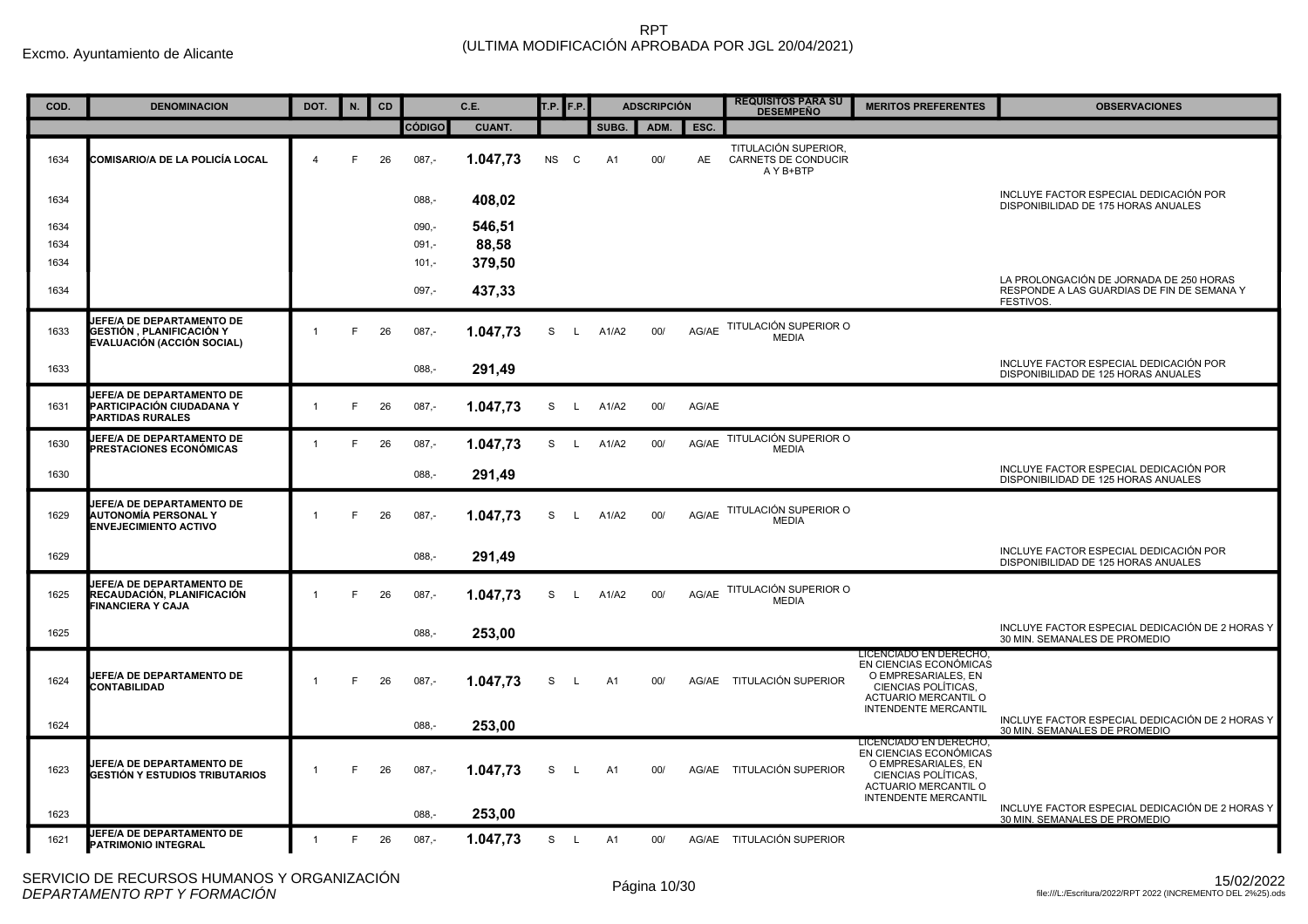Excmo. Ayuntamiento de Alicante

# RPT
## (ULTIMA MODIFICACIÓN APROBADA POR JGL 20/04/2021)

| COD. | DENOMINACION | DOT. | N. | CD | C.E. | | T.P. | F.P. | ADSCRIPCIÓN | | | REQUISITOS PARA SU DESEMPEÑO | MERITOS PREFERENTES | OBSERVACIONES |
|---|---|---|---|---|---|---|---|---|---|---|---|---|---|---|
| | | | | | CÓDIGO | CUANT. | | | SUBG. | ADM. | ESC. | | | |
| 1634 | **COMISARIO/A DE LA POLICÍA LOCAL** | 4 | F | 26 | 087,- | **1.047,73** | NS | C | A1 | 00/ | AE | TITULACIÓN SUPERIOR, CARNETS DE CONDUCIR A Y B+BTP | | |
| 1634 | | | | | 088,- | **408,02** | | | | | | | | INCLUYE FACTOR ESPECIAL DEDICACIÓN POR DISPONIBILIDAD DE 175 HORAS ANUALES |
| 1634 | | | | | 090,- | **546,51** | | | | | | | | |
| 1634 | | | | | 091,- | **88,58** | | | | | | | | |
| 1634 | | | | | 101,- | **379,50** | | | | | | | | |
| 1634 | | | | | 097,- | **437,33** | | | | | | | | LA PROLONGACIÓN DE JORNADA DE 250 HORAS RESPONDE A LAS GUARDIAS DE FIN DE SEMANA Y FESTIVOS. |
| 1633 | **JEFE/A DE DEPARTAMENTO DE GESTIÓN , PLANIFICACIÓN Y EVALUACIÓN (ACCIÓN SOCIAL)** | 1 | F | 26 | 087,- | **1.047,73** | S | L | A1/A2 | 00/ | AG/AE | TITULACIÓN SUPERIOR O MEDIA | | |
| 1633 | | | | | 088,- | **291,49** | | | | | | | | INCLUYE FACTOR ESPECIAL DEDICACIÓN POR DISPONIBILIDAD DE 125 HORAS ANUALES |
| 1631 | **JEFE/A DE DEPARTAMENTO DE PARTICIPACIÓN CIUDADANA Y PARTIDAS RURALES** | 1 | F | 26 | 087,- | **1.047,73** | S | L | A1/A2 | 00/ | AG/AE | | | |
| 1630 | **JEFE/A DE DEPARTAMENTO DE PRESTACIONES ECONÓMICAS** | 1 | F | 26 | 087,- | **1.047,73** | S | L | A1/A2 | 00/ | AG/AE | TITULACIÓN SUPERIOR O MEDIA | | |
| 1630 | | | | | 088,- | **291,49** | | | | | | | | INCLUYE FACTOR ESPECIAL DEDICACIÓN POR DISPONIBILIDAD DE 125 HORAS ANUALES |
| 1629 | **JEFE/A DE DEPARTAMENTO DE AUTONOMÍA PERSONAL Y ENVEJECIMIENTO ACTIVO** | 1 | F | 26 | 087,- | **1.047,73** | S | L | A1/A2 | 00/ | AG/AE | TITULACIÓN SUPERIOR O MEDIA | | |
| 1629 | | | | | 088,- | **291,49** | | | | | | | | INCLUYE FACTOR ESPECIAL DEDICACIÓN POR DISPONIBILIDAD DE 125 HORAS ANUALES |
| 1625 | **JEFE/A DE DEPARTAMENTO DE RECAUDACIÓN, PLANIFICACIÓN FINANCIERA Y CAJA** | 1 | F | 26 | 087,- | **1.047,73** | S | L | A1/A2 | 00/ | AG/AE | TITULACIÓN SUPERIOR O MEDIA | | |
| 1625 | | | | | 088,- | **253,00** | | | | | | | | INCLUYE FACTOR ESPECIAL DEDICACIÓN DE 2 HORAS Y 30 MIN. SEMANALES DE PROMEDIO |
| 1624 | **JEFE/A DE DEPARTAMENTO DE CONTABILIDAD** | 1 | F | 26 | 087,- | **1.047,73** | S | L | A1 | 00/ | AG/AE | TITULACIÓN SUPERIOR | LICENCIADO EN DERECHO, EN CIENCIAS ECONÓMICAS O EMPRESARIALES, EN CIENCIAS POLÍTICAS, ACTUARIO MERCANTIL O INTENDENTE MERCANTIL | |
| 1624 | | | | | 088,- | **253,00** | | | | | | | | INCLUYE FACTOR ESPECIAL DEDICACIÓN DE 2 HORAS Y 30 MIN. SEMANALES DE PROMEDIO |
| 1623 | **JEFE/A DE DEPARTAMENTO DE GESTIÓN Y ESTUDIOS TRIBUTARIOS** | 1 | F | 26 | 087,- | **1.047,73** | S | L | A1 | 00/ | AG/AE | TITULACIÓN SUPERIOR | LICENCIADO EN DERECHO, EN CIENCIAS ECONÓMICAS O EMPRESARIALES, EN CIENCIAS POLÍTICAS, ACTUARIO MERCANTIL O INTENDENTE MERCANTIL | |
| 1623 | | | | | 088,- | **253,00** | | | | | | | | INCLUYE FACTOR ESPECIAL DEDICACIÓN DE 2 HORAS Y 30 MIN. SEMANALES DE PROMEDIO |
| 1621 | **JEFE/A DE DEPARTAMENTO DE PATRIMONIO INTEGRAL** | 1 | F | 26 | 087,- | **1.047,73** | S | L | A1 | 00/ | AG/AE | TITULACIÓN SUPERIOR | | |

SERVICIO DE RECURSOS HUMANOS Y ORGANIZACIÓN
*DEPARTAMENTO RPT Y FORMACIÓN*

15/02/2022
file:///L:/Escritura/2022/RPT 2022 (INCREMENTO DEL 2%25).ods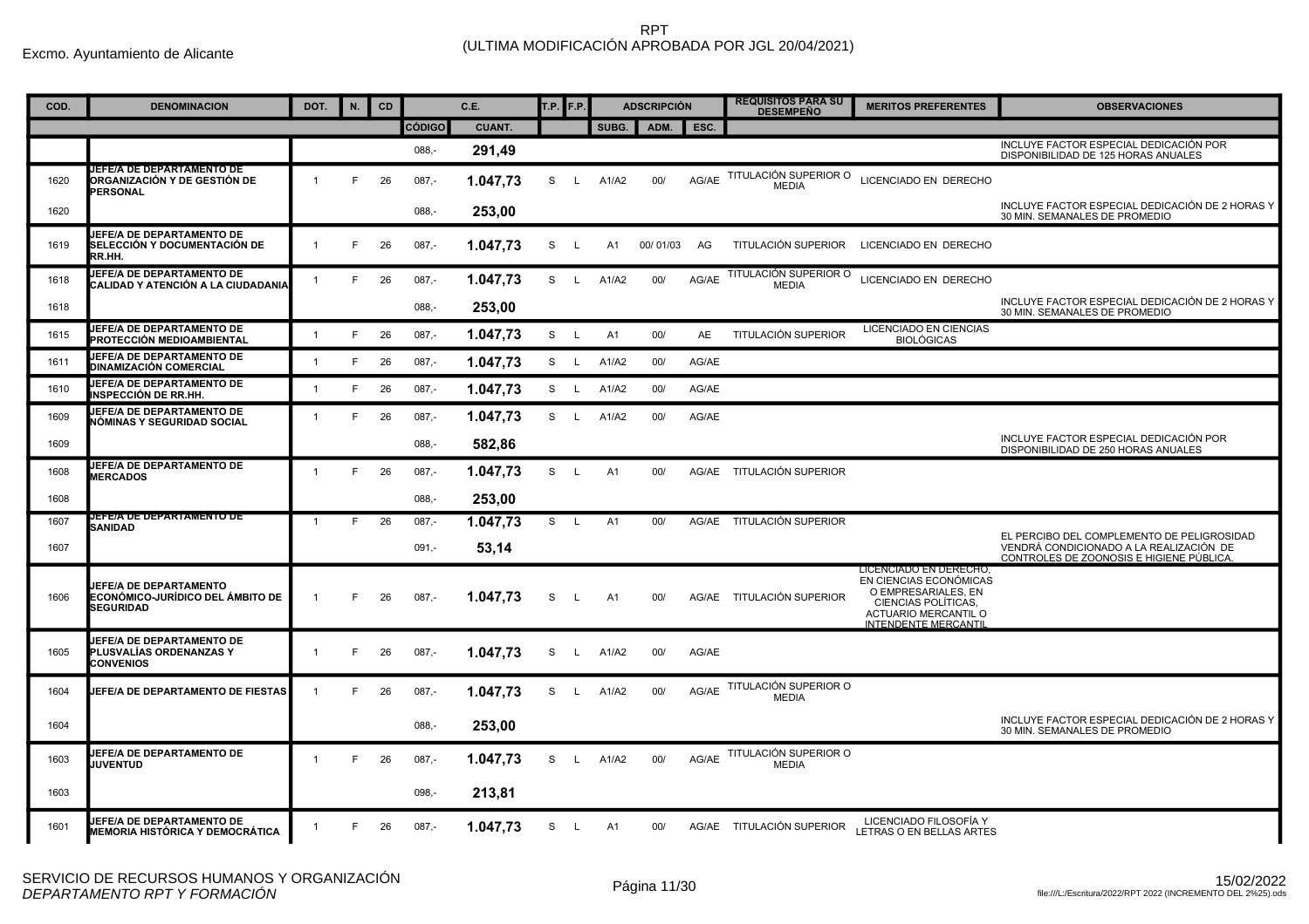Excmo. Ayuntamiento de Alicante

# RPT
(ULTIMA MODIFICACIÓN APROBADA POR JGL 20/04/2021)

| COD. | DENOMINACION | DOT. | N. | CD | C.E. | | T.P. | F.P. | ADSCRIPCIÓN | | | REQUISITOS PARA SU DESEMPEÑO | MERITOS PREFERENTES | OBSERVACIONES |
|---|---|---|---|---|---|---|---|---|---|---|---|---|---|---|
| | | | | | CÓDIGO | CUANT. | | | SUBG. | ADM. | ESC. | | | |
| | | | | | 088,- | 291,49 | | | | | | | | INCLUYE FACTOR ESPECIAL DEDICACIÓN POR DISPONIBILIDAD DE 125 HORAS ANUALES |
| 1620 | JEFE/A DE DEPARTAMENTO DE ORGANIZACIÓN Y DE GESTIÓN DE PERSONAL | 1 | F | 26 | 087,- | 1.047,73 | S | L | A1/A2 | 00/ | AG/AE | TITULACIÓN SUPERIOR O MEDIA | LICENCIADO EN DERECHO | |
| 1620 | | | | | 088,- | 253,00 | | | | | | | | INCLUYE FACTOR ESPECIAL DEDICACIÓN DE 2 HORAS Y 30 MIN. SEMANALES DE PROMEDIO |
| 1619 | JEFE/A DE DEPARTAMENTO DE SELECCIÓN Y DOCUMENTACIÓN DE RR.HH. | 1 | F | 26 | 087,- | 1.047,73 | S | L | A1 | 00/ 01/03 | AG | TITULACIÓN SUPERIOR | LICENCIADO EN DERECHO | |
| 1618 | JEFE/A DE DEPARTAMENTO DE CALIDAD Y ATENCIÓN A LA CIUDADANIA | 1 | F | 26 | 087,- | 1.047,73 | S | L | A1/A2 | 00/ | AG/AE | TITULACIÓN SUPERIOR O MEDIA | LICENCIADO EN DERECHO | |
| 1618 | | | | | 088,- | 253,00 | | | | | | | | INCLUYE FACTOR ESPECIAL DEDICACIÓN DE 2 HORAS Y 30 MIN. SEMANALES DE PROMEDIO |
| 1615 | JEFE/A DE DEPARTAMENTO DE PROTECCIÓN MEDIOAMBIENTAL | 1 | F | 26 | 087,- | 1.047,73 | S | L | A1 | 00/ | AE | TITULACIÓN SUPERIOR | LICENCIADO EN CIENCIAS BIOLÓGICAS | |
| 1611 | JEFE/A DE DEPARTAMENTO DE DINAMIZACIÓN COMERCIAL | 1 | F | 26 | 087,- | 1.047,73 | S | L | A1/A2 | 00/ | AG/AE | | | |
| 1610 | JEFE/A DE DEPARTAMENTO DE INSPECCIÓN DE RR.HH. | 1 | F | 26 | 087,- | 1.047,73 | S | L | A1/A2 | 00/ | AG/AE | | | |
| 1609 | JEFE/A DE DEPARTAMENTO DE NÓMINAS Y SEGURIDAD SOCIAL | 1 | F | 26 | 087,- | 1.047,73 | S | L | A1/A2 | 00/ | AG/AE | | | |
| 1609 | | | | | 088,- | 582,86 | | | | | | | | INCLUYE FACTOR ESPECIAL DEDICACIÓN POR DISPONIBILIDAD DE 250 HORAS ANUALES |
| 1608 | JEFE/A DE DEPARTAMENTO DE MERCADOS | 1 | F | 26 | 087,- | 1.047,73 | S | L | A1 | 00/ | AG/AE | TITULACIÓN SUPERIOR | | |
| 1608 | | | | | 088,- | 253,00 | | | | | | | | |
| 1607 | JEFE/A DE DEPARTAMENTO DE SANIDAD | 1 | F | 26 | 087,- | 1.047,73 | S | L | A1 | 00/ | AG/AE | TITULACIÓN SUPERIOR | | |
| 1607 | | | | | 091,- | 53,14 | | | | | | | | EL PERCIBO DEL COMPLEMENTO DE PELIGROSIDAD VENDRÁ CONDICIONADO A LA REALIZACIÓN DE CONTROLES DE ZOONOSIS E HIGIENE PÚBLICA. |
| 1606 | JEFE/A DE DEPARTAMENTO ECONÓMICO-JURÍDICO DEL ÁMBITO DE SEGURIDAD | 1 | F | 26 | 087,- | 1.047,73 | S | L | A1 | 00/ | AG/AE | TITULACIÓN SUPERIOR | LICENCIADO EN DERECHO, EN CIENCIAS ECONÓMICAS O EMPRESARIALES, EN CIENCIAS POLÍTICAS, ACTUARIO MERCANTIL O INTENDENTE MERCANTIL | |
| 1605 | JEFE/A DE DEPARTAMENTO DE PLUSVALÍAS ORDENANZAS Y CONVENIOS | 1 | F | 26 | 087,- | 1.047,73 | S | L | A1/A2 | 00/ | AG/AE | | | |
| 1604 | JEFE/A DE DEPARTAMENTO DE FIESTAS | 1 | F | 26 | 087,- | 1.047,73 | S | L | A1/A2 | 00/ | AG/AE | TITULACIÓN SUPERIOR O MEDIA | | |
| 1604 | | | | | 088,- | 253,00 | | | | | | | | INCLUYE FACTOR ESPECIAL DEDICACIÓN DE 2 HORAS Y 30 MIN. SEMANALES DE PROMEDIO |
| 1603 | JEFE/A DE DEPARTAMENTO DE JUVENTUD | 1 | F | 26 | 087,- | 1.047,73 | S | L | A1/A2 | 00/ | AG/AE | TITULACIÓN SUPERIOR O MEDIA | | |
| 1603 | | | | | 098,- | 213,81 | | | | | | | | |
| 1601 | JEFE/A DE DEPARTAMENTO DE MEMORIA HISTÓRICA Y DEMOCRÁTICA | 1 | F | 26 | 087,- | 1.047,73 | S | L | A1 | 00/ | AG/AE | TITULACIÓN SUPERIOR | LICENCIADO FILOSOFÍA Y LETRAS O EN BELLAS ARTES | |

SERVICIO DE RECURSOS HUMANOS Y ORGANIZACIÓN
*DEPARTAMENTO RPT Y FORMACIÓN*

15/02/2022
file:///L:/Escritura/2022/RPT 2022 (INCREMENTO DEL 2%25).ods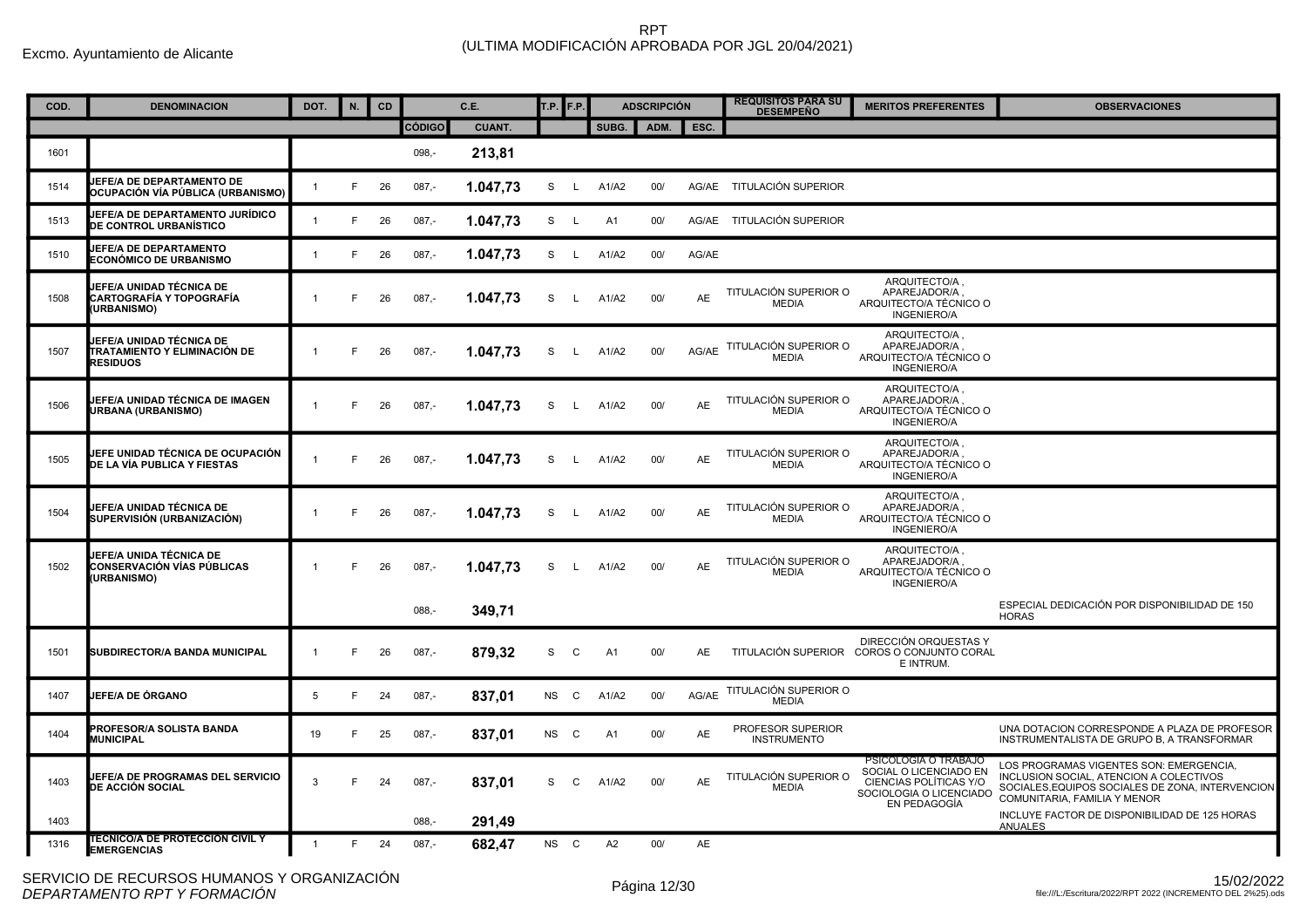Excmo. Ayuntamiento de Alicante

# RPT
## (ULTIMA MODIFICACIÓN APROBADA POR JGL 20/04/2021)

| COD. | DENOMINACION | DOT. | N. | CD | C.E. | | T.P. | F.P. | ADSCRIPCIÓN | | | REQUISITOS PARA SU DESEMPEÑO | MERITOS PREFERENTES | OBSERVACIONES |
|---|---|---|---|---|---|---|---|---|---|---|---|---|---|---|
| | | | | | CÓDIGO | CUANT. | | | SUBG. | ADM. | ESC. | | | |
| 1601 | | | | | 098,- | **213,81** | | | | | | | | |
| 1514 | **JEFE/A DE DEPARTAMENTO DE OCUPACIÓN VÍA PÚBLICA (URBANISMO)** | 1 | F | 26 | 087,- | **1.047,73** | S | L | A1/A2 | 00/ | AG/AE | TITULACIÓN SUPERIOR | | |
| 1513 | **JEFE/A DE DEPARTAMENTO JURÍDICO DE CONTROL URBANÍSTICO** | 1 | F | 26 | 087,- | **1.047,73** | S | L | A1 | 00/ | AG/AE | TITULACIÓN SUPERIOR | | |
| 1510 | **JEFE/A DE DEPARTAMENTO ECONÓMICO DE URBANISMO** | 1 | F | 26 | 087,- | **1.047,73** | S | L | A1/A2 | 00/ | AG/AE | | | |
| 1508 | **JEFE/A UNIDAD TÉCNICA DE CARTOGRAFÍA Y TOPOGRAFÍA (URBANISMO)** | 1 | F | 26 | 087,- | **1.047,73** | S | L | A1/A2 | 00/ | AE | TITULACIÓN SUPERIOR O MEDIA | ARQUITECTO/A , APAREJADOR/A , ARQUITECTO/A TÉCNICO O INGENIERO/A | |
| 1507 | **JEFE/A UNIDAD TÉCNICA DE TRATAMIENTO Y ELIMINACIÓN DE RESIDUOS** | 1 | F | 26 | 087,- | **1.047,73** | S | L | A1/A2 | 00/ | AG/AE | TITULACIÓN SUPERIOR O MEDIA | ARQUITECTO/A , APAREJADOR/A , ARQUITECTO/A TÉCNICO O INGENIERO/A | |
| 1506 | **JEFE/A UNIDAD TÉCNICA DE IMAGEN URBANA (URBANISMO)** | 1 | F | 26 | 087,- | **1.047,73** | S | L | A1/A2 | 00/ | AE | TITULACIÓN SUPERIOR O MEDIA | ARQUITECTO/A , APAREJADOR/A , ARQUITECTO/A TÉCNICO O INGENIERO/A | |
| 1505 | **JEFE UNIDAD TÉCNICA DE OCUPACIÓN DE LA VÍA PUBLICA Y FIESTAS** | 1 | F | 26 | 087,- | **1.047,73** | S | L | A1/A2 | 00/ | AE | TITULACIÓN SUPERIOR O MEDIA | ARQUITECTO/A , APAREJADOR/A , ARQUITECTO/A TÉCNICO O INGENIERO/A | |
| 1504 | **JEFE/A UNIDAD TÉCNICA DE SUPERVISIÓN (URBANIZACIÓN)** | 1 | F | 26 | 087,- | **1.047,73** | S | L | A1/A2 | 00/ | AE | TITULACIÓN SUPERIOR O MEDIA | ARQUITECTO/A , APAREJADOR/A , ARQUITECTO/A TÉCNICO O INGENIERO/A | |
| 1502 | **JEFE/A UNIDA TÉCNICA DE CONSERVACIÓN VÍAS PÚBLICAS (URBANISMO)** | 1 | F | 26 | 087,- | **1.047,73** | S | L | A1/A2 | 00/ | AE | TITULACIÓN SUPERIOR O MEDIA | ARQUITECTO/A , APAREJADOR/A , ARQUITECTO/A TÉCNICO O INGENIERO/A | |
| | | | | | 088,- | **349,71** | | | | | | | | ESPECIAL DEDICACIÓN POR DISPONIBILIDAD DE 150 HORAS |
| 1501 | **SUBDIRECTOR/A BANDA MUNICIPAL** | 1 | F | 26 | 087,- | **879,32** | S | C | A1 | 00/ | AE | TITULACIÓN SUPERIOR | DIRECCIÓN ORQUESTAS Y COROS O CONJUNTO CORAL E INTRUM. | |
| 1407 | **JEFE/A DE ÓRGANO** | 5 | F | 24 | 087,- | **837,01** | NS | C | A1/A2 | 00/ | AG/AE | TITULACIÓN SUPERIOR O MEDIA | | |
| 1404 | **PROFESOR/A SOLISTA BANDA MUNICIPAL** | 19 | F | 25 | 087,- | **837,01** | NS | C | A1 | 00/ | AE | PROFESOR SUPERIOR INSTRUMENTO | | UNA DOTACION CORRESPONDE A PLAZA DE PROFESOR INSTRUMENTALISTA DE GRUPO B, A TRANSFORMAR |
| 1403 | **JEFE/A DE PROGRAMAS DEL SERVICIO DE ACCIÓN SOCIAL** | 3 | F | 24 | 087,- | **837,01** | S | C | A1/A2 | 00/ | AE | TITULACIÓN SUPERIOR O MEDIA | PSICOLOGIA O TRABAJO SOCIAL O LICENCIADO EN CIENCIAS POLÍTICAS Y/O SOCIOLOGIA O LICENCIADO EN PEDAGOGÍA | LOS PROGRAMAS VIGENTES SON: EMERGENCIA, INCLUSION SOCIAL, ATENCION A COLECTIVOS SOCIALES,EQUIPOS SOCIALES DE ZONA, INTERVENCION COMUNITARIA, FAMILIA Y MENOR |
| 1403 | | | | | 088,- | **291,49** | | | | | | | | INCLUYE FACTOR DE DISPONIBILIDAD DE 125 HORAS ANUALES |
| 1316 | **TECNICO/A DE PROTECCIÓN CIVIL Y EMERGENCIAS** | 1 | F | 24 | 087,- | **682,47** | NS | C | A2 | 00/ | AE | | | |

SERVICIO DE RECURSOS HUMANOS Y ORGANIZACIÓN
*DEPARTAMENTO RPT Y FORMACIÓN*

15/02/2022
file:///L:/Escritura/2022/RPT 2022 (INCREMENTO DEL 2%25).ods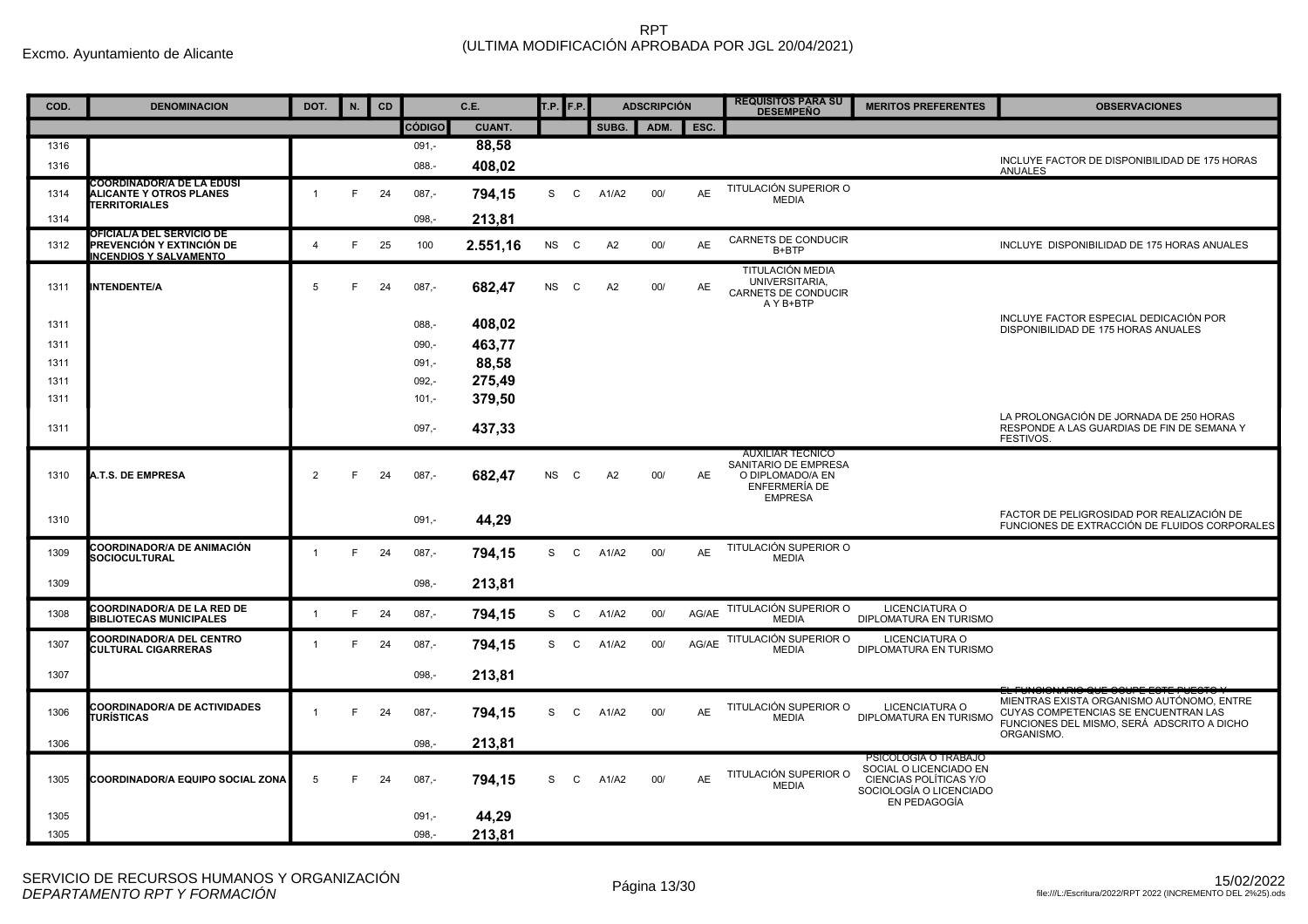Excmo. Ayuntamiento de Alicante

# RPT
## (ULTIMA MODIFICACIÓN APROBADA POR JGL 20/04/2021)

| COD. | DENOMINACION | DOT. | N. | CD | C.E. | | T.P. | F.P. | ADSCRIPCIÓN | | | REQUISITOS PARA SU DESEMPEÑO | MERITOS PREFERENTES | OBSERVACIONES |
|---|---|---|---|---|---|---|---|---|---|---|---|---|---|---|
| | | | | | CÓDIGO | CUANT. | | | SUBG. | ADM. | ESC. | | | |
| 1316 | | | | | 091,- | 88,58 | | | | | | | | |
| 1316 | | | | | 088.- | 408,02 | | | | | | | | INCLUYE FACTOR DE DISPONIBILIDAD DE 175 HORAS ANUALES |
| 1314 | COORDINADOR/A DE LA EDUSI ALICANTE Y OTROS PLANES TERRITORIALES | 1 | F | 24 | 087,- | 794,15 | S | C | A1/A2 | 00/ | AE | TITULACIÓN SUPERIOR O MEDIA | | |
| 1314 | | | | | 098,- | 213,81 | | | | | | | | |
| 1312 | OFICIAL/A DEL SERVICIO DE PREVENCIÓN Y EXTINCIÓN DE INCENDIOS Y SALVAMENTO | 4 | F | 25 | 100 | 2.551,16 | NS | C | A2 | 00/ | AE | CARNETS DE CONDUCIR B+BTP | | INCLUYE DISPONIBILIDAD DE 175 HORAS ANUALES |
| 1311 | INTENDENTE/A | 5 | F | 24 | 087,- | 682,47 | NS | C | A2 | 00/ | AE | TITULACIÓN MEDIA UNIVERSITARIA, CARNETS DE CONDUCIR A Y B+BTP | | |
| 1311 | | | | | 088,- | 408,02 | | | | | | | | INCLUYE FACTOR ESPECIAL DEDICACIÓN POR DISPONIBILIDAD DE 175 HORAS ANUALES |
| 1311 | | | | | 090,- | 463,77 | | | | | | | | |
| 1311 | | | | | 091,- | 88,58 | | | | | | | | |
| 1311 | | | | | 092,- | 275,49 | | | | | | | | |
| 1311 | | | | | 101,- | 379,50 | | | | | | | | |
| 1311 | | | | | 097,- | 437,33 | | | | | | | | LA PROLONGACIÓN DE JORNADA DE 250 HORAS RESPONDE A LAS GUARDIAS DE FIN DE SEMANA Y FESTIVOS. |
| 1310 | A.T.S. DE EMPRESA | 2 | F | 24 | 087,- | 682,47 | NS | C | A2 | 00/ | AE | AUXILIAR TÉCNICO SANITARIO DE EMPRESA O DIPLOMADO/A EN ENFERMERÍA DE EMPRESA | | |
| 1310 | | | | | 091,- | 44,29 | | | | | | | | FACTOR DE PELIGROSIDAD POR REALIZACIÓN DE FUNCIONES DE EXTRACCIÓN DE FLUIDOS CORPORALES |
| 1309 | COORDINADOR/A DE ANIMACIÓN SOCIOCULTURAL | 1 | F | 24 | 087,- | 794,15 | S | C | A1/A2 | 00/ | AE | TITULACIÓN SUPERIOR O MEDIA | | |
| 1309 | | | | | 098,- | 213,81 | | | | | | | | |
| 1308 | COORDINADOR/A DE LA RED DE BIBLIOTECAS MUNICIPALES | 1 | F | 24 | 087,- | 794,15 | S | C | A1/A2 | 00/ | AG/AE | TITULACIÓN SUPERIOR O MEDIA | LICENCIATURA O DIPLOMATURA EN TURISMO | |
| 1307 | COORDINADOR/A DEL CENTRO CULTURAL CIGARRERAS | 1 | F | 24 | 087,- | 794,15 | S | C | A1/A2 | 00/ | AG/AE | TITULACIÓN SUPERIOR O MEDIA | LICENCIATURA O DIPLOMATURA EN TURISMO | |
| 1307 | | | | | 098,- | 213,81 | | | | | | | | |
| 1306 | COORDINADOR/A DE ACTIVIDADES TURÍSTICAS | 1 | F | 24 | 087,- | 794,15 | S | C | A1/A2 | 00/ | AE | TITULACIÓN SUPERIOR O MEDIA | LICENCIATURA O DIPLOMATURA EN TURISMO | EL FUNCIONARIO QUE OCUPE ESTE PUESTO Y MIENTRAS EXISTA ORGANISMO AUTÓNOMO, ENTRE CUYAS COMPETENCIAS SE ENCUENTRAN LAS FUNCIONES DEL MISMO, SERÁ ADSCRITO A DICHO ORGANISMO. |
| 1306 | | | | | 098,- | 213,81 | | | | | | | | |
| 1305 | COORDINADOR/A EQUIPO SOCIAL ZONA | 5 | F | 24 | 087,- | 794,15 | S | C | A1/A2 | 00/ | AE | TITULACIÓN SUPERIOR O MEDIA | PSICOLOGÍA O TRABAJO SOCIAL O LICENCIADO EN CIENCIAS POLÍTICAS Y/O SOCIOLOGÍA O LICENCIADO EN PEDAGOGÍA | |
| 1305 | | | | | 091,- | 44,29 | | | | | | | | |
| 1305 | | | | | 098,- | 213,81 | | | | | | | | |

SERVICIO DE RECURSOS HUMANOS Y ORGANIZACIÓN
*DEPARTAMENTO RPT Y FORMACIÓN*

15/02/2022
file:///L:/Escritura/2022/RPT 2022 (INCREMENTO DEL 2%25).ods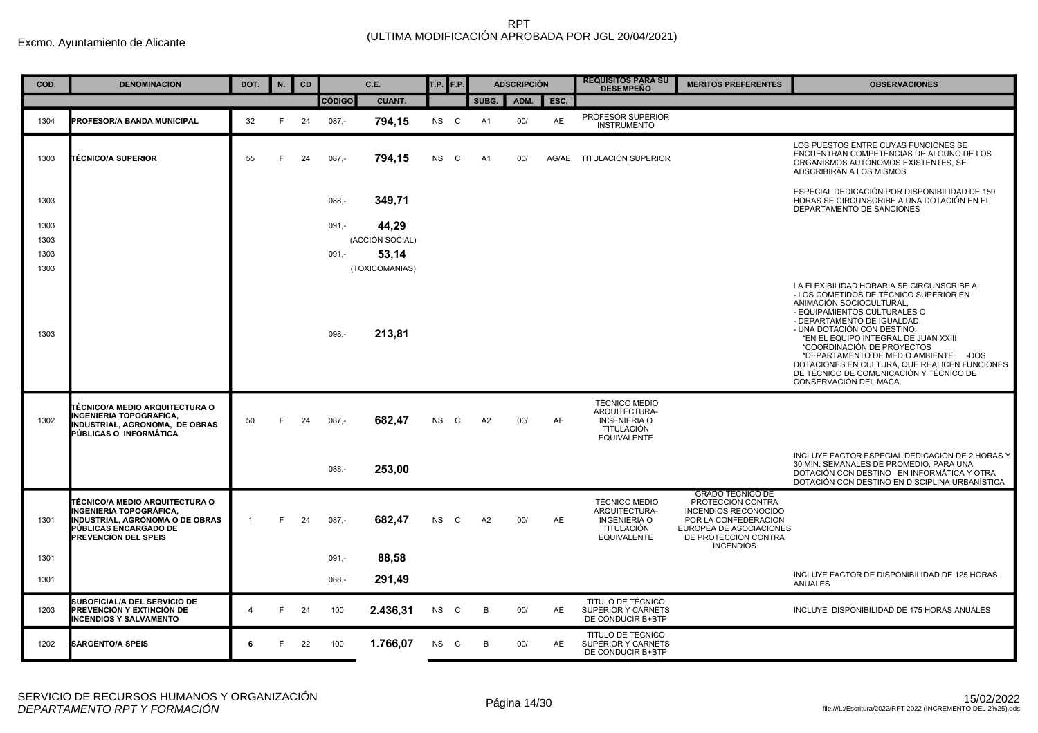Excmo. Ayuntamiento de Alicante

# RPT
(ULTIMA MODIFICACIÓN APROBADA POR JGL 20/04/2021)

| COD. | DENOMINACION | DOT. | N. | CD | C.E. | | T.P. | F.P. | ADSCRIPCIÓN | | | REQUISITOS PARA SU DESEMPEÑO | MERITOS PREFERENTES | OBSERVACIONES |
|---|---|---|---|---|---|---|---|---|---|---|---|---|---|---|
| | | | | | CÓDIGO | CUANT. | | | SUBG. | ADM. | ESC. | | | |
| 1304 | **PROFESOR/A BANDA MUNICIPAL** | 32 | F | 24 | 087,- | **794,15** | NS | C | A1 | 00/ | AE | PROFESOR SUPERIOR INSTRUMENTO | | |
| 1303 | **TÉCNICO/A SUPERIOR** | 55 | F | 24 | 087,- | **794,15** | NS | C | A1 | 00/ | AG/AE | TITULACIÓN SUPERIOR | | LOS PUESTOS ENTRE CUYAS FUNCIONES SE ENCUENTRAN COMPETENCIAS DE ALGUNO DE LOS ORGANISMOS AUTÓNOMOS EXISTENTES, SE ADSCRIBIRÁN A LOS MISMOS |
| 1303 | | | | | 088,- | **349,71** | | | | | | | | ESPECIAL DEDICACIÓN POR DISPONIBILIDAD DE 150 HORAS SE CIRCUNSCRIBE A UNA DOTACIÓN EN EL DEPARTAMENTO DE SANCIONES |
| 1303 | | | | | 091,- | **44,29** | | | | | | | | |
| 1303 | | | | | (ACCIÓN SOCIAL) | | | | | | | | | |
| 1303 | | | | | 091,- | **53,14** | | | | | | | | |
| 1303 | | | | | (TOXICOMANIAS) | | | | | | | | | |
| 1303 | | | | | 098,- | **213,81** | | | | | | | | LA FLEXIBILIDAD HORARIA SE CIRCUNSCRIBE A: - LOS COMETIDOS DE TÉCNICO SUPERIOR EN ANIMACIÓN SOCIOCULTURAL, - EQUIPAMIENTOS CULTURALES O - DEPARTAMENTO DE IGUALDAD, - UNA DOTACIÓN CON DESTINO: \*EN EL EQUIPO INTEGRAL DE JUAN XXIII \*COORDINACIÓN DE PROYECTOS \*DEPARTAMENTO DE MEDIO AMBIENTE -DOS DOTACIONES EN CULTURA, QUE REALICEN FUNCIONES DE TÉCNICO DE COMUNICACIÓN Y TÉCNICO DE CONSERVACIÓN DEL MACA. |
| 1302 | **TÉCNICO/A MEDIO ARQUITECTURA O INGENIERIA TOPOGRAFICA, INDUSTRIAL, AGRONOMA, DE OBRAS PÚBLICAS O INFORMÁTICA** | 50 | F | 24 | 087,- | **682,47** | NS | C | A2 | 00/ | AE | TÉCNICO MEDIO ARQUITECTURA-INGENIERIA O TITULACIÓN EQUIVALENTE | | |
| | | | | | 088.- | **253,00** | | | | | | | | INCLUYE FACTOR ESPECIAL DEDICACIÓN DE 2 HORAS Y 30 MIN. SEMANALES DE PROMEDIO, PARA UNA DOTACIÓN CON DESTINO EN INFORMÁTICA Y OTRA DOTACIÓN CON DESTINO EN DISCIPLINA URBANÍSTICA |
| 1301 | **TÉCNICO/A MEDIO ARQUITECTURA O INGENIERIA TOPOGRÁFICA, INDUSTRIAL, AGRÓNOMA O DE OBRAS PÚBLICAS ENCARGADO DE PREVENCION DEL SPEIS** | 1 | F | 24 | 087,- | **682,47** | NS | C | A2 | 00/ | AE | TÉCNICO MEDIO ARQUITECTURA-INGENIERIA O TITULACIÓN EQUIVALENTE | GRADO TECNICO DE PROTECCION CONTRA INCENDIOS RECONOCIDO POR LA CONFEDERACION EUROPEA DE ASOCIACIONES DE PROTECCION CONTRA INCENDIOS | |
| 1301 | | | | | 091,- | **88,58** | | | | | | | | |
| 1301 | | | | | 088.- | **291,49** | | | | | | | | INCLUYE FACTOR DE DISPONIBILIDAD DE 125 HORAS ANUALES |
| 1203 | **SUBOFICIAL/A DEL SERVICIO DE PREVENCION Y EXTINCIÓN DE INCENDIOS Y SALVAMENTO** | **4** | F | 24 | 100 | **2.436,31** | NS | C | B | 00/ | AE | TITULO DE TÉCNICO SUPERIOR Y CARNETS DE CONDUCIR B+BTP | | INCLUYE DISPONIBILIDAD DE 175 HORAS ANUALES |
| 1202 | **SARGENTO/A SPEIS** | **6** | F | 22 | 100 | **1.766,07** | NS | C | B | 00/ | AE | TITULO DE TÉCNICO SUPERIOR Y CARNETS DE CONDUCIR B+BTP | | |

SERVICIO DE RECURSOS HUMANOS Y ORGANIZACIÓN
*DEPARTAMENTO RPT Y FORMACIÓN*

15/02/2022
file:///L:/Escritura/2022/RPT 2022 (INCREMENTO DEL 2%25).ods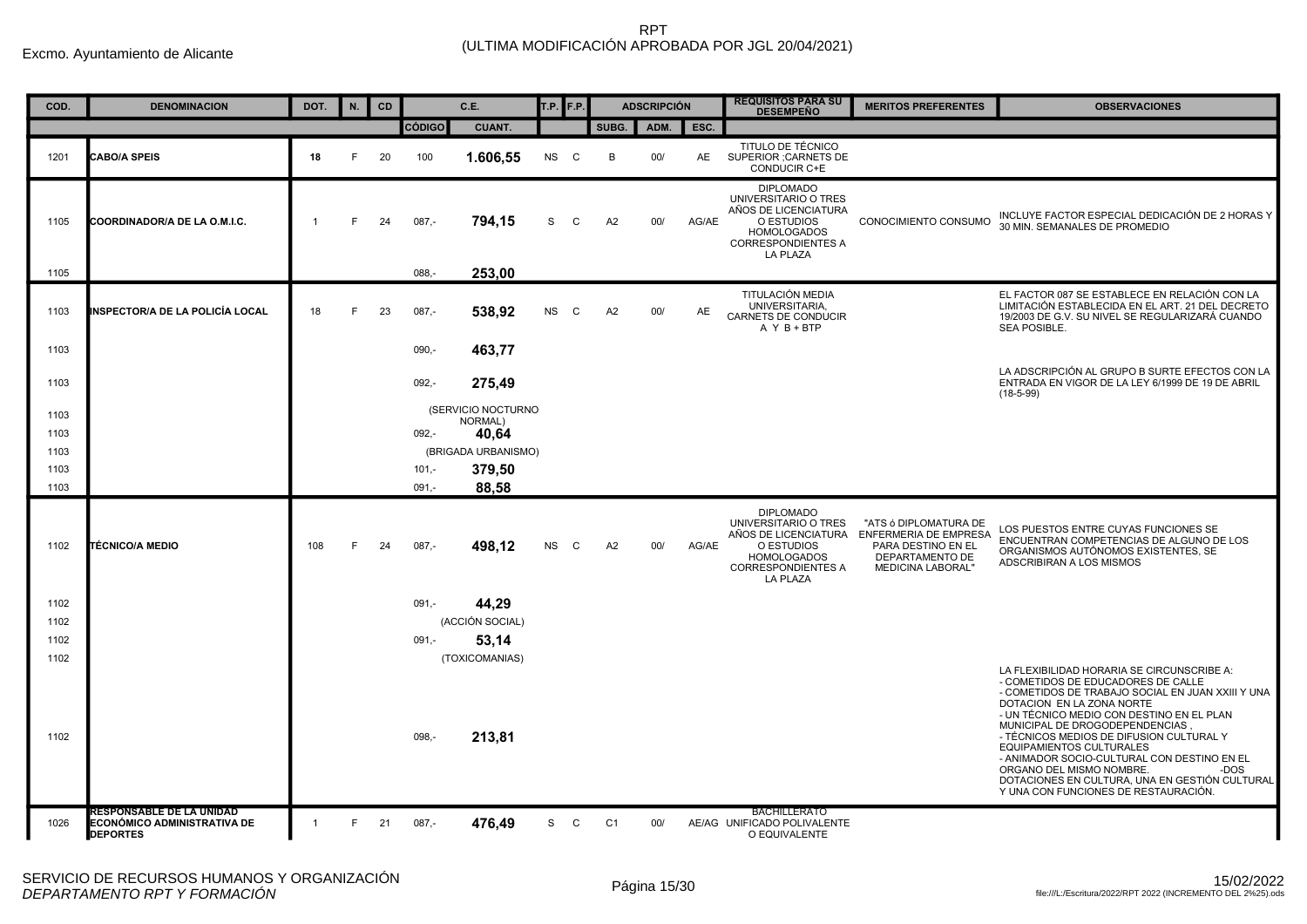Excmo. Ayuntamiento de Alicante

# RPT
## (ULTIMA MODIFICACIÓN APROBADA POR JGL 20/04/2021)

| COD. | DENOMINACION | DOT. | N. | CD | C.E. | | T.P. | F.P. | ADSCRIPCIÓN | | | REQUISITOS PARA SU DESEMPEÑO | MERITOS PREFERENTES | OBSERVACIONES |
|---|---|---|---|---|---|---|---|---|---|---|---|---|---|---|
| | | | | | CÓDIGO | CUANT. | | | SUBG. | ADM. | ESC. | | | |
| 1201 | **CABO/A SPEIS** | **18** | F | 20 | 100 | **1.606,55** | NS | C | B | 00/ | AE | TITULO DE TÉCNICO SUPERIOR ;CARNETS DE CONDUCIR C+E | | |
| 1105 | **COORDINADOR/A DE LA O.M.I.C.** | 1 | F | 24 | 087,- | **794,15** | S | C | A2 | 00/ | AG/AE | DIPLOMADO UNIVERSITARIO O TRES AÑOS DE LICENCIATURA O ESTUDIOS HOMOLOGADOS CORRESPONDIENTES A LA PLAZA | CONOCIMIENTO CONSUMO | INCLUYE FACTOR ESPECIAL DEDICACIÓN DE 2 HORAS Y 30 MIN. SEMANALES DE PROMEDIO |
| 1105 | | | | | 088,- | **253,00** | | | | | | | | |
| 1103 | **INSPECTOR/A DE LA POLICÍA LOCAL** | 18 | F | 23 | 087,- | **538,92** | NS | C | A2 | 00/ | AE | TITULACIÓN MEDIA UNIVERSITARIA, CARNETS DE CONDUCIR A Y B + BTP | | EL FACTOR 087 SE ESTABLECE EN RELACIÓN CON LA LIMITACIÓN ESTABLECIDA EN EL ART. 21 DEL DECRETO 19/2003 DE G.V. SU NIVEL SE REGULARIZARÁ CUANDO SEA POSIBLE. |
| 1103 | | | | | 090,- | **463,77** | | | | | | | | |
| 1103 | | | | | 092,- | **275,49** | | | | | | | | LA ADSCRIPCIÓN AL GRUPO B SURTE EFECTOS CON LA ENTRADA EN VIGOR DE LA LEY 6/1999 DE 19 DE ABRIL (18-5-99) |
| 1103 | | | | | | (SERVICIO NOCTURNO NORMAL) | | | | | | | | |
| 1103 | | | | | 092,- | **40,64** | | | | | | | | |
| 1103 | | | | | | (BRIGADA URBANISMO) | | | | | | | | |
| 1103 | | | | | 101,- | **379,50** | | | | | | | | |
| 1103 | | | | | 091,- | **88,58** | | | | | | | | |
| 1102 | **TÉCNICO/A MEDIO** | 108 | F | 24 | 087,- | **498,12** | NS | C | A2 | 00/ | AG/AE | DIPLOMADO UNIVERSITARIO O TRES AÑOS DE LICENCIATURA O ESTUDIOS HOMOLOGADOS CORRESPONDIENTES A LA PLAZA | "ATS ó DIPLOMATURA DE ENFERMERIA DE EMPRESA PARA DESTINO EN EL DEPARTAMENTO DE MEDICINA LABORAL" | LOS PUESTOS ENTRE CUYAS FUNCIONES SE ENCUENTRAN COMPETENCIAS DE ALGUNO DE LOS ORGANISMOS AUTÓNOMOS EXISTENTES, SE ADSCRIBIRAN A LOS MISMOS |
| 1102 | | | | | 091,- | **44,29** | | | | | | | | |
| 1102 | | | | | | (ACCIÓN SOCIAL) | | | | | | | | |
| 1102 | | | | | 091,- | **53,14** | | | | | | | | |
| 1102 | | | | | | (TOXICOMANIAS) | | | | | | | | |
| 1102 | | | | | 098,- | **213,81** | | | | | | | | LA FLEXIBILIDAD HORARIA SE CIRCUNSCRIBE A: - COMETIDOS DE EDUCADORES DE CALLE - COMETIDOS DE TRABAJO SOCIAL EN JUAN XXIII Y UNA DOTACION EN LA ZONA NORTE - UN TÉCNICO MEDIO CON DESTINO EN EL PLAN MUNICIPAL DE DROGODEPENDENCIAS , - TÉCNICOS MEDIOS DE DIFUSION CULTURAL Y EQUIPAMIENTOS CULTURALES - ANIMADOR SOCIO-CULTURAL CON DESTINO EN EL ORGANO DEL MISMO NOMBRE. -DOS DOTACIONES EN CULTURA, UNA EN GESTIÓN CULTURAL Y UNA CON FUNCIONES DE RESTAURACIÓN. |
| 1026 | **RESPONSABLE DE LA UNIDAD ECONÓMICO ADMINISTRATIVA DE DEPORTES** | 1 | F | 21 | 087,- | **476,49** | S | C | C1 | 00/ | AE/AG | BACHILLERATO UNIFICADO POLIVALENTE O EQUIVALENTE | | |

SERVICIO DE RECURSOS HUMANOS Y ORGANIZACIÓN
*DEPARTAMENTO RPT Y FORMACIÓN*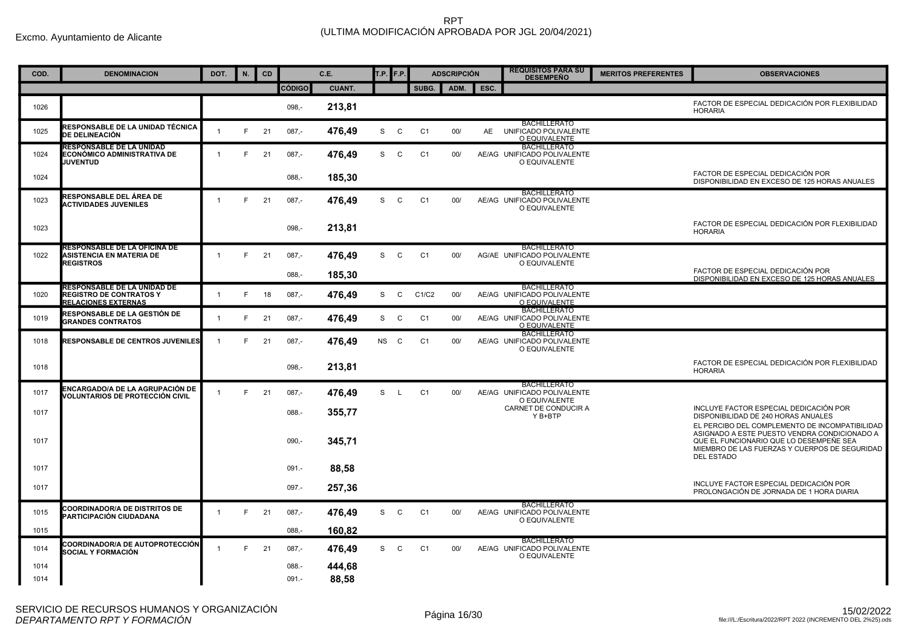Excmo. Ayuntamiento de Alicante

RPT
(ULTIMA MODIFICACIÓN APROBADA POR JGL 20/04/2021)

| COD. | DENOMINACION | DOT. | N. | CD | C.E. | | T.P. | F.P. | ADSCRIPCIÓN | | | REQUISITOS PARA SU DESEMPEÑO | MERITOS PREFERENTES | OBSERVACIONES |
|---|---|---|---|---|---|---|---|---|---|---|---|---|---|---|
| | | | | | CÓDIGO | CUANT. | | | SUBG. | ADM. | ESC. | | | |
| 1026 | | | | | 098,- | **213,81** | | | | | | | | FACTOR DE ESPECIAL DEDICACIÓN POR FLEXIBILIDAD HORARIA |
| 1025 | **RESPONSABLE DE LA UNIDAD TÉCNICA DE DELINEACIÓN** | 1 | F | 21 | 087,- | **476,49** | S | C | C1 | 00/ | AE | BACHILLERATO UNIFICADO POLIVALENTE O EQUIVALENTE | | |
| 1024 | **RESPONSABLE DE LA UNIDAD ECONÓMICO ADMINISTRATIVA DE JUVENTUD** | 1 | F | 21 | 087,- | **476,49** | S | C | C1 | 00/ | AE/AG | BACHILLERATO UNIFICADO POLIVALENTE O EQUIVALENTE | | |
| 1024 | | | | | 088,- | **185,30** | | | | | | | | FACTOR DE ESPECIAL DEDICACIÓN POR DISPONIBILIDAD EN EXCESO DE 125 HORAS ANUALES |
| 1023 | **RESPONSABLE DEL ÁREA DE ACTIVIDADES JUVENILES** | 1 | F | 21 | 087,- | **476,49** | S | C | C1 | 00/ | AE/AG | BACHILLERATO UNIFICADO POLIVALENTE O EQUIVALENTE | | |
| 1023 | | | | | 098,- | **213,81** | | | | | | | | FACTOR DE ESPECIAL DEDICACIÓN POR FLEXIBILIDAD HORARIA |
| 1022 | **RESPONSABLE DE LA OFICINA DE ASISTENCIA EN MATERIA DE REGISTROS** | 1 | F | 21 | 087,- | **476,49** | S | C | C1 | 00/ | AG/AE | BACHILLERATO UNIFICADO POLIVALENTE O EQUIVALENTE | | |
| | | | | | 088,- | **185,30** | | | | | | | | FACTOR DE ESPECIAL DEDICACIÓN POR DISPONIBILIDAD EN EXCESO DE 125 HORAS ANUALES |
| 1020 | **RESPONSABLE DE LA UNIDAD DE REGISTRO DE CONTRATOS Y RELACIONES EXTERNAS** | 1 | F | 18 | 087,- | **476,49** | S | C | C1/C2 | 00/ | AE/AG | BACHILLERATO UNIFICADO POLIVALENTE O EQUIVALENTE | | |
| 1019 | **RESPONSABLE DE LA GESTIÓN DE GRANDES CONTRATOS** | 1 | F | 21 | 087,- | **476,49** | S | C | C1 | 00/ | AE/AG | BACHILLERATO UNIFICADO POLIVALENTE O EQUIVALENTE | | |
| 1018 | **RESPONSABLE DE CENTROS JUVENILES** | 1 | F | 21 | 087,- | **476,49** | NS | C | C1 | 00/ | AE/AG | BACHILLERATO UNIFICADO POLIVALENTE O EQUIVALENTE | | |
| 1018 | | | | | 098,- | **213,81** | | | | | | | | FACTOR DE ESPECIAL DEDICACIÓN POR FLEXIBILIDAD HORARIA |
| 1017 | **ENCARGADO/A DE LA AGRUPACIÓN DE VOLUNTARIOS DE PROTECCIÓN CIVIL** | 1 | F | 21 | 087,- | **476,49** | S | L | C1 | 00/ | AE/AG | BACHILLERATO UNIFICADO POLIVALENTE O EQUIVALENTE CARNET DE CONDUCIR A Y B+BTP | | |
| 1017 | | | | | 088.- | **355,77** | | | | | | | | INCLUYE FACTOR ESPECIAL DEDICACIÓN POR DISPONIBILIDAD DE 240 HORAS ANUALES |
| 1017 | | | | | 090,- | **345,71** | | | | | | | | EL PERCIBO DEL COMPLEMENTO DE INCOMPATIBILIDAD ASIGNADO A ESTE PUESTO VENDRA CONDICIONADO A QUE EL FUNCIONARIO QUE LO DESEMPEÑE SEA MIEMBRO DE LAS FUERZAS Y CUERPOS DE SEGURIDAD DEL ESTADO |
| 1017 | | | | | 091.- | **88,58** | | | | | | | | |
| 1017 | | | | | 097.- | **257,36** | | | | | | | | INCLUYE FACTOR ESPECIAL DEDICACIÓN POR PROLONGACIÓN DE JORNADA DE 1 HORA DIARIA |
| 1015 | **COORDINADOR/A DE DISTRITOS DE PARTICIPACIÓN CIUDADANA** | 1 | F | 21 | 087,- | **476,49** | S | C | C1 | 00/ | AE/AG | BACHILLERATO UNIFICADO POLIVALENTE O EQUIVALENTE | | |
| 1015 | | | | | 088,- | **160,82** | | | | | | | | |
| 1014 | **COORDINADOR/A DE AUTOPROTECCIÓN SOCIAL Y FORMACIÓN** | 1 | F | 21 | 087,- | **476,49** | S | C | C1 | 00/ | AE/AG | BACHILLERATO UNIFICADO POLIVALENTE O EQUIVALENTE | | |
| 1014 | | | | | 088.- | **444,68** | | | | | | | | |
| 1014 | | | | | 091.- | **88,58** | | | | | | | | |

SERVICIO DE RECURSOS HUMANOS Y ORGANIZACIÓN
*DEPARTAMENTO RPT Y FORMACIÓN*

15/02/2022
file:///L:/Escritura/2022/RPT 2022 (INCREMENTO DEL 2%25).ods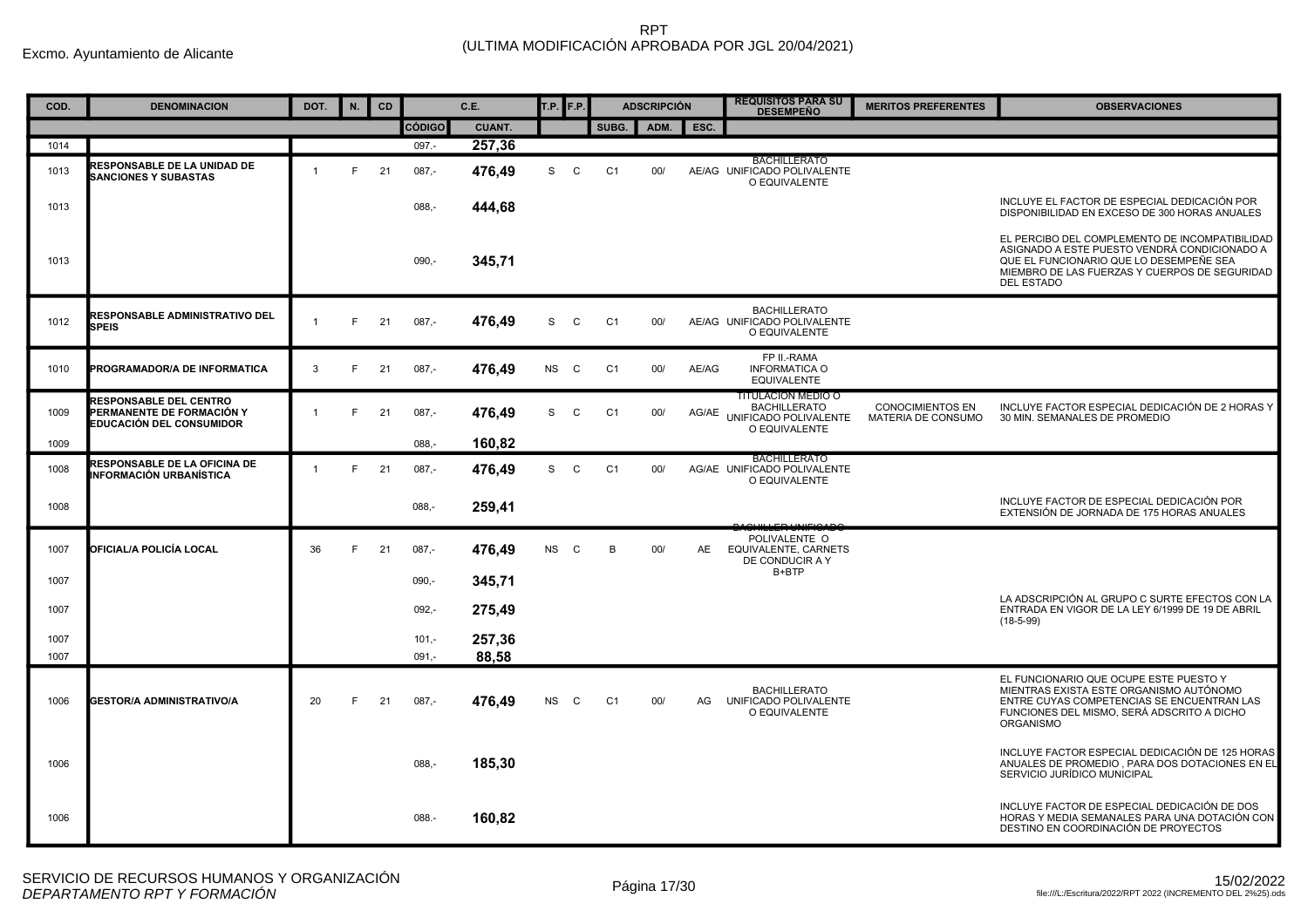Excmo. Ayuntamiento de Alicante

# RPT
(ULTIMA MODIFICACIÓN APROBADA POR JGL 20/04/2021)

| COD. | DENOMINACION | DOT. | N. | CD | C.E. | | T.P. | F.P. | ADSCRIPCIÓN | | | REQUISITOS PARA SU DESEMPEÑO | MERITOS PREFERENTES | OBSERVACIONES |
|---|---|---|---|---|---|---|---|---|---|---|---|---|---|---|
| | | | | | CÓDIGO | CUANT. | | | SUBG. | ADM. | ESC. | | | |
| 1014 | | | | | 097.- | 257,36 | | | | | | | | |
| 1013 | RESPONSABLE DE LA UNIDAD DE SANCIONES Y SUBASTAS | 1 | F | 21 | 087,- | 476,49 | S | C | C1 | 00/ | AE/AG | BACHILLERATO UNIFICADO POLIVALENTE O EQUIVALENTE | | |
| 1013 | | | | | 088,- | 444,68 | | | | | | | | INCLUYE EL FACTOR DE ESPECIAL DEDICACIÓN POR DISPONIBILIDAD EN EXCESO DE 300 HORAS ANUALES |
| 1013 | | | | | 090,- | 345,71 | | | | | | | | EL PERCIBO DEL COMPLEMENTO DE INCOMPATIBILIDAD ASIGNADO A ESTE PUESTO VENDRÁ CONDICIONADO A QUE EL FUNCIONARIO QUE LO DESEMPEÑE SEA MIEMBRO DE LAS FUERZAS Y CUERPOS DE SEGURIDAD DEL ESTADO |
| 1012 | RESPONSABLE ADMINISTRATIVO DEL SPEIS | 1 | F | 21 | 087,- | 476,49 | S | C | C1 | 00/ | AE/AG | BACHILLERATO UNIFICADO POLIVALENTE O EQUIVALENTE | | |
| 1010 | PROGRAMADOR/A DE INFORMATICA | 3 | F | 21 | 087,- | 476,49 | NS | C | C1 | 00/ | AE/AG | FP II.-RAMA INFORMATICA O EQUIVALENTE | | |
| 1009 | RESPONSABLE DEL CENTRO PERMANENTE DE FORMACIÓN Y EDUCACIÓN DEL CONSUMIDOR | 1 | F | 21 | 087,- | 476,49 | S | C | C1 | 00/ | AG/AE | TITULACION MEDIO O BACHILLERATO UNIFICADO POLIVALENTE O EQUIVALENTE | CONOCIMIENTOS EN MATERIA DE CONSUMO | INCLUYE FACTOR ESPECIAL DEDICACIÓN DE 2 HORAS Y 30 MIN. SEMANALES DE PROMEDIO |
| 1009 | | | | | 088,- | 160,82 | | | | | | | | |
| 1008 | RESPONSABLE DE LA OFICINA DE INFORMACIÓN URBANÍSTICA | 1 | F | 21 | 087,- | 476,49 | S | C | C1 | 00/ | AG/AE | BACHILLERATO UNIFICADO POLIVALENTE O EQUIVALENTE | | |
| 1008 | | | | | 088,- | 259,41 | | | | | | | | INCLUYE FACTOR DE ESPECIAL DEDICACIÓN POR EXTENSIÓN DE JORNADA DE 175 HORAS ANUALES |
| 1007 | OFICIAL/A POLICÍA LOCAL | 36 | F | 21 | 087,- | 476,49 | NS | C | B | 00/ | AE | BACHILLER UNIFICADO POLIVALENTE O EQUIVALENTE, CARNETS DE CONDUCIR A Y B+BTP | | |
| 1007 | | | | | 090,- | 345,71 | | | | | | | | |
| 1007 | | | | | 092,- | 275,49 | | | | | | | | LA ADSCRIPCIÓN AL GRUPO C SURTE EFECTOS CON LA ENTRADA EN VIGOR DE LA LEY 6/1999 DE 19 DE ABRIL (18-5-99) |
| 1007 | | | | | 101,- | 257,36 | | | | | | | | |
| 1007 | | | | | 091,- | 88,58 | | | | | | | | |
| 1006 | GESTOR/A ADMINISTRATIVO/A | 20 | F | 21 | 087,- | 476,49 | NS | C | C1 | 00/ | AG | BACHILLERATO UNIFICADO POLIVALENTE O EQUIVALENTE | | EL FUNCIONARIO QUE OCUPE ESTE PUESTO Y MIENTRAS EXISTA ESTE ORGANISMO AUTÓNOMO ENTRE CUYAS COMPETENCIAS SE ENCUENTRAN LAS FUNCIONES DEL MISMO, SERÁ ADSCRITO A DICHO ORGANISMO |
| 1006 | | | | | 088,- | 185,30 | | | | | | | | INCLUYE FACTOR ESPECIAL DEDICACIÓN DE 125 HORAS ANUALES DE PROMEDIO , PARA DOS DOTACIONES EN EL SERVICIO JURÍDICO MUNICIPAL |
| 1006 | | | | | 088.- | 160,82 | | | | | | | | INCLUYE FACTOR DE ESPECIAL DEDICACIÓN DE DOS HORAS Y MEDIA SEMANALES PARA UNA DOTACIÓN CON DESTINO EN COORDINACIÓN DE PROYECTOS |

SERVICIO DE RECURSOS HUMANOS Y ORGANIZACIÓN
*DEPARTAMENTO RPT Y FORMACIÓN*

15/02/2022
file:///L:/Escritura/2022/RPT 2022 (INCREMENTO DEL 2%25).ods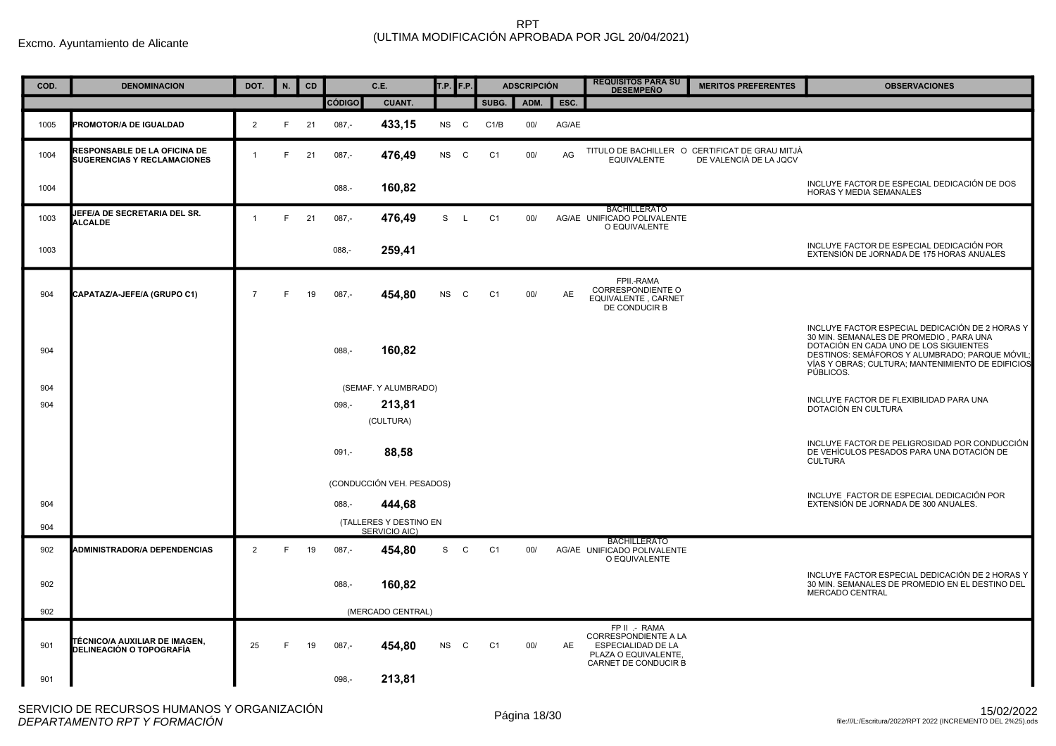Excmo. Ayuntamiento de Alicante

RPT
(ULTIMA MODIFICACIÓN APROBADA POR JGL 20/04/2021)

| COD. | DENOMINACION | DOT. | N. | CD | C.E. | | T.P. | F.P. | ADSCRIPCIÓN | | | REQUISITOS PARA SU DESEMPEÑO | MERITOS PREFERENTES | OBSERVACIONES |
|---|---|---|---|---|---|---|---|---|---|---|---|---|---|---|
| | | | | | CÓDIGO | CUANT. | | | SUBG. | ADM. | ESC. | | | |
| 1005 | **PROMOTOR/A DE IGUALDAD** | 2 | F | 21 | 087,- | **433,15** | NS | C | C1/B | 00/ | AG/AE | | | |
| 1004 | **RESPONSABLE DE LA OFICINA DE SUGERENCIAS Y RECLAMACIONES** | 1 | F | 21 | 087,- | **476,49** | NS | C | C1 | 00/ | AG | TITULO DE BACHILLER O EQUIVALENTE | CERTIFICAT DE GRAU MITJÀ DE VALENCIÀ DE LA JQCV | |
| 1004 | | | | | 088.- | **160,82** | | | | | | | | INCLUYE FACTOR DE ESPECIAL DEDICACIÓN DE DOS HORAS Y MEDIA SEMANALES |
| 1003 | **JEFE/A DE SECRETARIA DEL SR. ALCALDE** | 1 | F | 21 | 087,- | **476,49** | S | L | C1 | 00/ | AG/AE | BACHILLERATO UNIFICADO POLIVALENTE O EQUIVALENTE | | |
| 1003 | | | | | 088,- | **259,41** | | | | | | | | INCLUYE FACTOR DE ESPECIAL DEDICACIÓN POR EXTENSIÓN DE JORNADA DE 175 HORAS ANUALES |
| 904 | **CAPATAZ/A-JEFE/A (GRUPO C1)** | 7 | F | 19 | 087,- | **454,80** | NS | C | C1 | 00/ | AE | FPII.-RAMA CORRESPONDIENTE O EQUIVALENTE , CARNET DE CONDUCIR B | | |
| 904 | | | | | 088,- | **160,82** | | | | | | | | INCLUYE FACTOR ESPECIAL DEDICACIÓN DE 2 HORAS Y 30 MIN. SEMANALES DE PROMEDIO , PARA UNA DOTACIÓN EN CADA UNO DE LOS SIGUIENTES DESTINOS: SEMÁFOROS Y ALUMBRADO; PARQUE MÓVIL; VÍAS Y OBRAS; CULTURA; MANTENIMIENTO DE EDIFICIOS PÚBLICOS. |
| 904 | | | | | (SEMAF. Y ALUMBRADO) | | | | | | | | | |
| 904 | | | | | 098,- | **213,81** | | | | | | | | INCLUYE FACTOR DE FLEXIBILIDAD PARA UNA DOTACIÓN EN CULTURA |
| | | | | | (CULTURA) | | | | | | | | | |
| | | | | | 091,- | **88,58** | | | | | | | | INCLUYE FACTOR DE PELIGROSIDAD POR CONDUCCIÓN DE VEHÍCULOS PESADOS PARA UNA DOTACIÓN DE CULTURA |
| | | | | | (CONDUCCIÓN VEH. PESADOS) | | | | | | | | | |
| 904 | | | | | 088,- | **444,68** | | | | | | | | INCLUYE FACTOR DE ESPECIAL DEDICACIÓN POR EXTENSIÓN DE JORNADA DE 300 ANUALES. |
| 904 | | | | | (TALLERES Y DESTINO EN SERVICIO AIC) | | | | | | | | | |
| 902 | **ADMINISTRADOR/A DEPENDENCIAS** | 2 | F | 19 | 087,- | **454,80** | S | C | C1 | 00/ | AG/AE | BACHILLERATO UNIFICADO POLIVALENTE O EQUIVALENTE | | |
| 902 | | | | | 088,- | **160,82** | | | | | | | | INCLUYE FACTOR ESPECIAL DEDICACIÓN DE 2 HORAS Y 30 MIN. SEMANALES DE PROMEDIO EN EL DESTINO DEL MERCADO CENTRAL |
| 902 | | | | | (MERCADO CENTRAL) | | | | | | | | | |
| 901 | **TÉCNICO/A AUXILIAR DE IMAGEN, DELINEACIÓN O TOPOGRAFÍA** | 25 | F | 19 | 087,- | **454,80** | NS | C | C1 | 00/ | AE | FP II .- RAMA CORRESPONDIENTE A LA ESPECIALIDAD DE LA PLAZA O EQUIVALENTE, CARNET DE CONDUCIR B | | |
| 901 | | | | | 098,- | **213,81** | | | | | | | | |

SERVICIO DE RECURSOS HUMANOS Y ORGANIZACIÓN
*DEPARTAMENTO RPT Y FORMACIÓN*

15/02/2022
file:///L:/Escritura/2022/RPT 2022 (INCREMENTO DEL 2%25).ods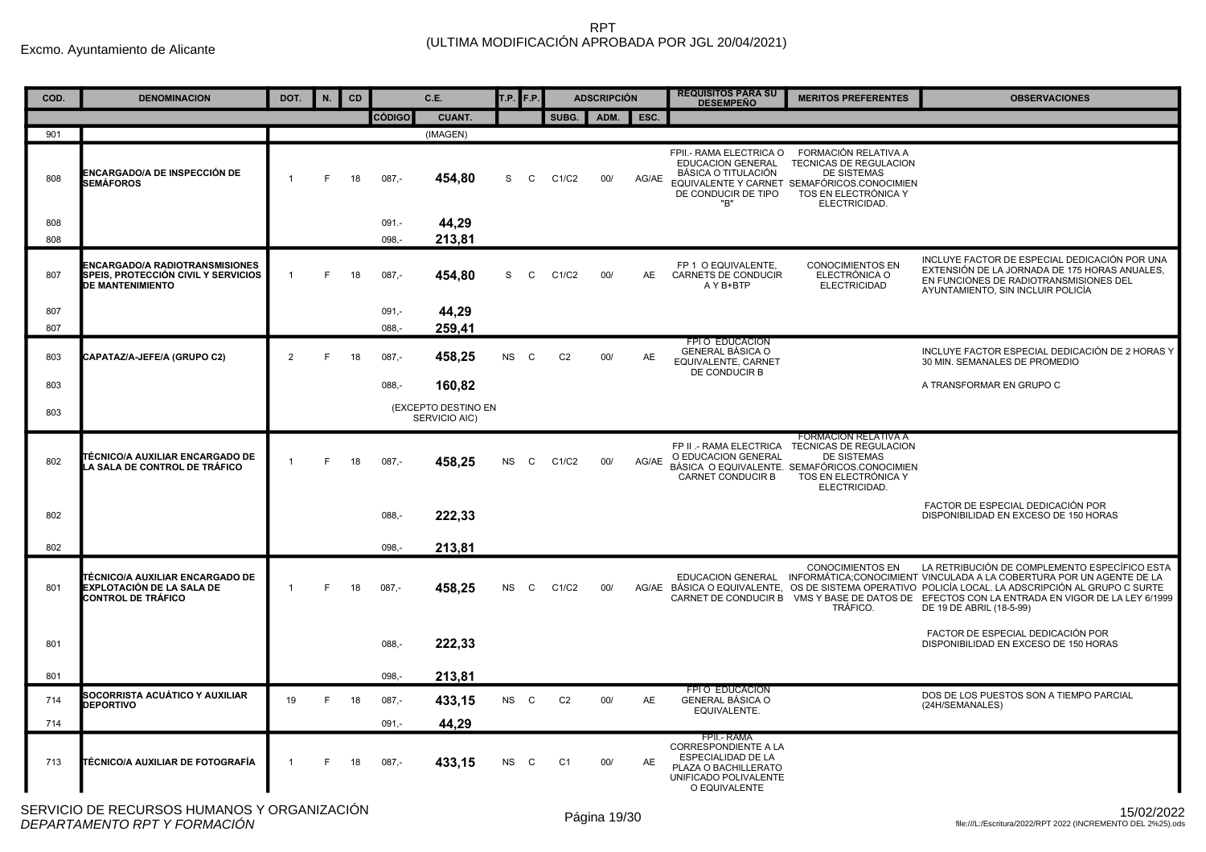Excmo. Ayuntamiento de Alicante

# RPT
(ULTIMA MODIFICACIÓN APROBADA POR JGL 20/04/2021)

| COD. | DENOMINACION | DOT. | N. | CD | C.E. | | T.P. | F.P. | ADSCRIPCIÓN | | | REQUISITOS PARA SU DESEMPEÑO | MERITOS PREFERENTES | OBSERVACIONES |
|---|---|---|---|---|---|---|---|---|---|---|---|---|---|---|
| | | | | | CÓDIGO | CUANT. | | | SUBG. | ADM. | ESC. | | | |
| 901 | | | | | | (IMAGEN) | | | | | | | | |
| 808 | **ENCARGADO/A DE INSPECCIÓN DE SEMÁFOROS** | 1 | F | 18 | 087,- | **454,80** | S | C | C1/C2 | 00/ | AG/AE | FPII.- RAMA ELECTRICA O EDUCACION GENERAL BÁSICA O TITULACIÓN EQUIVALENTE Y CARNET DE CONDUCIR DE TIPO "B" | FORMACIÓN RELATIVA A TECNICAS DE REGULACION DE SISTEMAS SEMAFÓRICOS.CONOCIMIENTOS EN ELECTRÓNICA Y ELECTRICIDAD. | |
| 808 | | | | | 091.- | **44,29** | | | | | | | | |
| 808 | | | | | 098,- | **213,81** | | | | | | | | |
| 807 | **ENCARGADO/A RADIOTRANSMISIONES SPEIS, PROTECCIÓN CIVIL Y SERVICIOS DE MANTENIMIENTO** | 1 | F | 18 | 087,- | **454,80** | S | C | C1/C2 | 00/ | AE | FP 1 O EQUIVALENTE, CARNETS DE CONDUCIR A Y B+BTP | CONOCIMIENTOS EN ELECTRÓNICA O ELECTRICIDAD | INCLUYE FACTOR DE ESPECIAL DEDICACIÓN POR UNA EXTENSIÓN DE LA JORNADA DE 175 HORAS ANUALES, EN FUNCIONES DE RADIOTRANSMISIONES DEL AYUNTAMIENTO, SIN INCLUIR POLICÍA |
| 807 | | | | | 091,- | **44,29** | | | | | | | | |
| 807 | | | | | 088,- | **259,41** | | | | | | | | |
| 803 | **CAPATAZ/A-JEFE/A (GRUPO C2)** | 2 | F | 18 | 087,- | **458,25** | NS | C | C2 | 00/ | AE | FPI O EDUCACION GENERAL BÁSICA O EQUIVALENTE, CARNET DE CONDUCIR B | | INCLUYE FACTOR ESPECIAL DEDICACIÓN DE 2 HORAS Y 30 MIN. SEMANALES DE PROMEDIO |
| 803 | | | | | 088,- | **160,82** | | | | | | | | A TRANSFORMAR EN GRUPO C |
| 803 | | | | | | (EXCEPTO DESTINO EN SERVICIO AIC) | | | | | | | | |
| 802 | **TÉCNICO/A AUXILIAR ENCARGADO DE LA SALA DE CONTROL DE TRÁFICO** | 1 | F | 18 | 087,- | **458,25** | NS | C | C1/C2 | 00/ | AG/AE | FP II .- RAMA ELECTRICA O EDUCACION GENERAL BÁSICA O EQUIVALENTE. CARNET CONDUCIR B | FORMACION RELATIVA A TECNICAS DE REGULACION DE SISTEMAS SEMAFÓRICOS.CONOCIMIENTOS EN ELECTRÓNICA Y ELECTRICIDAD. | |
| 802 | | | | | 088,- | **222,33** | | | | | | | | FACTOR DE ESPECIAL DEDICACIÓN POR DISPONIBILIDAD EN EXCESO DE 150 HORAS |
| 802 | | | | | 098,- | **213,81** | | | | | | | | |
| 801 | **TÉCNICO/A AUXILIAR ENCARGADO DE EXPLOTACIÓN DE LA SALA DE CONTROL DE TRÁFICO** | 1 | F | 18 | 087,- | **458,25** | NS | C | C1/C2 | 00/ | AG/AE | EDUCACION GENERAL BÁSICA O EQUIVALENTE, CARNET DE CONDUCIR B | CONOCIMIENTOS EN INFORMÁTICA;CONOCIMIENTOS DE SISTEMA OPERATIVO VMS Y BASE DE DATOS DE TRÁFICO. | LA RETRIBUCIÓN DE COMPLEMENTO ESPECÍFICO ESTA VINCULADA A LA COBERTURA POR UN AGENTE DE LA POLICÍA LOCAL. LA ADSCRIPCIÓN AL GRUPO C SURTE EFECTOS CON LA ENTRADA EN VIGOR DE LA LEY 6/1999 DE 19 DE ABRIL (18-5-99) |
| 801 | | | | | 088,- | **222,33** | | | | | | | | FACTOR DE ESPECIAL DEDICACIÓN POR DISPONIBILIDAD EN EXCESO DE 150 HORAS |
| 801 | | | | | 098,- | **213,81** | | | | | | | | |
| 714 | **SOCORRISTA ACUÁTICO Y AUXILIAR DEPORTIVO** | 19 | F | 18 | 087,- | **433,15** | NS | C | C2 | 00/ | AE | FPI O EDUCACION GENERAL BÁSICA O EQUIVALENTE. | | DOS DE LOS PUESTOS SON A TIEMPO PARCIAL (24H/SEMANALES) |
| 714 | | | | | 091,- | **44,29** | | | | | | | | |
| 713 | **TÉCNICO/A AUXILIAR DE FOTOGRAFÍA** | 1 | F | 18 | 087,- | **433,15** | NS | C | C1 | 00/ | AE | FPII.- RAMA CORRESPONDIENTE A LA ESPECIALIDAD DE LA PLAZA O BACHILLERATO UNIFICADO POLIVALENTE O EQUIVALENTE | | |

SERVICIO DE RECURSOS HUMANOS Y ORGANIZACIÓN
*DEPARTAMENTO RPT Y FORMACIÓN*

15/02/2022
file:///L:/Escritura/2022/RPT 2022 (INCREMENTO DEL 2%25).ods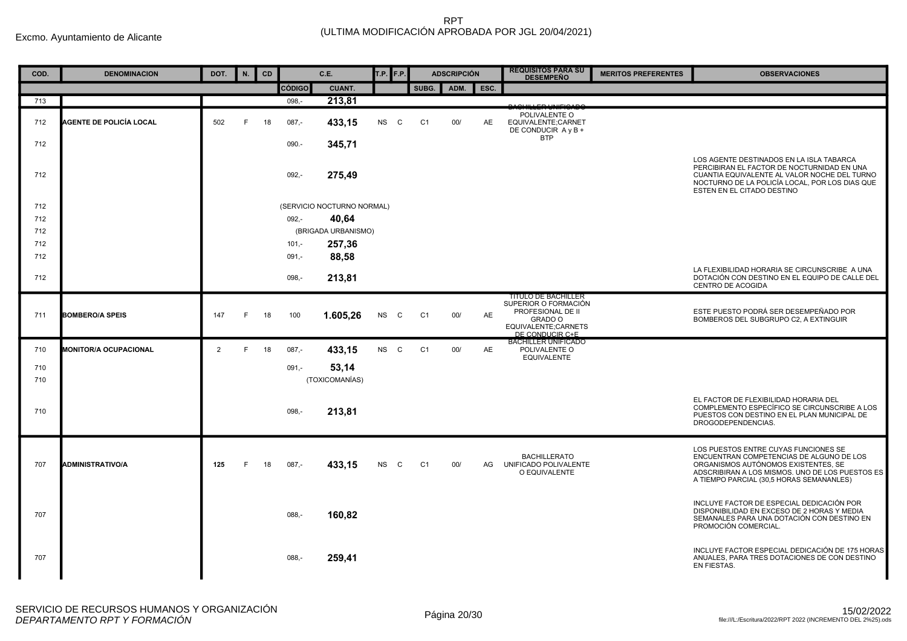Excmo. Ayuntamiento de Alicante

RPT
(ULTIMA MODIFICACIÓN APROBADA POR JGL 20/04/2021)

| COD. | DENOMINACION | DOT. | N. | CD | C.E. | | T.P. | F.P. | ADSCRIPCIÓN | | | REQUISITOS PARA SU DESEMPEÑO | MERITOS PREFERENTES | OBSERVACIONES |
|---|---|---|---|---|---|---|---|---|---|---|---|---|---|---|
| | | | | | CÓDIGO | CUANT. | | | SUBG. | ADM. | ESC. | | | |
| 713 | | | | | 098,- | 213,81 | | | | | | | | |
| 712 | AGENTE DE POLICÍA LOCAL | 502 | F | 18 | 087,- | 433,15 | NS | C | C1 | 00/ | AE | BACHILLER UNIFICADO POLIVALENTE O EQUIVALENTE;CARNET DE CONDUCIR A y B + BTP | | |
| 712 | | | | | 090.- | 345,71 | | | | | | | | |
| 712 | | | | | 092,- | 275,49 | | | | | | | | LOS AGENTE DESTINADOS EN LA ISLA TABARCA PERCIBIRAN EL FACTOR DE NOCTURNIDAD EN UNA CUANTIA EQUIVALENTE AL VALOR NOCHE DEL TURNO NOCTURNO DE LA POLICÍA LOCAL, POR LOS DIAS QUE ESTEN EN EL CITADO DESTINO |
| 712 | | | | | (SERVICIO NOCTURNO NORMAL) | | | | | | | | | |
| 712 | | | | | 092,- | 40,64 | | | | | | | | |
| 712 | | | | | (BRIGADA URBANISMO) | | | | | | | | | |
| 712 | | | | | 101,- | 257,36 | | | | | | | | |
| 712 | | | | | 091,- | 88,58 | | | | | | | | |
| 712 | | | | | 098,- | 213,81 | | | | | | | | LA FLEXIBILIDAD HORARIA SE CIRCUNSCRIBE A UNA DOTACIÓN CON DESTINO EN EL EQUIPO DE CALLE DEL CENTRO DE ACOGIDA |
| 711 | BOMBERO/A SPEIS | 147 | F | 18 | 100 | 1.605,26 | NS | C | C1 | 00/ | AE | TITULO DE BACHILLER SUPERIOR O FORMACIÓN PROFESIONAL DE II GRADO O EQUIVALENTE;CARNETS DE CONDUCIR C+E | | ESTE PUESTO PODRÁ SER DESEMPEÑADO POR BOMBEROS DEL SUBGRUPO C2, A EXTINGUIR |
| 710 | MONITOR/A OCUPACIONAL | 2 | F | 18 | 087,- | 433,15 | NS | C | C1 | 00/ | AE | BACHILLER UNIFICADO POLIVALENTE O EQUIVALENTE | | |
| 710 | | | | | 091,- | 53,14 | | | | | | | | |
| 710 | | | | | (TOXICOMANÍAS) | | | | | | | | | |
| 710 | | | | | 098,- | 213,81 | | | | | | | | EL FACTOR DE FLEXIBILIDAD HORARIA DEL COMPLEMENTO ESPECÍFICO SE CIRCUNSCRIBE A LOS PUESTOS CON DESTINO EN EL PLAN MUNICIPAL DE DROGODEPENDENCIAS. |
| 707 | ADMINISTRATIVO/A | 125 | F | 18 | 087,- | 433,15 | NS | C | C1 | 00/ | AG | BACHILLERATO UNIFICADO POLIVALENTE O EQUIVALENTE | | LOS PUESTOS ENTRE CUYAS FUNCIONES SE ENCUENTRAN COMPETENCIAS DE ALGUNO DE LOS ORGANISMOS AUTÓNOMOS EXISTENTES, SE ADSCRIBIRAN A LOS MISMOS. UNO DE LOS PUESTOS ES A TIEMPO PARCIAL (30,5 HORAS SEMANANLES) |
| 707 | | | | | 088,- | 160,82 | | | | | | | | INCLUYE FACTOR DE ESPECIAL DEDICACIÓN POR DISPONIBILIDAD EN EXCESO DE 2 HORAS Y MEDIA SEMANALES PARA UNA DOTACIÓN CON DESTINO EN PROMOCIÓN COMERCIAL. |
| 707 | | | | | 088,- | 259,41 | | | | | | | | INCLUYE FACTOR ESPECIAL DEDICACIÓN DE 175 HORAS ANUALES, PARA TRES DOTACIONES DE CON DESTINO EN FIESTAS. |

SERVICIO DE RECURSOS HUMANOS Y ORGANIZACIÓN
*DEPARTAMENTO RPT Y FORMACIÓN*

15/02/2022
file:///L:/Escritura/2022/RPT 2022 (INCREMENTO DEL 2%25).ods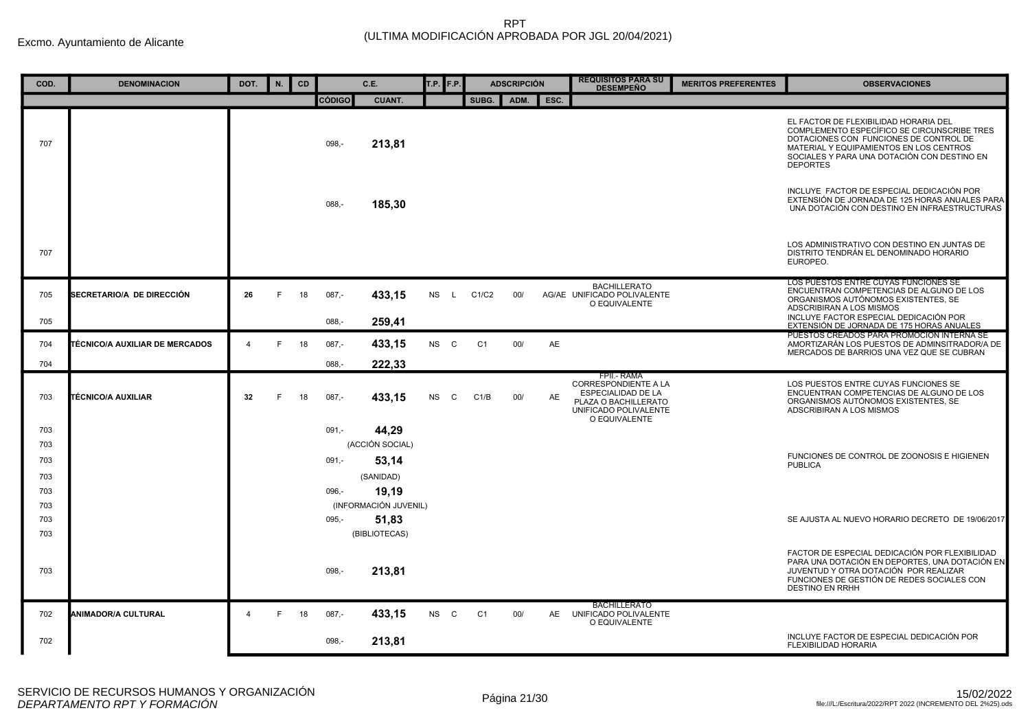Excmo. Ayuntamiento de Alicante

# RPT
## (ULTIMA MODIFICACIÓN APROBADA POR JGL 20/04/2021)

| COD. | DENOMINACION | DOT. | N. | CD | C.E. | | T.P. | F.P. | ADSCRIPCIÓN | | | REQUISITOS PARA SU DESEMPEÑO | MERITOS PREFERENTES | OBSERVACIONES |
|---|---|---|---|---|---|---|---|---|---|---|---|---|---|---|
| | | | | | CÓDIGO | CUANT. | | | SUBG. | ADM. | ESC. | | | |
| 707 | | | | | 098,- | 213,81 | | | | | | | | EL FACTOR DE FLEXIBILIDAD HORARIA DEL COMPLEMENTO ESPECÍFICO SE CIRCUNSCRIBE TRES DOTACIONES CON FUNCIONES DE CONTROL DE MATERIAL Y EQUIPAMIENTOS EN LOS CENTROS SOCIALES Y PARA UNA DOTACIÓN CON DESTINO EN DEPORTES |
| | | | | | 088,- | 185,30 | | | | | | | | INCLUYE FACTOR DE ESPECIAL DEDICACIÓN POR EXTENSIÓN DE JORNADA DE 125 HORAS ANUALES PARA UNA DOTACIÓN CON DESTINO EN INFRAESTRUCTURAS |
| 707 | | | | | | | | | | | | | | LOS ADMINISTRATIVO CON DESTINO EN JUNTAS DE DISTRITO TENDRÁN EL DENOMINADO HORARIO EUROPEO. |
| 705 | **SECRETARIO/A DE DIRECCIÓN** | **26** | F | 18 | 087,- | **433,15** | NS | L | C1/C2 | 00/ | AG/AE | BACHILLERATO UNIFICADO POLIVALENTE O EQUIVALENTE | | LOS PUESTOS ENTRE CUYAS FUNCIONES SE ENCUENTRAN COMPETENCIAS DE ALGUNO DE LOS ORGANISMOS AUTÓNOMOS EXISTENTES, SE ADSCRIBIRAN A LOS MISMOS |
| 705 | | | | | 088,- | **259,41** | | | | | | | | INCLUYE FACTOR ESPECIAL DEDICACIÓN POR EXTENSIÓN DE JORNADA DE 175 HORAS ANUALES |
| 704 | **TÉCNICO/A AUXILIAR DE MERCADOS** | 4 | F | 18 | 087,- | **433,15** | NS | C | C1 | 00/ | AE | | | PUESTOS CREADOS PARA PROMOCIÓN INTERNA SE AMORTIZARÁN LOS PUESTOS DE ADMINSITRADOR/A DE MERCADOS DE BARRIOS UNA VEZ QUE SE CUBRAN |
| 704 | | | | | 088,- | **222,33** | | | | | | | | |
| 703 | **TÉCNICO/A AUXILIAR** | **32** | F | 18 | 087,- | **433,15** | NS | C | C1/B | 00/ | AE | FPII.- RAMA CORRESPONDIENTE A LA ESPECIALIDAD DE LA PLAZA O BACHILLERATO UNIFICADO POLIVALENTE O EQUIVALENTE | | LOS PUESTOS ENTRE CUYAS FUNCIONES SE ENCUENTRAN COMPETENCIAS DE ALGUNO DE LOS ORGANISMOS AUTÓNOMOS EXISTENTES, SE ADSCRIBIRAN A LOS MISMOS |
| 703 | | | | | 091,- | **44,29** | | | | | | | | |
| 703 | | | | | | (ACCIÓN SOCIAL) | | | | | | | | |
| 703 | | | | | 091,- | **53,14** | | | | | | | | FUNCIONES DE CONTROL DE ZOONOSIS E HIGIENEN PUBLICA |
| 703 | | | | | | (SANIDAD) | | | | | | | | |
| 703 | | | | | 096,- | **19,19** | | | | | | | | |
| 703 | | | | | | (INFORMACIÓN JUVENIL) | | | | | | | | |
| 703 | | | | | 095,- | **51,83** | | | | | | | | SE AJUSTA AL NUEVO HORARIO DECRETO DE 19/06/2017 |
| 703 | | | | | | (BIBLIOTECAS) | | | | | | | | |
| 703 | | | | | 098,- | **213,81** | | | | | | | | FACTOR DE ESPECIAL DEDICACIÓN POR FLEXIBILIDAD PARA UNA DOTACIÓN EN DEPORTES, UNA DOTACIÓN EN JUVENTUD Y OTRA DOTACIÓN POR REALIZAR FUNCIONES DE GESTIÓN DE REDES SOCIALES CON DESTINO EN RRHH |
| 702 | **ANIMADOR/A CULTURAL** | 4 | F | 18 | 087,- | **433,15** | NS | C | C1 | 00/ | AE | BACHILLERATO UNIFICADO POLIVALENTE O EQUIVALENTE | | |
| 702 | | | | | 098,- | **213,81** | | | | | | | | INCLUYE FACTOR DE ESPECIAL DEDICACIÓN POR FLEXIBILIDAD HORARIA |

SERVICIO DE RECURSOS HUMANOS Y ORGANIZACIÓN
*DEPARTAMENTO RPT Y FORMACIÓN*

15/02/2022
file:///L:/Escritura/2022/RPT 2022 (INCREMENTO DEL 2%25).ods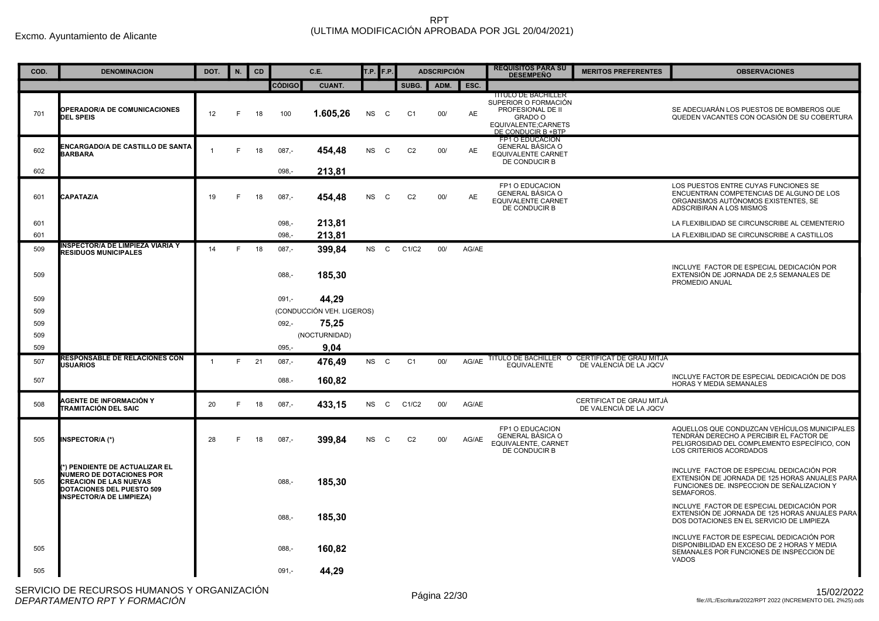Excmo. Ayuntamiento de Alicante

# RPT
(ULTIMA MODIFICACIÓN APROBADA POR JGL 20/04/2021)

| COD. | DENOMINACION | DOT. | N. | CD | C.E. | | T.P. | F.P. | ADSCRIPCIÓN | | | REQUISITOS PARA SU DESEMPEÑO | MERITOS PREFERENTES | OBSERVACIONES |
|---|---|---|---|---|---|---|---|---|---|---|---|---|---|---|
| | | | | | CÓDIGO | CUANT. | | | SUBG. | ADM. | ESC. | | | |
| 701 | **OPERADOR/A DE COMUNICACIONES DEL SPEIS** | 12 | F | 18 | 100 | **1.605,26** | NS | C | C1 | 00/ | AE | TITULO DE BACHILLER SUPERIOR O FORMACIÓN PROFESIONAL DE II GRADO O EQUIVALENTE;CARNETS DE CONDUCIR B +BTP | | SE ADECUARÁN LOS PUESTOS DE BOMBEROS QUE QUEDEN VACANTES CON OCASIÓN DE SU COBERTURA |
| 602 | **ENCARGADO/A DE CASTILLO DE SANTA BARBARA** | 1 | F | 18 | 087,- | **454,48** | NS | C | C2 | 00/ | AE | FP1 O EDUCACION GENERAL BÁSICA O EQUIVALENTE CARNET DE CONDUCIR B | | |
| 602 | | | | | 098,- | **213,81** | | | | | | | | |
| 601 | **CAPATAZ/A** | 19 | F | 18 | 087,- | **454,48** | NS | C | C2 | 00/ | AE | FP1 O EDUCACION GENERAL BÁSICA O EQUIVALENTE CARNET DE CONDUCIR B | | LOS PUESTOS ENTRE CUYAS FUNCIONES SE ENCUENTRAN COMPETENCIAS DE ALGUNO DE LOS ORGANISMOS AUTÓNOMOS EXISTENTES, SE ADSCRIBIRAN A LOS MISMOS |
| 601 | | | | | 098,- | **213,81** | | | | | | | | LA FLEXIBILIDAD SE CIRCUNSCRIBE AL CEMENTERIO |
| 601 | | | | | 098,- | **213,81** | | | | | | | | LA FLEXIBILIDAD SE CIRCUNSCRIBE A CASTILLOS |
| 509 | **INSPECTOR/A DE LIMPIEZA VIARIA Y RESIDUOS MUNICIPALES** | 14 | F | 18 | 087,- | **399,84** | NS | C | C1/C2 | 00/ | AG/AE | | | |
| 509 | | | | | 088,- | **185,30** | | | | | | | | INCLUYE FACTOR DE ESPECIAL DEDICACIÓN POR EXTENSIÓN DE JORNADA DE 2,5 SEMANALES DE PROMEDIO ANUAL |
| 509 | | | | | 091,- | **44,29** | | | | | | | | |
| 509 | | | | | (CONDUCCIÓN VEH. LIGEROS) | | | | | | | | | |
| 509 | | | | | 092,- | **75,25** | | | | | | | | |
| 509 | | | | | (NOCTURNIDAD) | | | | | | | | | |
| 509 | | | | | 095,- | **9,04** | | | | | | | | |
| 507 | **RESPONSABLE DE RELACIONES CON USUARIOS** | 1 | F | 21 | 087,- | **476,49** | NS | C | C1 | 00/ | AG/AE | TITULO DE BACHILLER O EQUIVALENTE | CERTIFICAT DE GRAU MITJÀ DE VALENCIÀ DE LA JQCV | |
| 507 | | | | | 088.- | **160,82** | | | | | | | | INCLUYE FACTOR DE ESPECIAL DEDICACIÓN DE DOS HORAS Y MEDIA SEMANALES |
| 508 | **AGENTE DE INFORMACIÓN Y TRAMITACIÓN DEL SAIC** | 20 | F | 18 | 087,- | **433,15** | NS | C | C1/C2 | 00/ | AG/AE | | CERTIFICAT DE GRAU MITJÀ DE VALENCIÀ DE LA JQCV | |
| 505 | **INSPECTOR/A (*)** | 28 | F | 18 | 087,- | **399,84** | NS | C | C2 | 00/ | AG/AE | FP1 O EDUCACION GENERAL BÁSICA O EQUIVALENTE, CARNET DE CONDUCIR B | | AQUELLOS QUE CONDUZCAN VEHÍCULOS MUNICIPALES TENDRÁN DERECHO A PERCIBIR EL FACTOR DE PELIGROSIDAD DEL COMPLEMENTO ESPECÍFICO, CON LOS CRITERIOS ACORDADOS |
| 505 | **(*) PENDIENTE DE ACTUALIZAR EL NUMERO DE DOTACIONES POR CREACION DE LAS NUEVAS DOTACIONES DEL PUESTO 509 INSPECTOR/A DE LIMPIEZA)** | | | | 088,- | **185,30** | | | | | | | | INCLUYE FACTOR DE ESPECIAL DEDICACIÓN POR EXTENSIÓN DE JORNADA DE 125 HORAS ANUALES PARA FUNCIONES DE. INSPECCION DE SEÑALIZACION Y SEMAFOROS. |
| | | | | | 088,- | **185,30** | | | | | | | | INCLUYE FACTOR DE ESPECIAL DEDICACIÓN POR EXTENSIÓN DE JORNADA DE 125 HORAS ANUALES PARA DOS DOTACIONES EN EL SERVICIO DE LIMPIEZA |
| 505 | | | | | 088,- | **160,82** | | | | | | | | INCLUYE FACTOR DE ESPECIAL DEDICACIÓN POR DISPONIBILIDAD EN EXCESO DE 2 HORAS Y MEDIA SEMANALES POR FUNCIONES DE INSPECCION DE VADOS |
| 505 | | | | | 091,- | **44,29** | | | | | | | | |

SERVICIO DE RECURSOS HUMANOS Y ORGANIZACIÓN
*DEPARTAMENTO RPT Y FORMACIÓN*

15/02/2022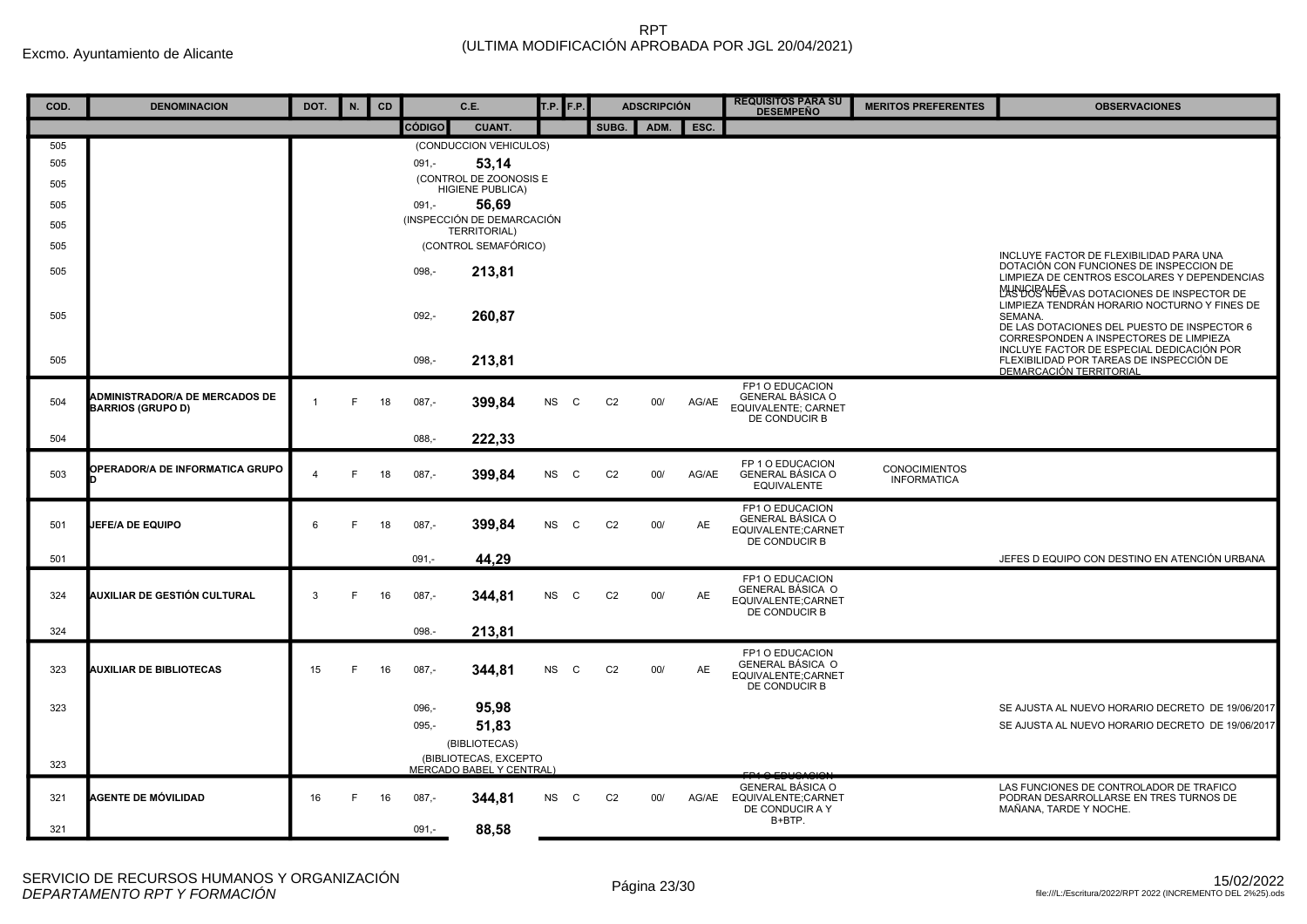Excmo. Ayuntamiento de Alicante

# RPT
(ULTIMA MODIFICACIÓN APROBADA POR JGL 20/04/2021)

| COD. | DENOMINACION | DOT. | N. | CD | C.E. | | T.P. | F.P. | ADSCRIPCIÓN | | | REQUISITOS PARA SU DESEMPEÑO | MERITOS PREFERENTES | OBSERVACIONES |
|---|---|---|---|---|---|---|---|---|---|---|---|---|---|---|
| | | | | | CÓDIGO | CUANT. | | | SUBG. | ADM. | ESC. | | | |
| 505 | | | | | (CONDUCCION VEHICULOS) | | | | | | | | | |
| 505 | | | | | 091,- | 53,14 | | | | | | | | |
| 505 | | | | | (CONTROL DE ZOONOSIS E HIGIENE PUBLICA) | | | | | | | | | |
| 505 | | | | | 091,- | 56,69 | | | | | | | | |
| 505 | | | | | (INSPECCIÓN DE DEMARCACIÓN TERRITORIAL) | | | | | | | | | |
| 505 | | | | | (CONTROL SEMAFÓRICO) | | | | | | | | | |
| 505 | | | | | 098,- | 213,81 | | | | | | | | INCLUYE FACTOR DE FLEXIBILIDAD PARA UNA DOTACIÓN CON FUNCIONES DE INSPECCION DE LIMPIEZA DE CENTROS ESCOLARES Y DEPENDENCIAS MUNICIPALES |
| 505 | | | | | 092,- | 260,87 | | | | | | | | LAS DOS NUEVAS DOTACIONES DE INSPECTOR DE LIMPIEZA TENDRÁN HORARIO NOCTURNO Y FINES DE SEMANA. DE LAS DOTACIONES DEL PUESTO DE INSPECTOR 6 CORRESPONDEN A INSPECTORES DE LIMPIEZA |
| 505 | | | | | 098,- | 213,81 | | | | | | | | INCLUYE FACTOR DE ESPECIAL DEDICACIÓN POR FLEXIBILIDAD POR TAREAS DE INSPECCIÓN DE DEMARCACIÓN TERRITORIAL |
| 504 | ADMINISTRADOR/A DE MERCADOS DE BARRIOS (GRUPO D) | 1 | F | 18 | 087,- | 399,84 | NS | C | C2 | 00/ | AG/AE | FP1 O EDUCACION GENERAL BÁSICA O EQUIVALENTE; CARNET DE CONDUCIR B | | |
| 504 | | | | | 088,- | 222,33 | | | | | | | | |
| 503 | OPERADOR/A DE INFORMATICA GRUPO D | 4 | F | 18 | 087,- | 399,84 | NS | C | C2 | 00/ | AG/AE | FP 1 O EDUCACION GENERAL BÁSICA O EQUIVALENTE | CONOCIMIENTOS INFORMATICA | |
| 501 | JEFE/A DE EQUIPO | 6 | F | 18 | 087,- | 399,84 | NS | C | C2 | 00/ | AE | FP1 O EDUCACION GENERAL BÁSICA O EQUIVALENTE;CARNET DE CONDUCIR B | | |
| 501 | | | | | 091,- | 44,29 | | | | | | | | JEFES D EQUIPO CON DESTINO EN ATENCIÓN URBANA |
| 324 | AUXILIAR DE GESTIÓN CULTURAL | 3 | F | 16 | 087,- | 344,81 | NS | C | C2 | 00/ | AE | FP1 O EDUCACION GENERAL BÁSICA O EQUIVALENTE;CARNET DE CONDUCIR B | | |
| 324 | | | | | 098.- | 213,81 | | | | | | | | |
| 323 | AUXILIAR DE BIBLIOTECAS | 15 | F | 16 | 087,- | 344,81 | NS | C | C2 | 00/ | AE | FP1 O EDUCACION GENERAL BÁSICA O EQUIVALENTE;CARNET DE CONDUCIR B | | |
| 323 | | | | | 096,- | 95,98 | | | | | | | | SE AJUSTA AL NUEVO HORARIO DECRETO DE 19/06/2017 |
| | | | | | 095,- | 51,83 | | | | | | | | SE AJUSTA AL NUEVO HORARIO DECRETO DE 19/06/2017 |
| | | | | | (BIBLIOTECAS) | | | | | | | | | |
| 323 | | | | | (BIBLIOTECAS, EXCEPTO MERCADO BABEL Y CENTRAL) | | | | | | | | | |
| 321 | AGENTE DE MÓVILIDAD | 16 | F | 16 | 087,- | 344,81 | NS | C | C2 | 00/ | AG/AE | FP1 O EDUCACION GENERAL BÁSICA O EQUIVALENTE;CARNET DE CONDUCIR A Y B+BTP. | | LAS FUNCIONES DE CONTROLADOR DE TRAFICO PODRAN DESARROLLARSE EN TRES TURNOS DE MAÑANA, TARDE Y NOCHE. |
| 321 | | | | | 091,- | 88,58 | | | | | | | | |

SERVICIO DE RECURSOS HUMANOS Y ORGANIZACIÓN
*DEPARTAMENTO RPT Y FORMACIÓN*

15/02/2022
file:///L:/Escritura/2022/RPT 2022 (INCREMENTO DEL 2%25).ods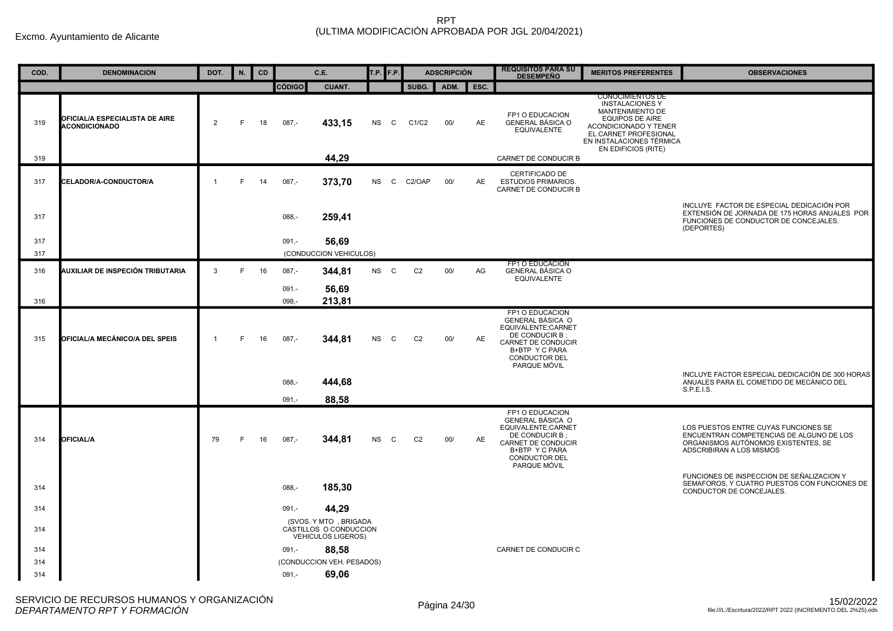Excmo. Ayuntamiento de Alicante

# RPT
## (ULTIMA MODIFICACIÓN APROBADA POR JGL 20/04/2021)

| COD. | DENOMINACION | DOT. | N. | CD | C.E. | | T.P. | F.P. | ADSCRIPCIÓN | | | REQUISITOS PARA SU DESEMPEÑO | MERITOS PREFERENTES | OBSERVACIONES |
|---|---|---|---|---|---|---|---|---|---|---|---|---|---|---|
| | | | | | CÓDIGO | CUANT. | | | SUBG. | ADM. | ESC. | | | |
| 319 | OFICIAL/A ESPECIALISTA DE AIRE ACONDICIONADO | 2 | F | 18 | 087,- | **433,15** | NS | C | C1/C2 | 00/ | AE | FP1 O EDUCACION GENERAL BÁSICA O EQUIVALENTE | CONOCIMIENTOS DE INSTALACIONES Y MANTENIMIENTO DE EQUIPOS DE AIRE ACONDICIONADO Y TENER EL CARNET PROFESIONAL EN INSTALACIONES TÉRMICA EN EDIFICIOS (RITE) | |
| 319 | | | | | | **44,29** | | | | | | CARNET DE CONDUCIR B | | |
| 317 | CELADOR/A-CONDUCTOR/A | 1 | F | 14 | 087,- | **373,70** | NS | C | C2/OAP | 00/ | AE | CERTIFICADO DE ESTUDIOS PRIMARIOS. CARNET DE CONDUCIR B | | |
| 317 | | | | | 088,- | **259,41** | | | | | | | | INCLUYE FACTOR DE ESPECIAL DEDICACIÓN POR EXTENSIÓN DE JORNADA DE 175 HORAS ANUALES POR FUNCIONES DE CONDUCTOR DE CONCEJALES. (DEPORTES) |
| 317 | | | | | 091,- | **56,69** | | | | | | | | |
| 317 | | | | | (CONDUCCION VEHICULOS) | | | | | | | | | |
| 316 | AUXILIAR DE INSPECIÓN TRIBUTARIA | 3 | F | 16 | 087,- | **344,81** | NS | C | C2 | 00/ | AG | FP1 O EDUCACION GENERAL BÁSICA O EQUIVALENTE | | |
| | | | | | 091.- | **56,69** | | | | | | | | |
| 316 | | | | | 098,- | **213,81** | | | | | | | | |
| 315 | OFICIAL/A MECÁNICO/A DEL SPEIS | 1 | F | 16 | 087,- | **344,81** | NS | C | C2 | 00/ | AE | FP1 O EDUCACION GENERAL BÁSICA O EQUIVALENTE;CARNET DE CONDUCIR B ; CARNET DE CONDUCIR B+BTP Y C PARA CONDUCTOR DEL PARQUE MÓVIL | | |
| | | | | | 088,- | **444,68** | | | | | | | | INCLUYE FACTOR ESPECIAL DEDICACIÓN DE 300 HORAS ANUALES PARA EL COMETIDO DE MECÁNICO DEL S.P.E.I.S. |
| | | | | | 091,- | **88,58** | | | | | | | | |
| 314 | OFICIAL/A | 79 | F | 16 | 087,- | **344,81** | NS | C | C2 | 00/ | AE | FP1 O EDUCACION GENERAL BÁSICA O EQUIVALENTE;CARNET DE CONDUCIR B ; CARNET DE CONDUCIR B+BTP Y C PARA CONDUCTOR DEL PARQUE MÓVIL | | LOS PUESTOS ENTRE CUYAS FUNCIONES SE ENCUENTRAN COMPETENCIAS DE ALGUNO DE LOS ORGANISMOS AUTÓNOMOS EXISTENTES, SE ADSCRIBIRAN A LOS MISMOS |
| 314 | | | | | 088,- | **185,30** | | | | | | | | FUNCIONES DE INSPECCION DE SEÑALIZACION Y SEMAFOROS, Y CUATRO PUESTOS CON FUNCIONES DE CONDUCTOR DE CONCEJALES. |
| 314 | | | | | 091,- | **44,29** | | | | | | | | |
| 314 | | | | | (SVOS. Y MTO , BRIGADA CASTILLOS O CONDUCCION VEHICULOS LIGEROS) | | | | | | | | | |
| 314 | | | | | 091,- | **88,58** | | | | | | CARNET DE CONDUCIR C | | |
| 314 | | | | | (CONDUCCION VEH. PESADOS) | | | | | | | | | |
| 314 | | | | | 091,- | **69,06** | | | | | | | | |

SERVICIO DE RECURSOS HUMANOS Y ORGANIZACIÓN
*DEPARTAMENTO RPT Y FORMACIÓN*

15/02/2022
file:///L:/Escritura/2022/RPT 2022 (INCREMENTO DEL 2%25).ods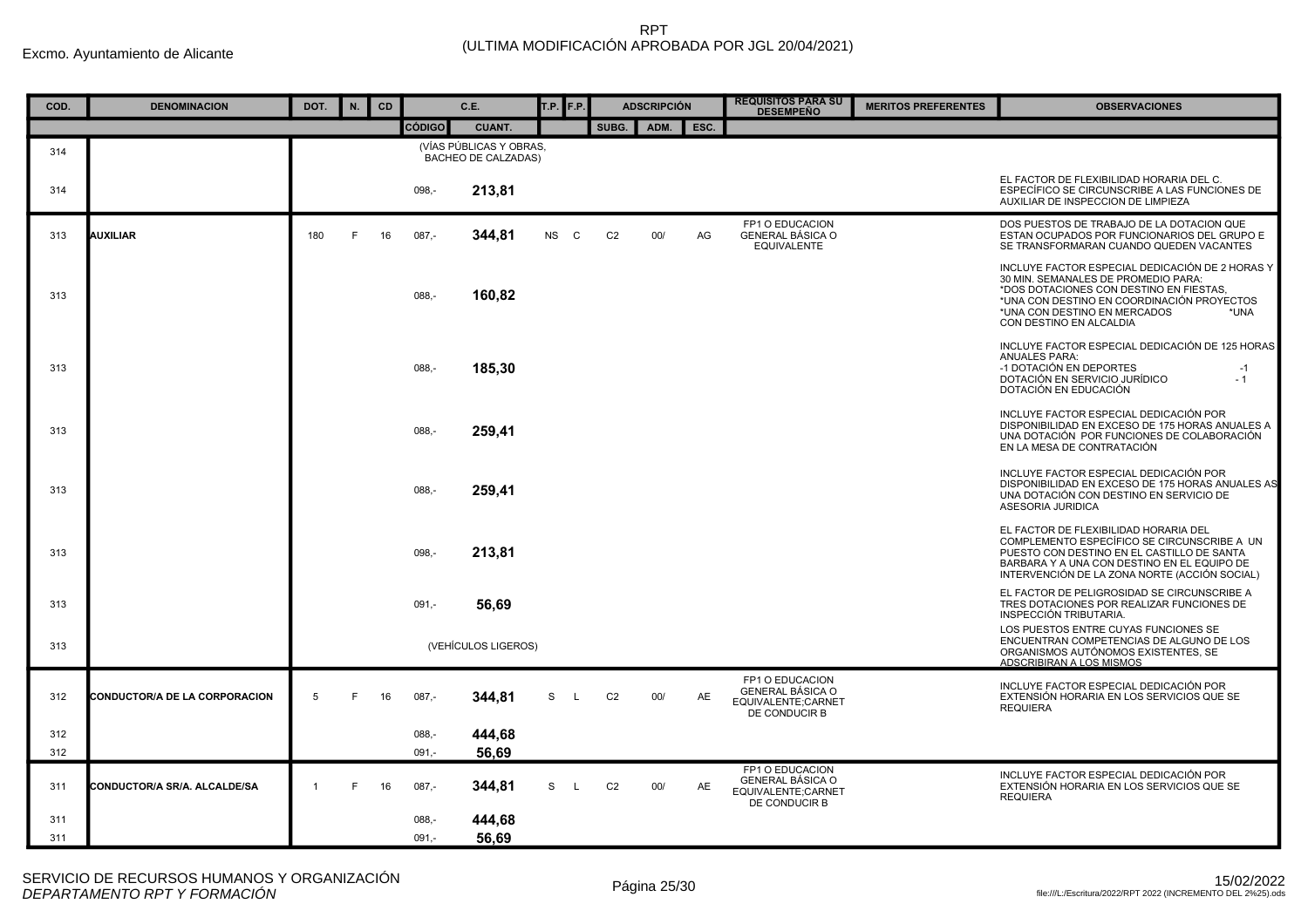Excmo. Ayuntamiento de Alicante

RPT
(ULTIMA MODIFICACIÓN APROBADA POR JGL 20/04/2021)

| COD. | DENOMINACION | DOT. | N. | CD | C.E. | | T.P. | F.P. | ADSCRIPCIÓN | | | REQUISITOS PARA SU DESEMPEÑO | MERITOS PREFERENTES | OBSERVACIONES |
|---|---|---|---|---|---|---|---|---|---|---|---|---|---|---|
| | | | | | CÓDIGO | CUANT. | | | SUBG. | ADM. | ESC. | | | |
| 314 | | | | | (VÍAS PÚBLICAS Y OBRAS, BACHEO DE CALZADAS) | | | | | | | | | |
| 314 | | | | | 098,- | **213,81** | | | | | | | | EL FACTOR DE FLEXIBILIDAD HORARIA DEL C. ESPECÍFICO SE CIRCUNSCRIBE A LAS FUNCIONES DE AUXILIAR DE INSPECCION DE LIMPIEZA |
| 313 | **AUXILIAR** | 180 | F | 16 | 087,- | **344,81** | NS | C | C2 | 00/ | AG | FP1 O EDUCACION GENERAL BÁSICA O EQUIVALENTE | | DOS PUESTOS DE TRABAJO DE LA DOTACION QUE ESTAN OCUPADOS POR FUNCIONARIOS DEL GRUPO E SE TRANSFORMARAN CUANDO QUEDEN VACANTES |
| 313 | | | | | 088,- | **160,82** | | | | | | | | INCLUYE FACTOR ESPECIAL DEDICACIÓN DE 2 HORAS Y 30 MIN. SEMANALES DE PROMEDIO PARA: *DOS DOTACIONES CON DESTINO EN FIESTAS, *UNA CON DESTINO EN COORDINACIÓN PROYECTOS *UNA CON DESTINO EN MERCADOS *UNA CON DESTINO EN ALCALDIA |
| 313 | | | | | 088,- | **185,30** | | | | | | | | INCLUYE FACTOR ESPECIAL DEDICACIÓN DE 125 HORAS ANUALES PARA: -1 DOTACIÓN EN DEPORTES -1 DOTACIÓN EN SERVICIO JURÍDICO - 1 DOTACIÓN EN EDUCACIÓN |
| 313 | | | | | 088,- | **259,41** | | | | | | | | INCLUYE FACTOR ESPECIAL DEDICACIÓN POR DISPONIBILIDAD EN EXCESO DE 175 HORAS ANUALES A UNA DOTACIÓN POR FUNCIONES DE COLABORACIÓN EN LA MESA DE CONTRATACIÓN |
| 313 | | | | | 088,- | **259,41** | | | | | | | | INCLUYE FACTOR ESPECIAL DEDICACIÓN POR DISPONIBILIDAD EN EXCESO DE 175 HORAS ANUALES AS UNA DOTACIÓN CON DESTINO EN SERVICIO DE ASESORIA JURIDICA |
| 313 | | | | | 098,- | **213,81** | | | | | | | | EL FACTOR DE FLEXIBILIDAD HORARIA DEL COMPLEMENTO ESPECÍFICO SE CIRCUNSCRIBE A UN PUESTO CON DESTINO EN EL CASTILLO DE SANTA BARBARA Y A UNA CON DESTINO EN EL EQUIPO DE INTERVENCIÓN DE LA ZONA NORTE (ACCIÓN SOCIAL) |
| 313 | | | | | 091,- | **56,69** | | | | | | | | EL FACTOR DE PELIGROSIDAD SE CIRCUNSCRIBE A TRES DOTACIONES POR REALIZAR FUNCIONES DE INSPECCIÓN TRIBUTARIA. |
| 313 | | | | | (VEHÍCULOS LIGEROS) | | | | | | | | | LOS PUESTOS ENTRE CUYAS FUNCIONES SE ENCUENTRAN COMPETENCIAS DE ALGUNO DE LOS ORGANISMOS AUTÓNOMOS EXISTENTES, SE ADSCRIBIRAN A LOS MISMOS |
| 312 | **CONDUCTOR/A DE LA CORPORACION** | 5 | F | 16 | 087,- | **344,81** | S | L | C2 | 00/ | AE | FP1 O EDUCACION GENERAL BÁSICA O EQUIVALENTE;CARNET DE CONDUCIR B | | INCLUYE FACTOR ESPECIAL DEDICACIÓN POR EXTENSIÓN HORARIA EN LOS SERVICIOS QUE SE REQUIERA |
| 312 | | | | | 088,- | **444,68** | | | | | | | | |
| 312 | | | | | 091,- | **56,69** | | | | | | | | |
| 311 | **CONDUCTOR/A SR/A. ALCALDE/SA** | 1 | F | 16 | 087,- | **344,81** | S | L | C2 | 00/ | AE | FP1 O EDUCACION GENERAL BÁSICA O EQUIVALENTE;CARNET DE CONDUCIR B | | INCLUYE FACTOR ESPECIAL DEDICACIÓN POR EXTENSIÓN HORARIA EN LOS SERVICIOS QUE SE REQUIERA |
| 311 | | | | | 088,- | **444,68** | | | | | | | | |
| 311 | | | | | 091,- | **56,69** | | | | | | | | |

SERVICIO DE RECURSOS HUMANOS Y ORGANIZACIÓN
*DEPARTAMENTO RPT Y FORMACIÓN*

15/02/2022
file:///L:/Escritura/2022/RPT 2022 (INCREMENTO DEL 2%25).ods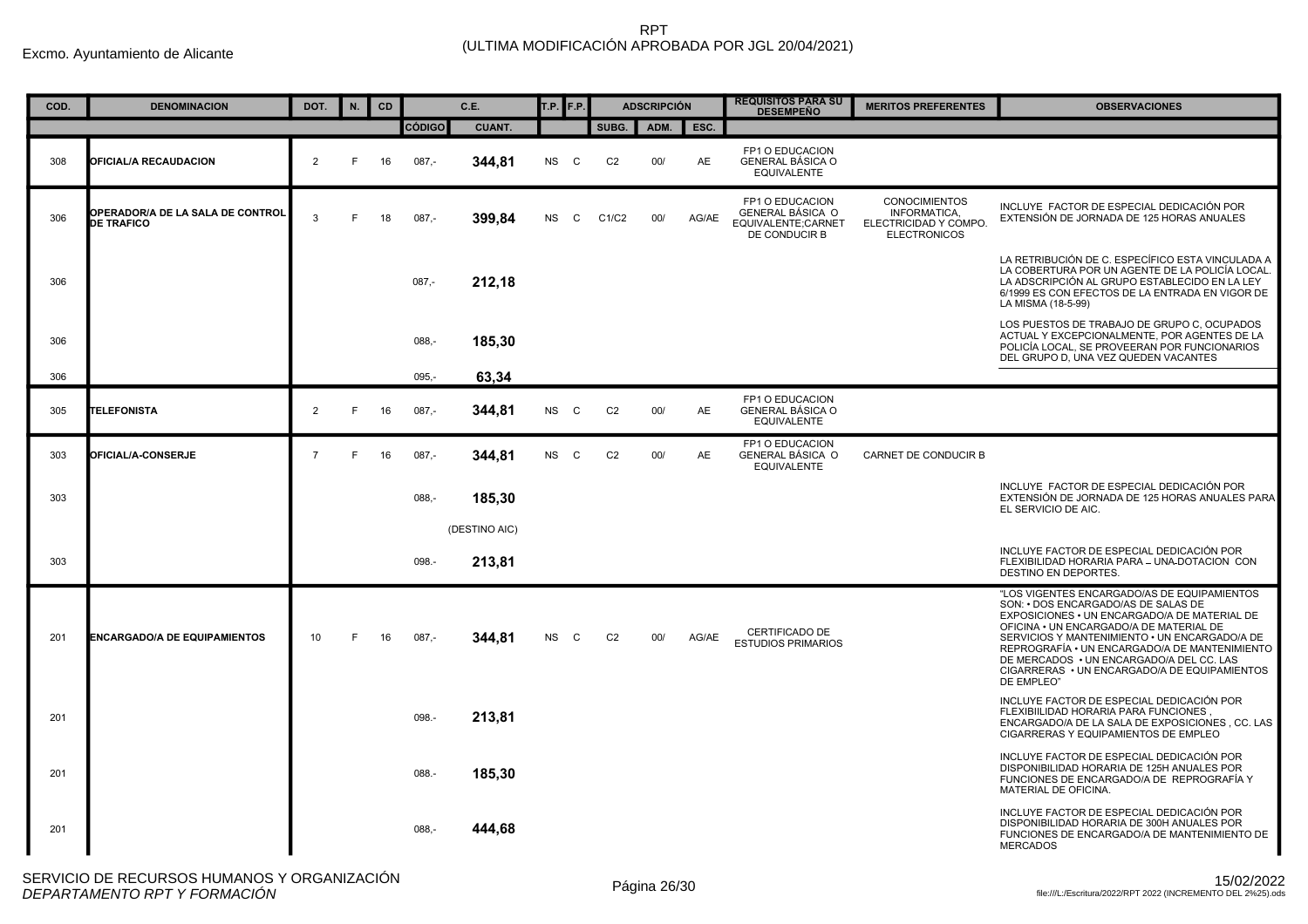Excmo. Ayuntamiento de Alicante

# RPT
# (ULTIMA MODIFICACIÓN APROBADA POR JGL 20/04/2021)

| COD. | DENOMINACION | DOT. | N. | CD | C.E. | | T.P. | F.P. | ADSCRIPCIÓN | | | REQUISITOS PARA SU DESEMPEÑO | MERITOS PREFERENTES | OBSERVACIONES |
|---|---|---|---|---|---|---|---|---|---|---|---|---|---|---|
| | | | | | CÓDIGO | CUANT. | | | SUBG. | ADM. | ESC. | | | |
| 308 | **OFICIAL/A RECAUDACION** | 2 | F | 16 | 087,- | **344,81** | NS | C | C2 | 00/ | AE | FP1 O EDUCACION GENERAL BÁSICA O EQUIVALENTE | | |
| 306 | **OPERADOR/A DE LA SALA DE CONTROL DE TRAFICO** | 3 | F | 18 | 087,- | **399,84** | NS | C | C1/C2 | 00/ | AG/AE | FP1 O EDUCACION GENERAL BÁSICA O EQUIVALENTE;CARNET DE CONDUCIR B | CONOCIMIENTOS INFORMATICA, ELECTRICIDAD Y COMPO. ELECTRONICOS | INCLUYE FACTOR DE ESPECIAL DEDICACIÓN POR EXTENSIÓN DE JORNADA DE 125 HORAS ANUALES |
| 306 | | | | | 087,- | **212,18** | | | | | | | | LA RETRIBUCIÓN DE C. ESPECÍFICO ESTA VINCULADA A LA COBERTURA POR UN AGENTE DE LA POLICÍA LOCAL. LA ADSCRIPCIÓN AL GRUPO ESTABLECIDO EN LA LEY 6/1999 ES CON EFECTOS DE LA ENTRADA EN VIGOR DE LA MISMA (18-5-99) |
| 306 | | | | | 088,- | **185,30** | | | | | | | | LOS PUESTOS DE TRABAJO DE GRUPO C, OCUPADOS ACTUAL Y EXCEPCIONALMENTE, POR AGENTES DE LA POLICÍA LOCAL, SE PROVEERAN POR FUNCIONARIOS DEL GRUPO D, UNA VEZ QUEDEN VACANTES |
| 306 | | | | | 095,- | **63,34** | | | | | | | | |
| 305 | **TELEFONISTA** | 2 | F | 16 | 087,- | **344,81** | NS | C | C2 | 00/ | AE | FP1 O EDUCACION GENERAL BÁSICA O EQUIVALENTE | | |
| 303 | **OFICIAL/A-CONSERJE** | 7 | F | 16 | 087,- | **344,81** | NS | C | C2 | 00/ | AE | FP1 O EDUCACION GENERAL BÁSICA O EQUIVALENTE | CARNET DE CONDUCIR B | |
| 303 | | | | | 088,- | **185,30** (DESTINO AIC) | | | | | | | | INCLUYE FACTOR DE ESPECIAL DEDICACIÓN POR EXTENSIÓN DE JORNADA DE 125 HORAS ANUALES PARA EL SERVICIO DE AIC. |
| 303 | | | | | 098.- | **213,81** | | | | | | | | INCLUYE FACTOR DE ESPECIAL DEDICACIÓN POR FLEXIBILIDAD HORARIA PARA – UNA DOTACION CON DESTINO EN DEPORTES. |
| 201 | **ENCARGADO/A DE EQUIPAMIENTOS** | 10 | F | 16 | 087,- | **344,81** | NS | C | C2 | 00/ | AG/AE | CERTIFICADO DE ESTUDIOS PRIMARIOS | | "LOS VIGENTES ENCARGADO/AS DE EQUIPAMIENTOS SON: • DOS ENCARGADO/AS DE SALAS DE EXPOSICIONES • UN ENCARGADO/A DE MATERIAL DE OFICINA • UN ENCARGADO/A DE MATERIAL DE SERVICIOS Y MANTENIMIENTO • UN ENCARGADO/A DE REPROGRAFÍA • UN ENCARGADO/A DE MANTENIMIENTO DE MERCADOS • UN ENCARGADO/A DEL CC. LAS CIGARRERAS • UN ENCARGADO/A DE EQUIPAMIENTOS DE EMPLEO" |
| 201 | | | | | 098.- | **213,81** | | | | | | | | INCLUYE FACTOR DE ESPECIAL DEDICACIÓN POR FLEXIBILIDAD HORARIA PARA FUNCIONES , ENCARGADO/A DE LA SALA DE EXPOSICIONES , CC. LAS CIGARRERAS Y EQUIPAMIENTOS DE EMPLEO |
| 201 | | | | | 088.- | **185,30** | | | | | | | | INCLUYE FACTOR DE ESPECIAL DEDICACIÓN POR DISPONIBILIDAD HORARIA DE 125H ANUALES POR FUNCIONES DE ENCARGADO/A DE REPROGRAFÍA Y MATERIAL DE OFICINA. |
| 201 | | | | | 088,- | **444,68** | | | | | | | | INCLUYE FACTOR DE ESPECIAL DEDICACIÓN POR DISPONIBILIDAD HORARIA DE 300H ANUALES POR FUNCIONES DE ENCARGADO/A DE MANTENIMIENTO DE MERCADOS |

SERVICIO DE RECURSOS HUMANOS Y ORGANIZACIÓN
*DEPARTAMENTO RPT Y FORMACIÓN*

15/02/2022
file:///L:/Escritura/2022/RPT 2022 (INCREMENTO DEL 2%25).ods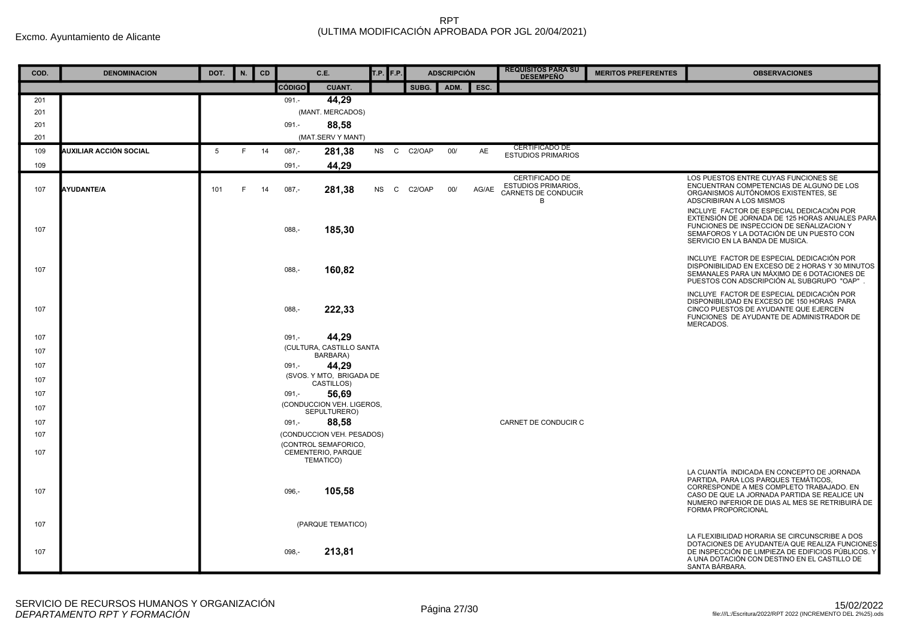Excmo. Ayuntamiento de Alicante

# RPT
## (ULTIMA MODIFICACIÓN APROBADA POR JGL 20/04/2021)

| COD. | DENOMINACION | DOT. | N. | CD | C.E. CÓDIGO | C.E. CUANT. | T.P. | F.P. | ADSCRIPCIÓN SUBG. | ADSCRIPCIÓN ADM. | ADSCRIPCIÓN ESC. | REQUISITOS PARA SU DESEMPEÑO | MERITOS PREFERENTES | OBSERVACIONES |
|---|---|---|---|---|---|---|---|---|---|---|---|---|---|---|
| 201 | | | | | 091.- | 44,29 | | | | | | | | |
| 201 | | | | | | (MANT. MERCADOS) | | | | | | | | |
| 201 | | | | | 091.- | 88,58 | | | | | | | | |
| 201 | | | | | | (MAT.SERV Y MANT) | | | | | | | | |
| 109 | **AUXILIAR ACCIÓN SOCIAL** | 5 | F | 14 | 087,- | 281,38 | NS | C | C2/OAP | 00/ | AE | CERTIFICADO DE ESTUDIOS PRIMARIOS | | |
| 109 | | | | | 091,- | 44,29 | | | | | | | | |
| 107 | **AYUDANTE/A** | 101 | F | 14 | 087,- | 281,38 | NS | C | C2/OAP | 00/ | AG/AE | CERTIFICADO DE ESTUDIOS PRIMARIOS, CARNETS DE CONDUCIR B | | LOS PUESTOS ENTRE CUYAS FUNCIONES SE ENCUENTRAN COMPETENCIAS DE ALGUNO DE LOS ORGANISMOS AUTÓNOMOS EXISTENTES, SE ADSCRIBIRAN A LOS MISMOS |
| 107 | | | | | 088,- | 185,30 | | | | | | | | INCLUYE FACTOR DE ESPECIAL DEDICACIÓN POR EXTENSIÓN DE JORNADA DE 125 HORAS ANUALES PARA FUNCIONES DE INSPECCION DE SEÑALIZACION Y SEMAFOROS Y LA DOTACIÓN DE UN PUESTO CON SERVICIO EN LA BANDA DE MUSICA. |
| 107 | | | | | 088,- | 160,82 | | | | | | | | INCLUYE FACTOR DE ESPECIAL DEDICACIÓN POR DISPONIBILIDAD EN EXCESO DE 2 HORAS Y 30 MINUTOS SEMANALES PARA UN MÁXIMO DE 6 DOTACIONES DE PUESTOS CON ADSCRIPCIÓN AL SUBGRUPO "OAP" . |
| 107 | | | | | 088,- | 222,33 | | | | | | | | INCLUYE FACTOR DE ESPECIAL DEDICACIÓN POR DISPONIBILIDAD EN EXCESO DE 150 HORAS PARA CINCO PUESTOS DE AYUDANTE QUE EJERCEN FUNCIONES DE AYUDANTE DE ADMINISTRADOR DE MERCADOS. |
| 107 | | | | | 091,- | 44,29 | | | | | | | | |
| 107 | | | | | | (CULTURA, CASTILLO SANTA BARBARA) | | | | | | | | |
| 107 | | | | | 091,- | 44,29 | | | | | | | | |
| 107 | | | | | | (SVOS. Y MTO, BRIGADA DE CASTILLOS) | | | | | | | | |
| 107 | | | | | 091,- | 56,69 | | | | | | | | |
| 107 | | | | | | (CONDUCCION VEH. LIGEROS, SEPULTURERO) | | | | | | | | |
| 107 | | | | | 091,- | 88,58 | | | | | | CARNET DE CONDUCIR C | | |
| 107 | | | | | | (CONDUCCION VEH. PESADOS) | | | | | | | | |
| 107 | | | | | | (CONTROL SEMAFORICO, CEMENTERIO, PARQUE TEMATICO) | | | | | | | | |
| 107 | | | | | 096,- | 105,58 | | | | | | | | LA CUANTÍA INDICADA EN CONCEPTO DE JORNADA PARTIDA, PARA LOS PARQUES TEMÁTICOS, CORRESPONDE A MES COMPLETO TRABAJADO. EN CASO DE QUE LA JORNADA PARTIDA SE REALICE UN NUMERO INFERIOR DE DIAS AL MES SE RETRIBUIRÁ DE FORMA PROPORCIONAL |
| 107 | | | | | | (PARQUE TEMATICO) | | | | | | | | |
| 107 | | | | | 098,- | 213,81 | | | | | | | | LA FLEXIBILIDAD HORARIA SE CIRCUNSCRIBE A DOS DOTACIONES DE AYUDANTE/A QUE REALIZA FUNCIONES DE INSPECCIÓN DE LIMPIEZA DE EDIFICIOS PÚBLICOS. Y A UNA DOTACIÓN CON DESTINO EN EL CASTILLO DE SANTA BÁRBARA. |

SERVICIO DE RECURSOS HUMANOS Y ORGANIZACIÓN
*DEPARTAMENTO RPT Y FORMACIÓN*

15/02/2022
file:///L:/Escritura/2022/RPT 2022 (INCREMENTO DEL 2%25).ods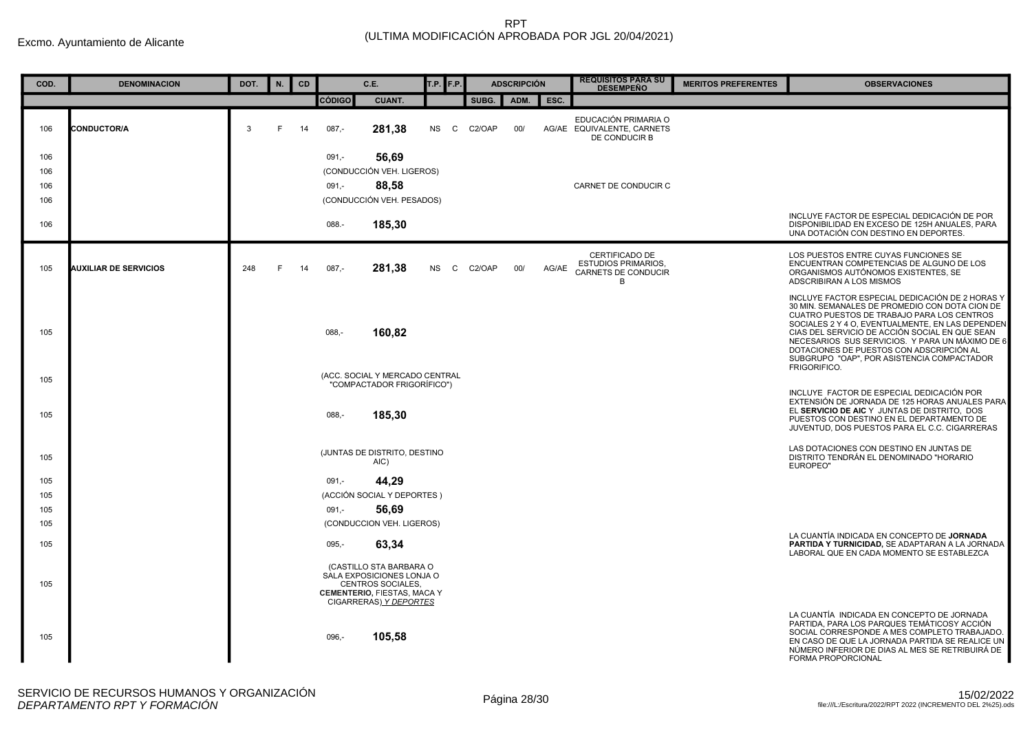Excmo. Ayuntamiento de Alicante

RPT
(ULTIMA MODIFICACIÓN APROBADA POR JGL 20/04/2021)

| COD. | DENOMINACION | DOT. | N. | CD | C.E. | | T.P. | F.P. | ADSCRIPCIÓN | | | REQUISITOS PARA SU DESEMPEÑO | MERITOS PREFERENTES | OBSERVACIONES |
|---|---|---|---|---|---|---|---|---|---|---|---|---|---|---|
| | | | | | CÓDIGO | CUANT. | | | SUBG. | ADM. | ESC. | | | |
| 106 | **CONDUCTOR/A** | 3 | F | 14 | 087,- | **281,38** | NS | C | C2/OAP | 00/ | AG/AE | EDUCACIÓN PRIMARIA O EQUIVALENTE, CARNETS DE CONDUCIR B | | |
| 106 | | | | | 091,- | **56,69** | | | | | | | | |
| 106 | | | | | (CONDUCCIÓN VEH. LIGEROS) | | | | | | | | | |
| 106 | | | | | 091,- | **88,58** | | | | | | CARNET DE CONDUCIR C | | |
| 106 | | | | | (CONDUCCIÓN VEH. PESADOS) | | | | | | | | | |
| 106 | | | | | 088.- | **185,30** | | | | | | | | INCLUYE FACTOR DE ESPECIAL DEDICACIÓN DE POR DISPONIBILIDAD EN EXCESO DE 125H ANUALES, PARA UNA DOTACIÓN CON DESTINO EN DEPORTES. |
| 105 | **AUXILIAR DE SERVICIOS** | 248 | F | 14 | 087,- | **281,38** | NS | C | C2/OAP | 00/ | AG/AE | CERTIFICADO DE ESTUDIOS PRIMARIOS, CARNETS DE CONDUCIR B | | LOS PUESTOS ENTRE CUYAS FUNCIONES SE ENCUENTRAN COMPETENCIAS DE ALGUNO DE LOS ORGANISMOS AUTÓNOMOS EXISTENTES, SE ADSCRIBIRAN A LOS MISMOS |
| 105 | | | | | 088,- | **160,82** | | | | | | | | INCLUYE FACTOR ESPECIAL DEDICACIÓN DE 2 HORAS Y 30 MIN. SEMANALES DE PROMEDIO CON DOTA CION DE CUATRO PUESTOS DE TRABAJO PARA LOS CENTROS SOCIALES 2 Y 4 O, EVENTUALMENTE, EN LAS DEPENDEN CIAS DEL SERVICIO DE ACCIÓN SOCIAL EN QUE SEAN NECESARIOS SUS SERVICIOS. Y PARA UN MÁXIMO DE 6 DOTACIONES DE PUESTOS CON ADSCRIPCIÓN AL SUBGRUPO "OAP", POR ASISTENCIA COMPACTADOR FRIGORIFICO. |
| 105 | | | | | (ACC. SOCIAL Y MERCADO CENTRAL "COMPACTADOR FRIGORÍFICO") | | | | | | | | | |
| 105 | | | | | 088,- | **185,30** | | | | | | | | INCLUYE FACTOR DE ESPECIAL DEDICACIÓN POR EXTENSIÓN DE JORNADA DE 125 HORAS ANUALES PARA EL **SERVICIO DE AIC** Y JUNTAS DE DISTRITO, DOS PUESTOS CON DESTINO EN EL DEPARTAMENTO DE JUVENTUD, DOS PUESTOS PARA EL C.C. CIGARRERAS |
| 105 | | | | | (JUNTAS DE DISTRITO, DESTINO AIC) | | | | | | | | | LAS DOTACIONES CON DESTINO EN JUNTAS DE DISTRITO TENDRÁN EL DENOMINADO "HORARIO EUROPEO" |
| 105 | | | | | 091,- | **44,29** | | | | | | | | |
| 105 | | | | | (ACCIÓN SOCIAL Y DEPORTES ) | | | | | | | | | |
| 105 | | | | | 091,- | **56,69** | | | | | | | | |
| 105 | | | | | (CONDUCCION VEH. LIGEROS) | | | | | | | | | |
| 105 | | | | | 095,- | **63,34** | | | | | | | | LA CUANTÍA INDICADA EN CONCEPTO DE **JORNADA PARTIDA Y TURNICIDAD,** SE ADAPTARAN A LA JORNADA LABORAL QUE EN CADA MOMENTO SE ESTABLEZCA |
| 105 | | | | | (CASTILLO STA BARBARA O SALA EXPOSICIONES LONJA O CENTROS SOCIALES, **CEMENTERIO,** FIESTAS, MACA Y CIGARRERAS) *Y DEPORTES* | | | | | | | | | |
| 105 | | | | | 096,- | **105,58** | | | | | | | | LA CUANTÍA INDICADA EN CONCEPTO DE JORNADA PARTIDA, PARA LOS PARQUES TEMÁTICOSY ACCIÓN SOCIAL CORRESPONDE A MES COMPLETO TRABAJADO. EN CASO DE QUE LA JORNADA PARTIDA SE REALICE UN NÚMERO INFERIOR DE DIAS AL MES SE RETRIBUIRÁ DE FORMA PROPORCIONAL |

SERVICIO DE RECURSOS HUMANOS Y ORGANIZACIÓN
*DEPARTAMENTO RPT Y FORMACIÓN*

15/02/2022
file:///L:/Escritura/2022/RPT 2022 (INCREMENTO DEL 2%25).ods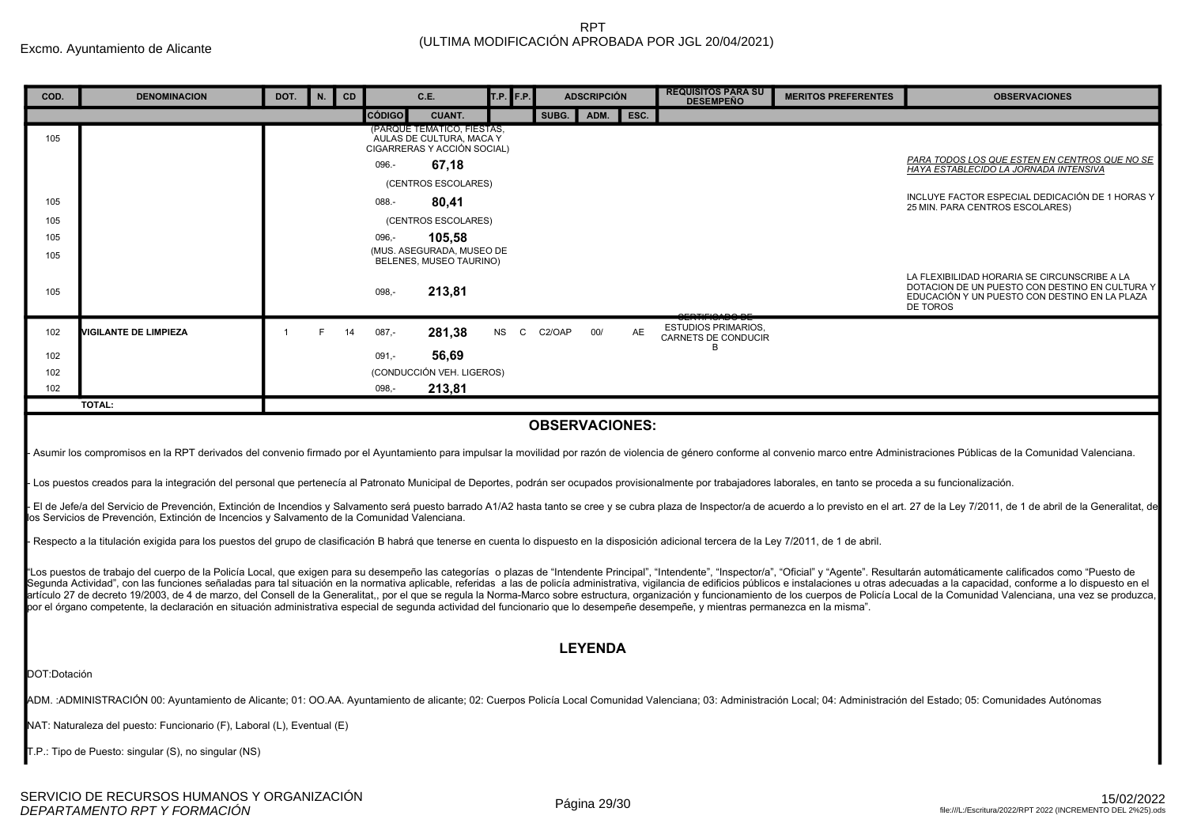Excmo. Ayuntamiento de Alicante

RPT
(ULTIMA MODIFICACIÓN APROBADA POR JGL 20/04/2021)

| COD. | DENOMINACION | DOT. | N. | CD | C.E. | | T.P. | F.P. | ADSCRIPCIÓN | | | REQUISITOS PARA SU DESEMPEÑO | MERITOS PREFERENTES | OBSERVACIONES |
|---|---|---|---|---|---|---|---|---|---|---|---|---|---|---|
| | | | | | CÓDIGO | CUANT. | | | SUBG. | ADM. | ESC. | | | |
| 105 | | | | | (PARQUE TEMÁTICO, FIESTAS, AULAS DE CULTURA, MACA Y CIGARRERAS Y ACCIÓN SOCIAL) | | | | | | | | | |
| | | | | | 096.- | **67,18** | | | | | | | | *PARA TODOS LOS QUE ESTEN EN CENTROS QUE NO SE HAYA ESTABLECIDO LA JORNADA INTENSIVA* |
| | | | | | (CENTROS ESCOLARES) | | | | | | | | | |
| 105 | | | | | 088.- | **80,41** | | | | | | | | INCLUYE FACTOR ESPECIAL DEDICACIÓN DE 1 HORAS Y 25 MIN. PARA CENTROS ESCOLARES) |
| 105 | | | | | (CENTROS ESCOLARES) | | | | | | | | | |
| 105 | | | | | 096,- | **105,58** | | | | | | | | |
| 105 | | | | | (MUS. ASEGURADA, MUSEO DE BELENES, MUSEO TAURINO) | | | | | | | | | |
| 105 | | | | | 098,- | **213,81** | | | | | | | | LA FLEXIBILIDAD HORARIA SE CIRCUNSCRIBE A LA DOTACION DE UN PUESTO CON DESTINO EN CULTURA Y EDUCACIÓN Y UN PUESTO CON DESTINO EN LA PLAZA DE TOROS |
| 102 | **VIGILANTE DE LIMPIEZA** | 1 | F | 14 | 087,- | **281,38** | NS | C | C2/OAP | 00/ | AE | CERTIFICADO DE ESTUDIOS PRIMARIOS, CARNETS DE CONDUCIR B | | |
| 102 | | | | | 091,- | **56,69** | | | | | | | | |
| 102 | | | | | (CONDUCCIÓN VEH. LIGEROS) | | | | | | | | | |
| 102 | | | | | 098,- | **213,81** | | | | | | | | |
| | **TOTAL:** | | | | | | | | | | | | | |

## OBSERVACIONES:

- Asumir los compromisos en la RPT derivados del convenio firmado por el Ayuntamiento para impulsar la movilidad por razón de violencia de género conforme al convenio marco entre Administraciones Públicas de la Comunidad Valenciana.

- Los puestos creados para la integración del personal que pertenecía al Patronato Municipal de Deportes, podrán ser ocupados provisionalmente por trabajadores laborales, en tanto se proceda a su funcionalización.

- El de Jefe/a del Servicio de Prevención, Extinción de Incendios y Salvamento será puesto barrado A1/A2 hasta tanto se cree y se cubra plaza de Inspector/a de acuerdo a lo previsto en el art. 27 de la Ley 7/2011, de 1 de abril de la Generalitat, de los Servicios de Prevención, Extinción de Incencios y Salvamento de la Comunidad Valenciana.

- Respecto a la titulación exigida para los puestos del grupo de clasificación B habrá que tenerse en cuenta lo dispuesto en la disposición adicional tercera de la Ley 7/2011, de 1 de abril.

"Los puestos de trabajo del cuerpo de la Policía Local, que exigen para su desempeño las categorías o plazas de "Intendente Principal", "Intendente", "Inspector/a", "Oficial" y "Agente". Resultarán automáticamente calificados como "Puesto de Segunda Actividad", con las funciones señaladas para tal situación en la normativa aplicable, referidas a las de policía administrativa, vigilancia de edificios públicos e instalaciones u otras adecuadas a la capacidad, conforme a lo dispuesto en el artículo 27 de decreto 19/2003, de 4 de marzo, del Consell de la Generalitat,, por el que se regula la Norma-Marco sobre estructura, organización y funcionamiento de los cuerpos de Policía Local de la Comunidad Valenciana, una vez se produzca, por el órgano competente, la declaración en situación administrativa especial de segunda actividad del funcionario que lo desempeñe desempeñe, y mientras permanezca en la misma".

## LEYENDA

DOT:Dotación

ADM. :ADMINISTRACIÓN 00: Ayuntamiento de Alicante; 01: OO.AA. Ayuntamiento de alicante; 02: Cuerpos Policía Local Comunidad Valenciana; 03: Administración Local; 04: Administración del Estado; 05: Comunidades Autónomas

NAT: Naturaleza del puesto: Funcionario (F), Laboral (L), Eventual (E)

T.P.: Tipo de Puesto: singular (S), no singular (NS)

SERVICIO DE RECURSOS HUMANOS Y ORGANIZACIÓN
*DEPARTAMENTO RPT Y FORMACIÓN*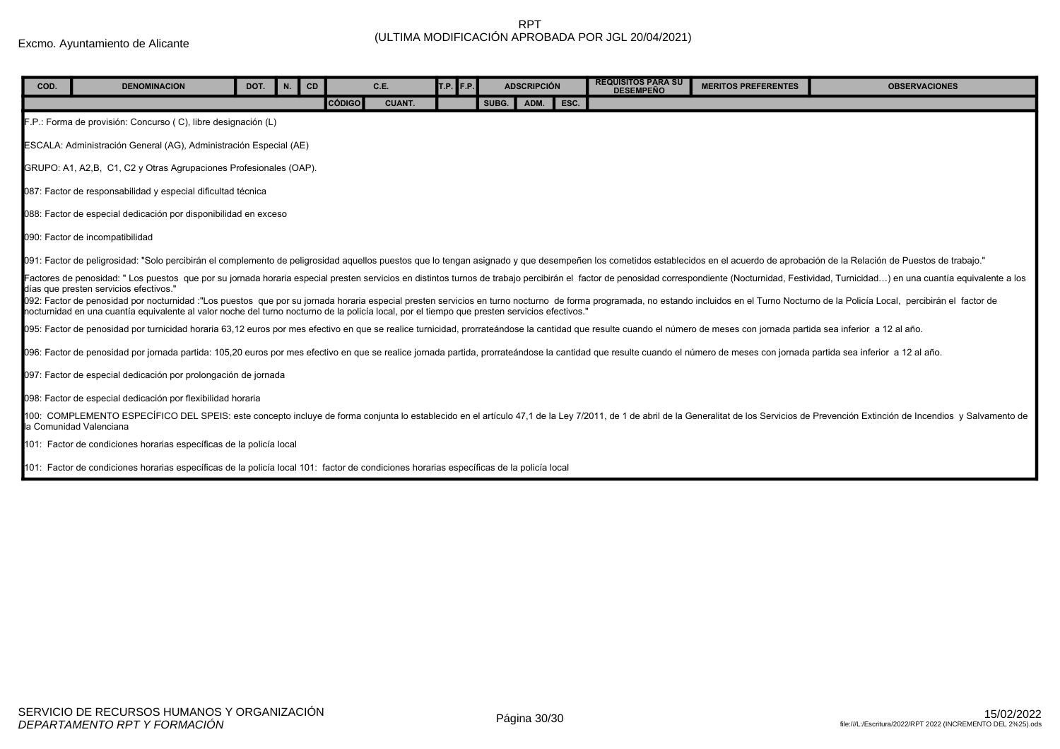| COD. | DENOMINACION | DOT. | N. | CD | C.E. | | T.P. | F.P. | ADSCRIPCIÓN | | | REQUISITOS PARA SU DESEMPEÑO | MERITOS PREFERENTES | OBSERVACIONES |
|---|---|---|---|---|---|---|---|---|---|---|---|---|---|---|
| | | | | | CÓDIGO | CUANT. | | | SUBG. | ADM. | ESC. | | | |

F.P.: Forma de provisión: Concurso ( C), libre designación (L)

ESCALA: Administración General (AG), Administración Especial (AE)

GRUPO: A1, A2,B, C1, C2 y Otras Agrupaciones Profesionales (OAP).

087: Factor de responsabilidad y especial dificultad técnica

088: Factor de especial dedicación por disponibilidad en exceso

090: Factor de incompatibilidad

091: Factor de peligrosidad: "Solo percibirán el complemento de peligrosidad aquellos puestos que lo tengan asignado y que desempeñen los cometidos establecidos en el acuerdo de aprobación de la Relación de Puestos de trabajo."

Factores de penosidad: " Los puestos que por su jornada horaria especial presten servicios en distintos turnos de trabajo percibirán el factor de penosidad correspondiente (Nocturnidad, Festividad, Turnicidad…) en una cuantía equivalente a los días que presten servicios efectivos."

092: Factor de penosidad por nocturnidad :"Los puestos que por su jornada horaria especial presten servicios en turno nocturno de forma programada, no estando incluidos en el Turno Nocturno de la Policía Local, percibirán el factor de nocturnidad en una cuantía equivalente al valor noche del turno nocturno de la policía local, por el tiempo que presten servicios efectivos."

095: Factor de penosidad por turnicidad horaria 63,12 euros por mes efectivo en que se realice turnicidad, prorrateándose la cantidad que resulte cuando el número de meses con jornada partida sea inferior a 12 al año.

096: Factor de penosidad por jornada partida: 105,20 euros por mes efectivo en que se realice jornada partida, prorrateándose la cantidad que resulte cuando el número de meses con jornada partida sea inferior a 12 al año.

097: Factor de especial dedicación por prolongación de jornada

098: Factor de especial dedicación por flexibilidad horaria

100: COMPLEMENTO ESPECÍFICO DEL SPEIS: este concepto incluye de forma conjunta lo establecido en el artículo 47,1 de la Ley 7/2011, de 1 de abril de la Generalitat de los Servicios de Prevención Extinción de Incendios y Salvamento de la Comunidad Valenciana

101: Factor de condiciones horarias específicas de la policía local

101: Factor de condiciones horarias específicas de la policía local 101: factor de condiciones horarias específicas de la policía local